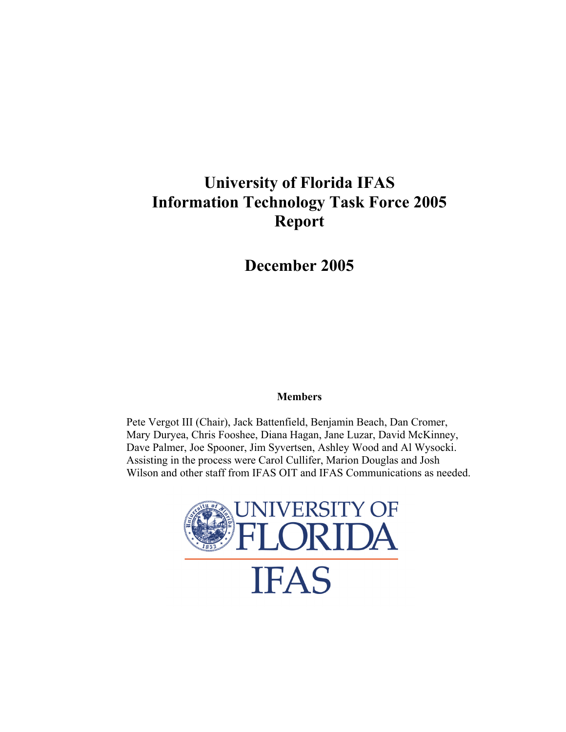# University of Florida IFAS Information Technology Task Force 2005 Report

## December 2005

**Members**

Pete Vergot III (Chair), Jack Battenfield, Benjamin Beach, Dan Cromer, Mary Duryea, Chris Fooshee, Diana Hagan, Jane Luzar, David McKinney, Dave Palmer, Joe Spooner, Jim Syvertsen, Ashley Wood and Al Wysocki. Assisting in the process were Carol Cullifer, Marion Douglas and Josh Wilson and other staff from IFAS OIT and IFAS Communications as needed.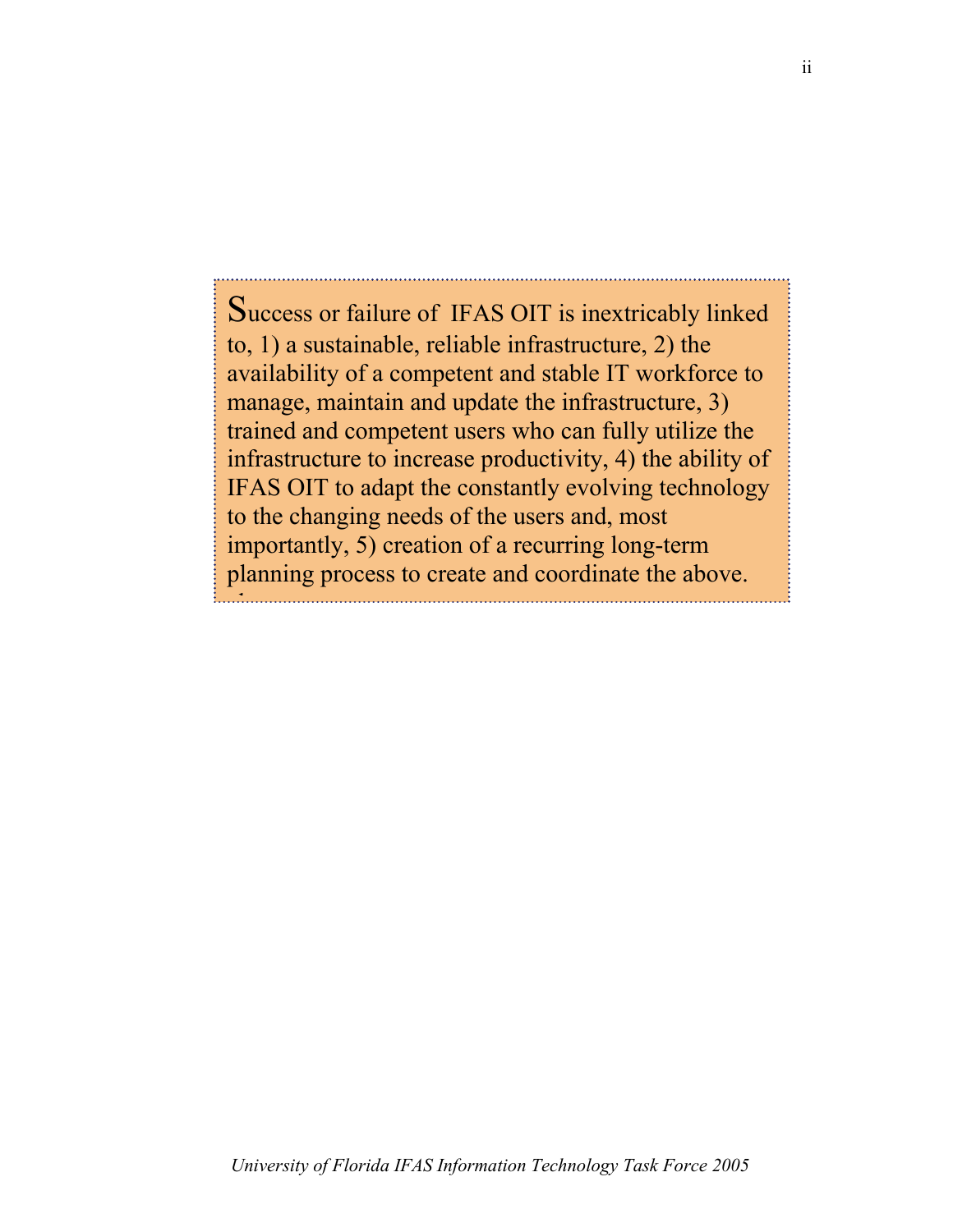Success or failure of IFAS OIT is inextricably linked to, 1) a sustainable, reliable infrastructure, 2) the availability of a competent and stable IT workforce to manage, maintain and update the infrastructure, 3) trained and competent users who can fully utilize the infrastructure to increase productivity, 4) the ability of IFAS OIT to adapt the constantly evolving technology to the changing needs of the users and, most importantly, 5) creation of a recurring long-term planning process to create and coordinate the above.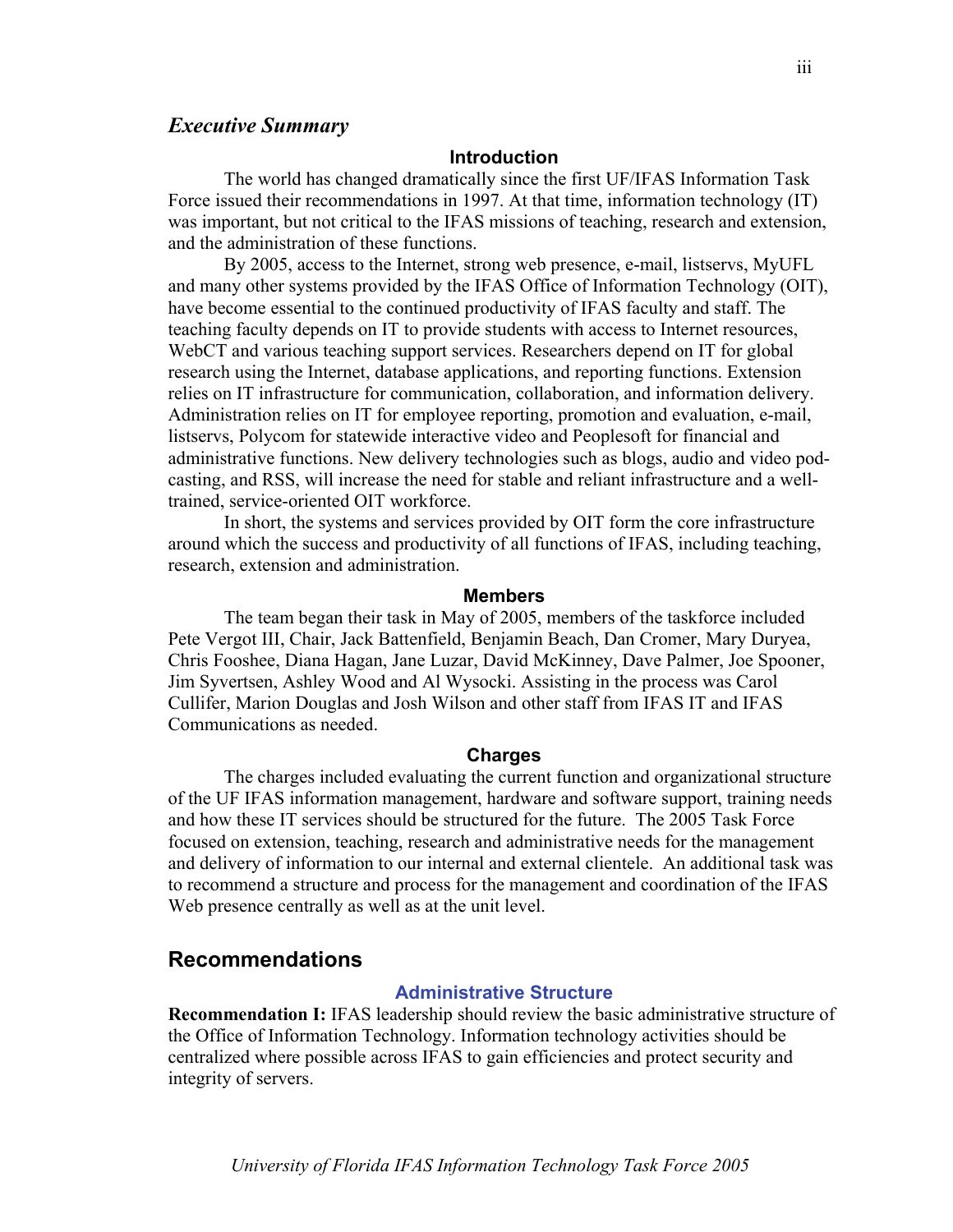## *Executive Summary*

### Introduction

The world has changed dramatically since the first UF/IFAS Information Task Force issued their recommendations in 1997. At that time, information technology (IT) was important, but not critical to the IFAS missions of teaching, research and extension, and the administration of these functions.

By 2005, access to the Internet, strong web presence, e-mail, listservs, MyUFL and many other systems provided by the IFAS Office of Information Technology (OIT), have become essential to the continued productivity of IFAS faculty and staff. The teaching faculty depends on IT to provide students with access to Internet resources, WebCT and various teaching support services. Researchers depend on IT for global research using the Internet, database applications, and reporting functions. Extension relies on IT infrastructure for communication, collaboration, and information delivery. Administration relies on IT for employee reporting, promotion and evaluation, e-mail, listservs, Polycom for statewide interactive video and Peoplesoft for financial and administrative functions. New delivery technologies such as blogs, audio and video pod-casting, and RSS, will increase the need for stable and reliant infrastructure and a well-trained, service-oriented OIT workforce.

In short, the systems and services provided by OIT form the core infrastructure around which the success and productivity of all functions of IFAS, including teaching, research, extension and administration.

### Members

The team began their task in May of 2005, members of the taskforce included Pete Vergot III, Chair, Jack Battenfield, Benjamin Beach, Dan Cromer, Mary Duryea, Chris Fooshee, Diana Hagan, Jane Luzar, David McKinney, Dave Palmer, Joe Spooner, Jim Syvertsen, Ashley Wood and Al Wysocki. Assisting in the process was Carol Cullifer, Marion Douglas and Josh Wilson and other staff from IFAS IT and IFAS Communications as needed.

### Charges

The charges included evaluating the current function and organizational structure of the UF IFAS information management, hardware and software support, training needs and how these IT services should be structured for the future. The 2005 Task Force focused on extension, teaching, research and administrative needs for the management and delivery of information to our internal and external clientele. An additional task was to recommend a structure and process for the management and coordination of the IFAS Web presence centrally as well as at the unit level.

## Recommendations

### Administrative Structure

**Recommendation I:** IFAS leadership should review the basic administrative structure of the Office of Information Technology. Information technology activities should be centralized where possible across IFAS to gain efficiencies and protect security and integrity of servers.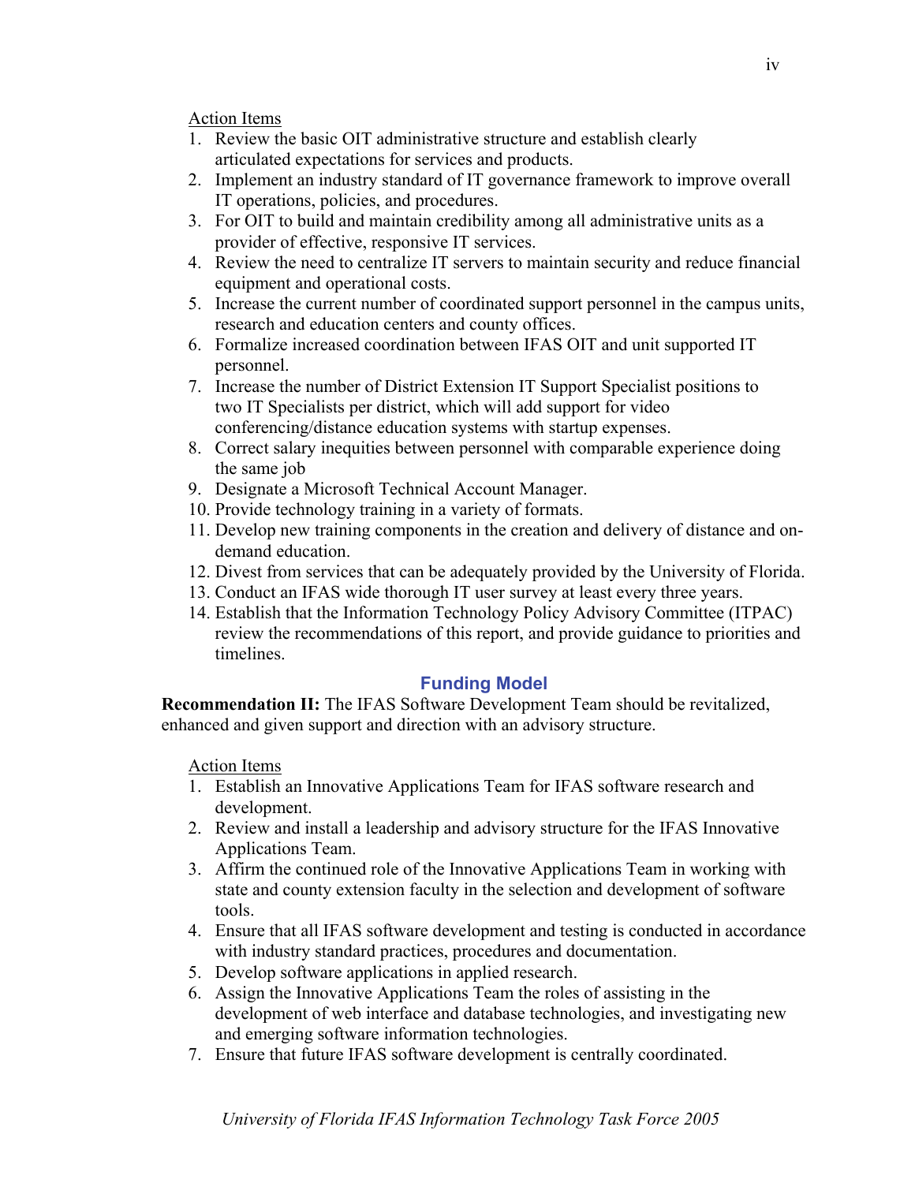Action Items

1. Review the basic OIT administrative structure and establish clearly articulated expectations for services and products.
2. Implement an industry standard of IT governance framework to improve overall IT operations, policies, and procedures.
3. For OIT to build and maintain credibility among all administrative units as a provider of effective, responsive IT services.
4. Review the need to centralize IT servers to maintain security and reduce financial equipment and operational costs.
5. Increase the current number of coordinated support personnel in the campus units, research and education centers and county offices.
6. Formalize increased coordination between IFAS OIT and unit supported IT personnel.
7. Increase the number of District Extension IT Support Specialist positions to two IT Specialists per district, which will add support for video conferencing/distance education systems with startup expenses.
8. Correct salary inequities between personnel with comparable experience doing the same job
9. Designate a Microsoft Technical Account Manager.
10. Provide technology training in a variety of formats.
11. Develop new training components in the creation and delivery of distance and on-demand education.
12. Divest from services that can be adequately provided by the University of Florida.
13. Conduct an IFAS wide thorough IT user survey at least every three years.
14. Establish that the Information Technology Policy Advisory Committee (ITPAC) review the recommendations of this report, and provide guidance to priorities and timelines.

## Funding Model

**Recommendation II:** The IFAS Software Development Team should be revitalized, enhanced and given support and direction with an advisory structure.

Action Items

1. Establish an Innovative Applications Team for IFAS software research and development.
2. Review and install a leadership and advisory structure for the IFAS Innovative Applications Team.
3. Affirm the continued role of the Innovative Applications Team in working with state and county extension faculty in the selection and development of software tools.
4. Ensure that all IFAS software development and testing is conducted in accordance with industry standard practices, procedures and documentation.
5. Develop software applications in applied research.
6. Assign the Innovative Applications Team the roles of assisting in the development of web interface and database technologies, and investigating new and emerging software information technologies.
7. Ensure that future IFAS software development is centrally coordinated.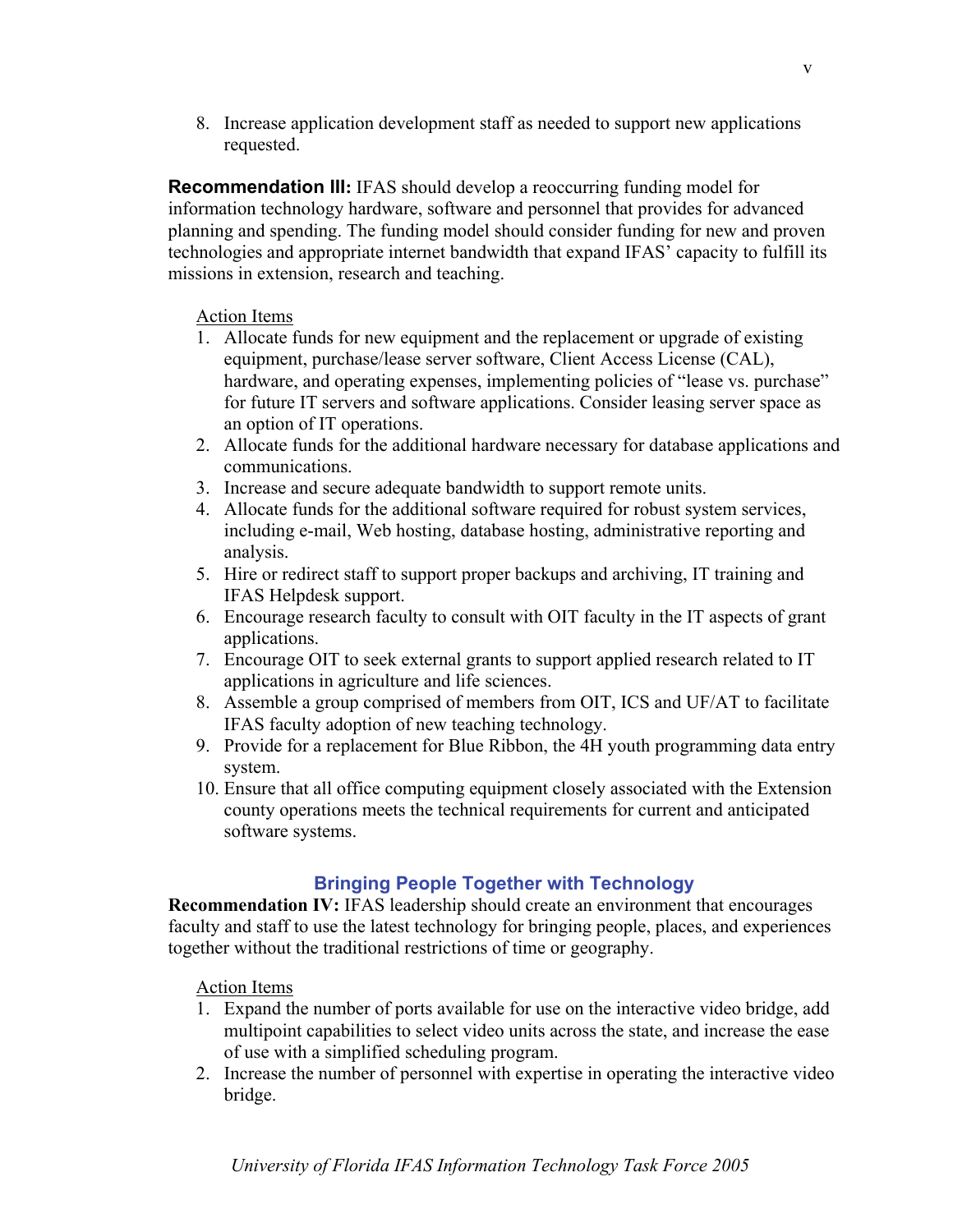8. Increase application development staff as needed to support new applications requested.

**Recommendation III:** IFAS should develop a reoccurring funding model for information technology hardware, software and personnel that provides for advanced planning and spending. The funding model should consider funding for new and proven technologies and appropriate internet bandwidth that expand IFAS' capacity to fulfill its missions in extension, research and teaching.

Action Items

1. Allocate funds for new equipment and the replacement or upgrade of existing equipment, purchase/lease server software, Client Access License (CAL), hardware, and operating expenses, implementing policies of "lease vs. purchase" for future IT servers and software applications. Consider leasing server space as an option of IT operations.
2. Allocate funds for the additional hardware necessary for database applications and communications.
3. Increase and secure adequate bandwidth to support remote units.
4. Allocate funds for the additional software required for robust system services, including e-mail, Web hosting, database hosting, administrative reporting and analysis.
5. Hire or redirect staff to support proper backups and archiving, IT training and IFAS Helpdesk support.
6. Encourage research faculty to consult with OIT faculty in the IT aspects of grant applications.
7. Encourage OIT to seek external grants to support applied research related to IT applications in agriculture and life sciences.
8. Assemble a group comprised of members from OIT, ICS and UF/AT to facilitate IFAS faculty adoption of new teaching technology.
9. Provide for a replacement for Blue Ribbon, the 4H youth programming data entry system.
10. Ensure that all office computing equipment closely associated with the Extension county operations meets the technical requirements for current and anticipated software systems.

## Bringing People Together with Technology

**Recommendation IV:** IFAS leadership should create an environment that encourages faculty and staff to use the latest technology for bringing people, places, and experiences together without the traditional restrictions of time or geography.

Action Items

1. Expand the number of ports available for use on the interactive video bridge, add multipoint capabilities to select video units across the state, and increase the ease of use with a simplified scheduling program.
2. Increase the number of personnel with expertise in operating the interactive video bridge.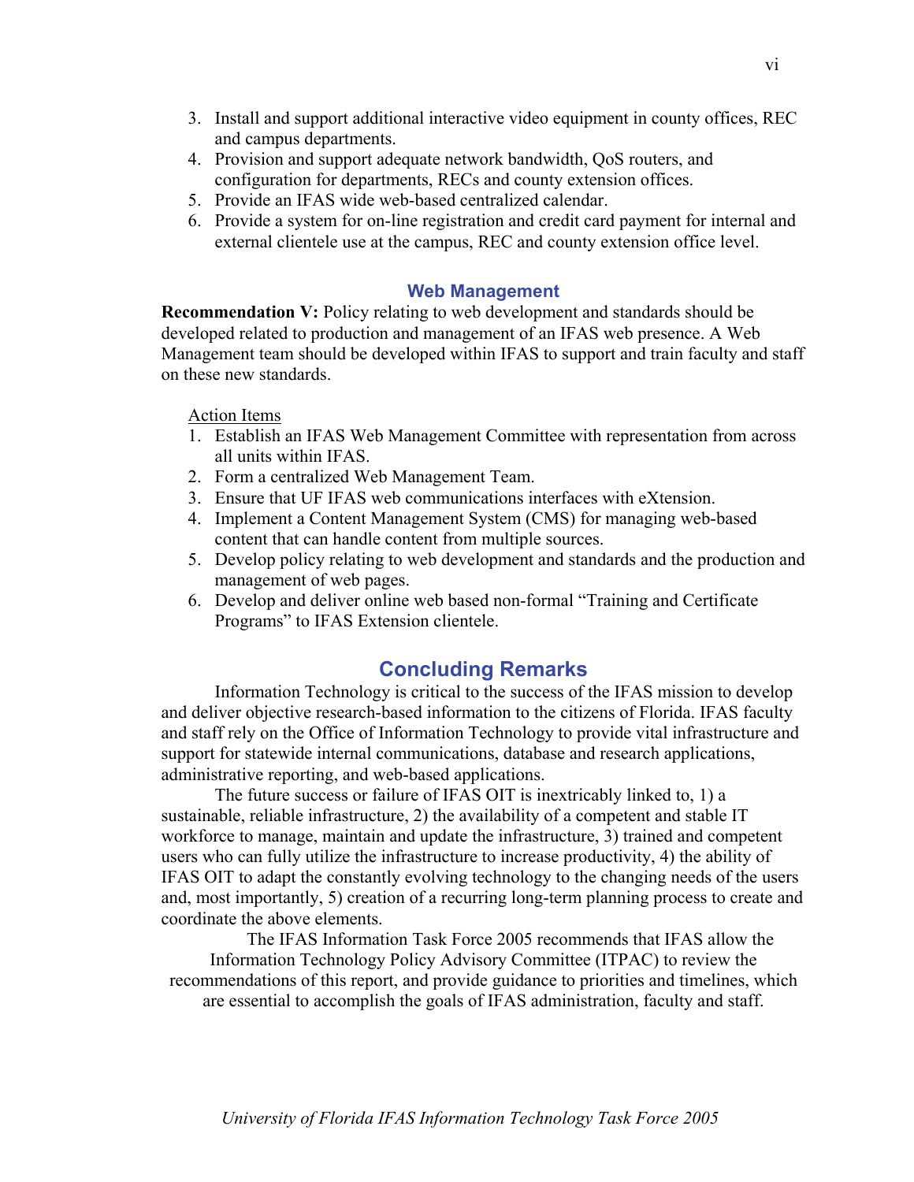3. Install and support additional interactive video equipment in county offices, REC and campus departments.
4. Provision and support adequate network bandwidth, QoS routers, and configuration for departments, RECs and county extension offices.
5. Provide an IFAS wide web-based centralized calendar.
6. Provide a system for on-line registration and credit card payment for internal and external clientele use at the campus, REC and county extension office level.

### Web Management

**Recommendation V:** Policy relating to web development and standards should be developed related to production and management of an IFAS web presence. A Web Management team should be developed within IFAS to support and train faculty and staff on these new standards.

Action Items

1. Establish an IFAS Web Management Committee with representation from across all units within IFAS.
2. Form a centralized Web Management Team.
3. Ensure that UF IFAS web communications interfaces with eXtension.
4. Implement a Content Management System (CMS) for managing web-based content that can handle content from multiple sources.
5. Develop policy relating to web development and standards and the production and management of web pages.
6. Develop and deliver online web based non-formal "Training and Certificate Programs" to IFAS Extension clientele.

## Concluding Remarks

Information Technology is critical to the success of the IFAS mission to develop and deliver objective research-based information to the citizens of Florida. IFAS faculty and staff rely on the Office of Information Technology to provide vital infrastructure and support for statewide internal communications, database and research applications, administrative reporting, and web-based applications.

The future success or failure of IFAS OIT is inextricably linked to, 1) a sustainable, reliable infrastructure, 2) the availability of a competent and stable IT workforce to manage, maintain and update the infrastructure, 3) trained and competent users who can fully utilize the infrastructure to increase productivity, 4) the ability of IFAS OIT to adapt the constantly evolving technology to the changing needs of the users and, most importantly, 5) creation of a recurring long-term planning process to create and coordinate the above elements.

The IFAS Information Task Force 2005 recommends that IFAS allow the Information Technology Policy Advisory Committee (ITPAC) to review the recommendations of this report, and provide guidance to priorities and timelines, which are essential to accomplish the goals of IFAS administration, faculty and staff.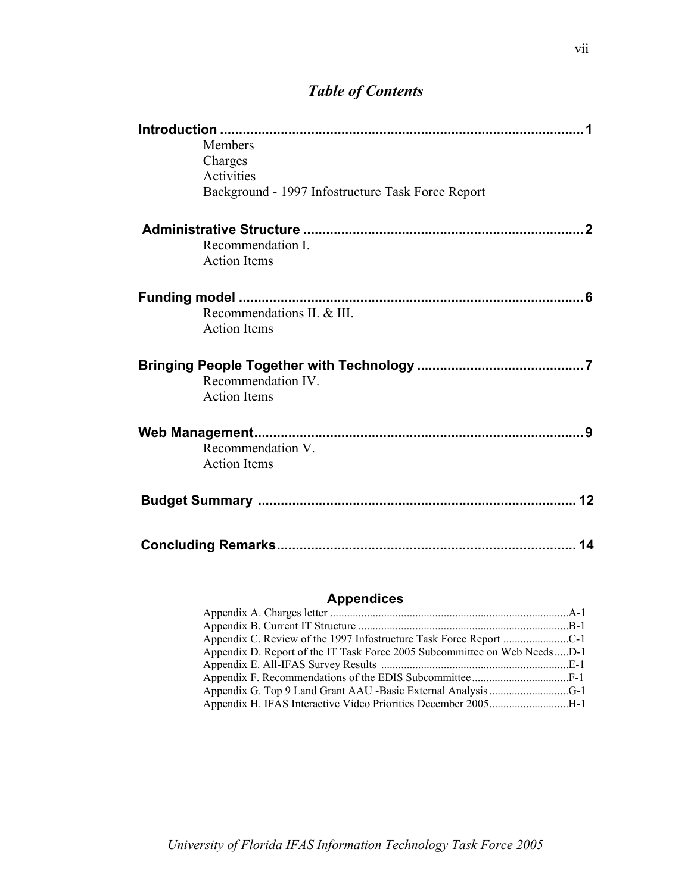# *Table of Contents*

**Introduction** .................................................................................................. **1**

- Members
- Charges
- Activities
- Background - 1997 Infostructure Task Force Report

**Administrative Structure** ............................................................................ **2**

- Recommendation I.
- Action Items

**Funding model** ............................................................................................ **6**

- Recommendations II. & III.
- Action Items

**Bringing People Together with Technology** ............................................ **7**

- Recommendation IV.
- Action Items

**Web Management**........................................................................................ **9**

- Recommendation V.
- Action Items

**Budget Summary** ...................................................................................... **12**

**Concluding Remarks**................................................................................. **14**

## Appendices

Appendix A. Charges letter ...................................................................................A-1
Appendix B. Current IT Structure .........................................................................B-1
Appendix C. Review of the 1997 Infostructure Task Force Report .......................C-1
Appendix D. Report of the IT Task Force 2005 Subcommittee on Web Needs.....D-1
Appendix E. All-IFAS Survey Results .................................................................E-1
Appendix F. Recommendations of the EDIS Subcommittee..................................F-1
Appendix G. Top 9 Land Grant AAU -Basic External Analysis............................G-1
Appendix H. IFAS Interactive Video Priorities December 2005............................H-1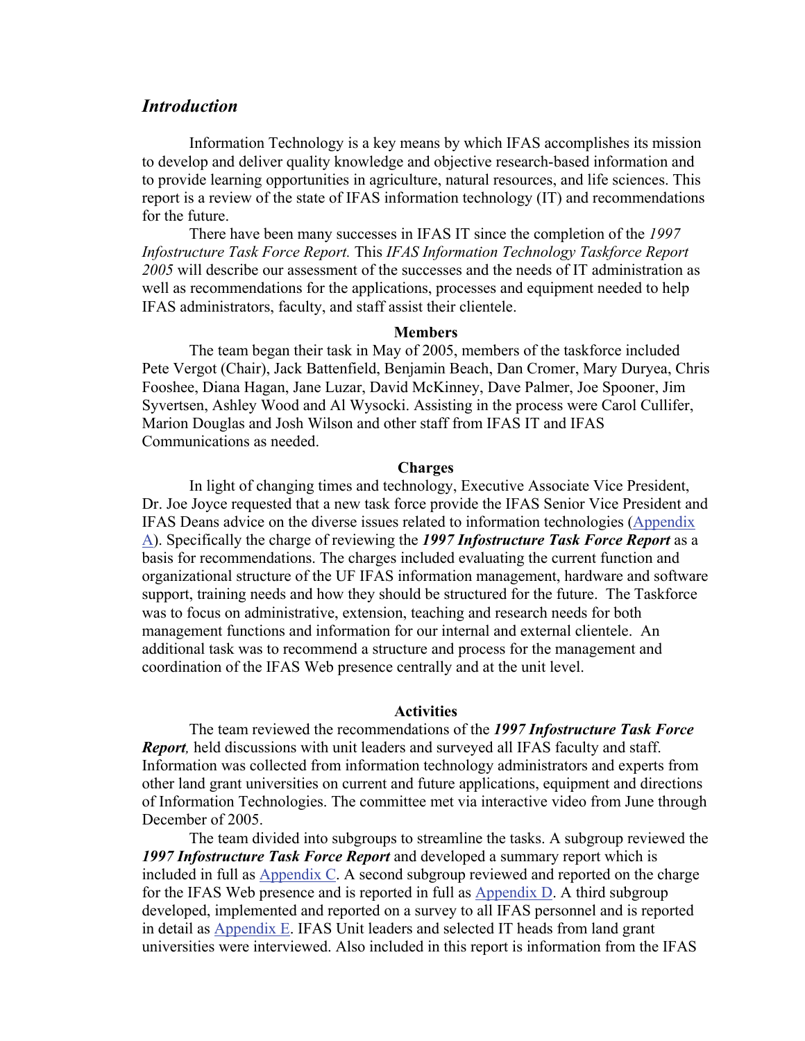## *Introduction*

Information Technology is a key means by which IFAS accomplishes its mission to develop and deliver quality knowledge and objective research-based information and to provide learning opportunities in agriculture, natural resources, and life sciences. This report is a review of the state of IFAS information technology (IT) and recommendations for the future.

There have been many successes in IFAS IT since the completion of the *1997 Infostructure Task Force Report.* This *IFAS Information Technology Taskforce Report 2005* will describe our assessment of the successes and the needs of IT administration as well as recommendations for the applications, processes and equipment needed to help IFAS administrators, faculty, and staff assist their clientele.

### Members

The team began their task in May of 2005, members of the taskforce included Pete Vergot (Chair), Jack Battenfield, Benjamin Beach, Dan Cromer, Mary Duryea, Chris Fooshee, Diana Hagan, Jane Luzar, David McKinney, Dave Palmer, Joe Spooner, Jim Syvertsen, Ashley Wood and Al Wysocki. Assisting in the process were Carol Cullifer, Marion Douglas and Josh Wilson and other staff from IFAS IT and IFAS Communications as needed.

### Charges

In light of changing times and technology, Executive Associate Vice President, Dr. Joe Joyce requested that a new task force provide the IFAS Senior Vice President and IFAS Deans advice on the diverse issues related to information technologies (Appendix A). Specifically the charge of reviewing the ***1997 Infostructure Task Force Report*** as a basis for recommendations. The charges included evaluating the current function and organizational structure of the UF IFAS information management, hardware and software support, training needs and how they should be structured for the future. The Taskforce was to focus on administrative, extension, teaching and research needs for both management functions and information for our internal and external clientele. An additional task was to recommend a structure and process for the management and coordination of the IFAS Web presence centrally and at the unit level.

### Activities

The team reviewed the recommendations of the ***1997 Infostructure Task Force Report,*** held discussions with unit leaders and surveyed all IFAS faculty and staff. Information was collected from information technology administrators and experts from other land grant universities on current and future applications, equipment and directions of Information Technologies. The committee met via interactive video from June through December of 2005.

The team divided into subgroups to streamline the tasks. A subgroup reviewed the ***1997 Infostructure Task Force Report*** and developed a summary report which is included in full as Appendix C. A second subgroup reviewed and reported on the charge for the IFAS Web presence and is reported in full as Appendix D. A third subgroup developed, implemented and reported on a survey to all IFAS personnel and is reported in detail as Appendix E. IFAS Unit leaders and selected IT heads from land grant universities were interviewed. Also included in this report is information from the IFAS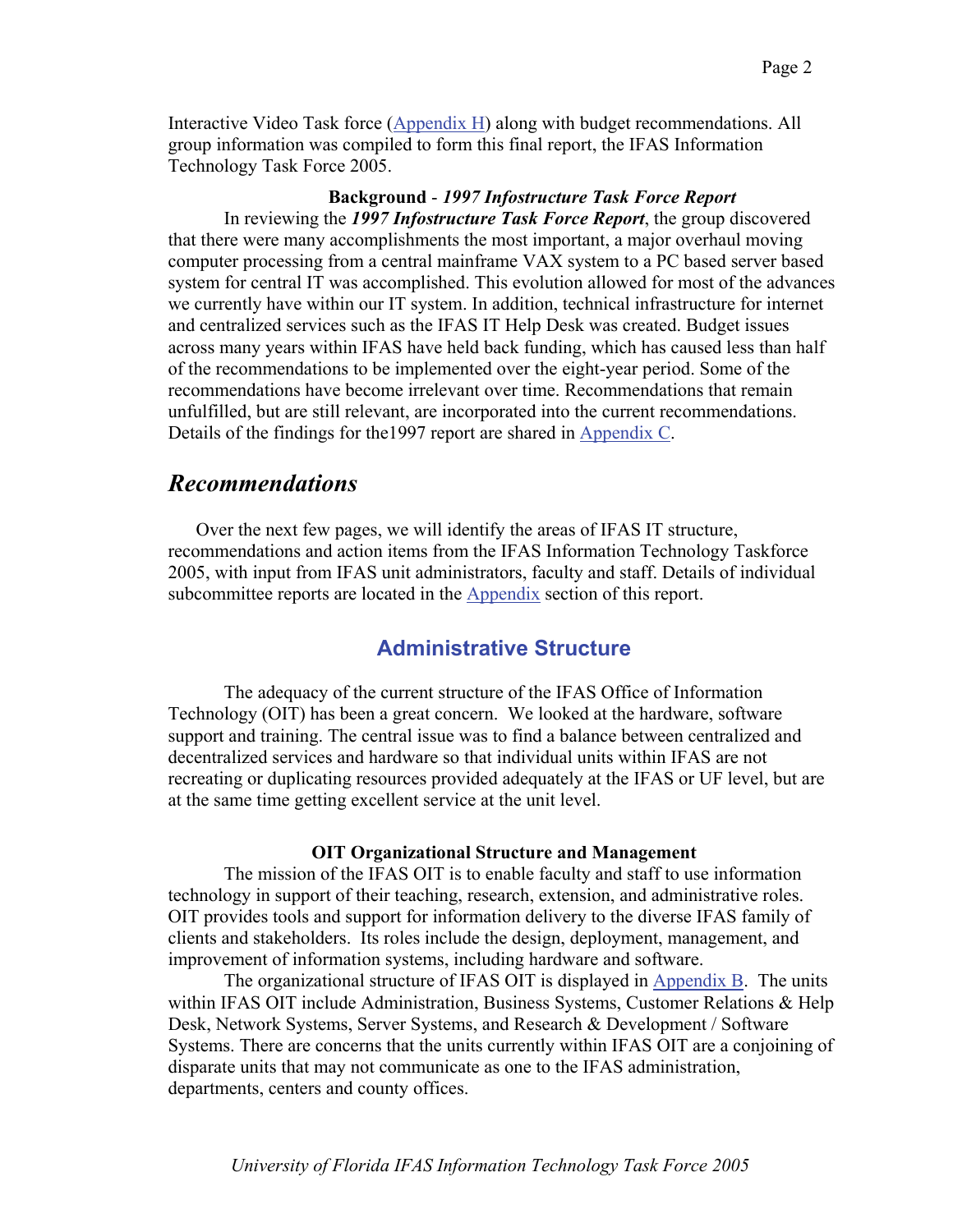Interactive Video Task force ([Appendix H]) along with budget recommendations. All group information was compiled to form this final report, the IFAS Information Technology Task Force 2005.

**Background** - ***1997 Infostructure Task Force Report***

In reviewing the ***1997 Infostructure Task Force Report***, the group discovered that there were many accomplishments the most important, a major overhaul moving computer processing from a central mainframe VAX system to a PC based server based system for central IT was accomplished. This evolution allowed for most of the advances we currently have within our IT system. In addition, technical infrastructure for internet and centralized services such as the IFAS IT Help Desk was created. Budget issues across many years within IFAS have held back funding, which has caused less than half of the recommendations to be implemented over the eight-year period. Some of the recommendations have become irrelevant over time. Recommendations that remain unfulfilled, but are still relevant, are incorporated into the current recommendations. Details of the findings for the1997 report are shared in Appendix C.

# *Recommendations*

Over the next few pages, we will identify the areas of IFAS IT structure, recommendations and action items from the IFAS Information Technology Taskforce 2005, with input from IFAS unit administrators, faculty and staff. Details of individual subcommittee reports are located in the Appendix section of this report.

## Administrative Structure

The adequacy of the current structure of the IFAS Office of Information Technology (OIT) has been a great concern. We looked at the hardware, software support and training. The central issue was to find a balance between centralized and decentralized services and hardware so that individual units within IFAS are not recreating or duplicating resources provided adequately at the IFAS or UF level, but are at the same time getting excellent service at the unit level.

### OIT Organizational Structure and Management

The mission of the IFAS OIT is to enable faculty and staff to use information technology in support of their teaching, research, extension, and administrative roles. OIT provides tools and support for information delivery to the diverse IFAS family of clients and stakeholders. Its roles include the design, deployment, management, and improvement of information systems, including hardware and software.

The organizational structure of IFAS OIT is displayed in Appendix B. The units within IFAS OIT include Administration, Business Systems, Customer Relations & Help Desk, Network Systems, Server Systems, and Research & Development / Software Systems. There are concerns that the units currently within IFAS OIT are a conjoining of disparate units that may not communicate as one to the IFAS administration, departments, centers and county offices.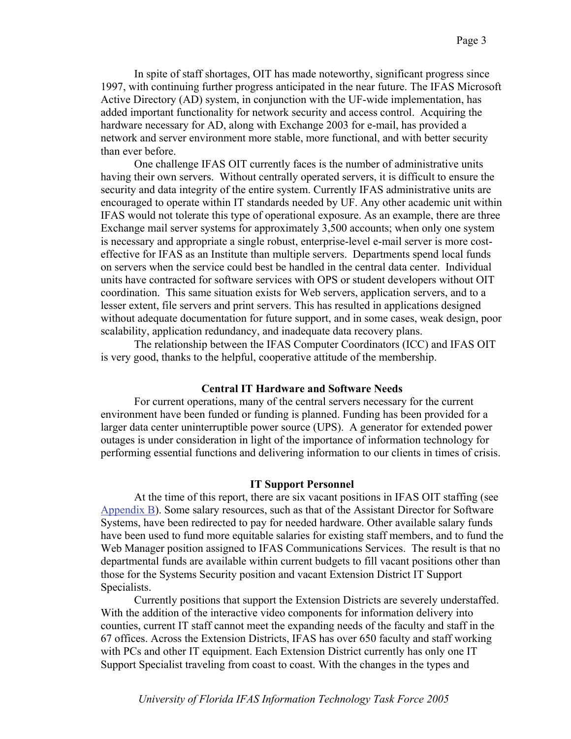In spite of staff shortages, OIT has made noteworthy, significant progress since 1997, with continuing further progress anticipated in the near future. The IFAS Microsoft Active Directory (AD) system, in conjunction with the UF-wide implementation, has added important functionality for network security and access control. Acquiring the hardware necessary for AD, along with Exchange 2003 for e-mail, has provided a network and server environment more stable, more functional, and with better security than ever before.

One challenge IFAS OIT currently faces is the number of administrative units having their own servers. Without centrally operated servers, it is difficult to ensure the security and data integrity of the entire system. Currently IFAS administrative units are encouraged to operate within IT standards needed by UF. Any other academic unit within IFAS would not tolerate this type of operational exposure. As an example, there are three Exchange mail server systems for approximately 3,500 accounts; when only one system is necessary and appropriate a single robust, enterprise-level e-mail server is more cost-effective for IFAS as an Institute than multiple servers. Departments spend local funds on servers when the service could best be handled in the central data center. Individual units have contracted for software services with OPS or student developers without OIT coordination. This same situation exists for Web servers, application servers, and to a lesser extent, file servers and print servers. This has resulted in applications designed without adequate documentation for future support, and in some cases, weak design, poor scalability, application redundancy, and inadequate data recovery plans.

The relationship between the IFAS Computer Coordinators (ICC) and IFAS OIT is very good, thanks to the helpful, cooperative attitude of the membership.

## Central IT Hardware and Software Needs

For current operations, many of the central servers necessary for the current environment have been funded or funding is planned. Funding has been provided for a larger data center uninterruptible power source (UPS). A generator for extended power outages is under consideration in light of the importance of information technology for performing essential functions and delivering information to our clients in times of crisis.

## IT Support Personnel

At the time of this report, there are six vacant positions in IFAS OIT staffing (see Appendix B). Some salary resources, such as that of the Assistant Director for Software Systems, have been redirected to pay for needed hardware. Other available salary funds have been used to fund more equitable salaries for existing staff members, and to fund the Web Manager position assigned to IFAS Communications Services. The result is that no departmental funds are available within current budgets to fill vacant positions other than those for the Systems Security position and vacant Extension District IT Support Specialists.

Currently positions that support the Extension Districts are severely understaffed. With the addition of the interactive video components for information delivery into counties, current IT staff cannot meet the expanding needs of the faculty and staff in the 67 offices. Across the Extension Districts, IFAS has over 650 faculty and staff working with PCs and other IT equipment. Each Extension District currently has only one IT Support Specialist traveling from coast to coast. With the changes in the types and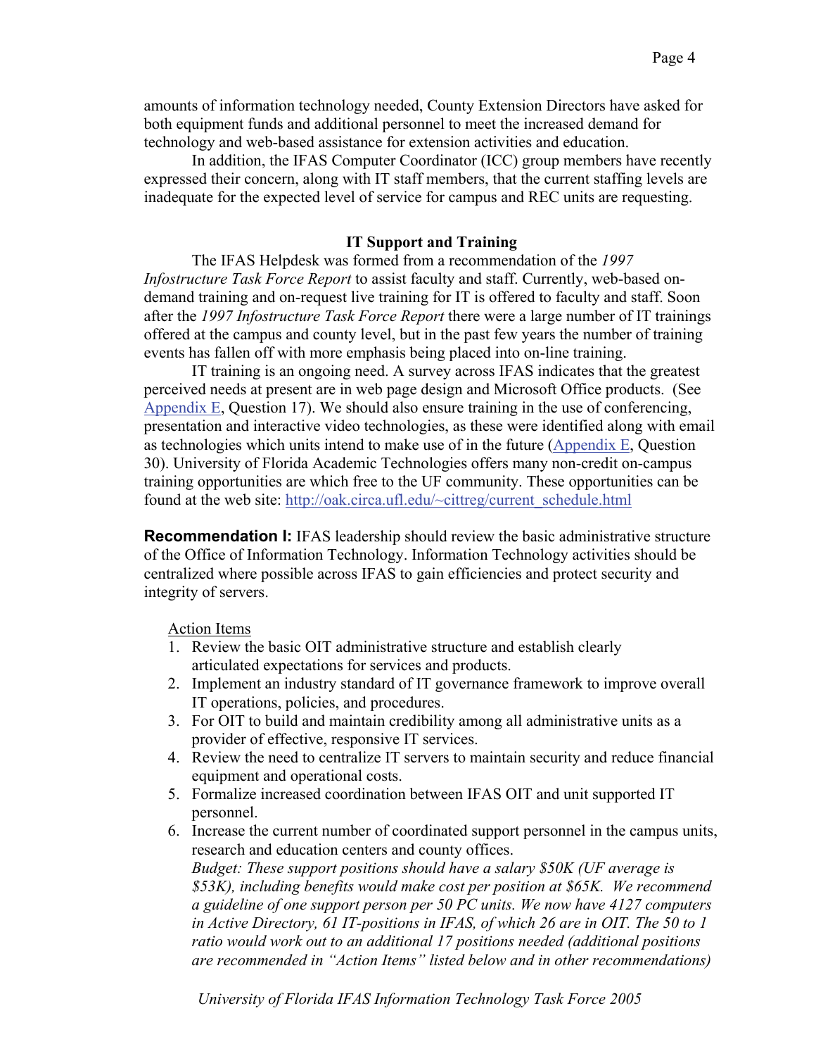amounts of information technology needed, County Extension Directors have asked for both equipment funds and additional personnel to meet the increased demand for technology and web-based assistance for extension activities and education.

In addition, the IFAS Computer Coordinator (ICC) group members have recently expressed their concern, along with IT staff members, that the current staffing levels are inadequate for the expected level of service for campus and REC units are requesting.

### IT Support and Training

The IFAS Helpdesk was formed from a recommendation of the *1997 Infostructure Task Force Report* to assist faculty and staff. Currently, web-based on-demand training and on-request live training for IT is offered to faculty and staff. Soon after the *1997 Infostructure Task Force Report* there were a large number of IT trainings offered at the campus and county level, but in the past few years the number of training events has fallen off with more emphasis being placed into on-line training.

IT training is an ongoing need. A survey across IFAS indicates that the greatest perceived needs at present are in web page design and Microsoft Office products. (See Appendix E, Question 17). We should also ensure training in the use of conferencing, presentation and interactive video technologies, as these were identified along with email as technologies which units intend to make use of in the future (Appendix E, Question 30). University of Florida Academic Technologies offers many non-credit on-campus training opportunities are which free to the UF community. These opportunities can be found at the web site: http://oak.circa.ufl.edu/~cittreg/current_schedule.html

**Recommendation I:** IFAS leadership should review the basic administrative structure of the Office of Information Technology. Information Technology activities should be centralized where possible across IFAS to gain efficiencies and protect security and integrity of servers.

Action Items

1. Review the basic OIT administrative structure and establish clearly articulated expectations for services and products.
2. Implement an industry standard of IT governance framework to improve overall IT operations, policies, and procedures.
3. For OIT to build and maintain credibility among all administrative units as a provider of effective, responsive IT services.
4. Review the need to centralize IT servers to maintain security and reduce financial equipment and operational costs.
5. Formalize increased coordination between IFAS OIT and unit supported IT personnel.
6. Increase the current number of coordinated support personnel in the campus units, research and education centers and county offices.
   *Budget: These support positions should have a salary $50K (UF average is $53K), including benefits would make cost per position at $65K. We recommend a guideline of one support person per 50 PC units. We now have 4127 computers in Active Directory, 61 IT-positions in IFAS, of which 26 are in OIT. The 50 to 1 ratio would work out to an additional 17 positions needed (additional positions are recommended in "Action Items" listed below and in other recommendations)*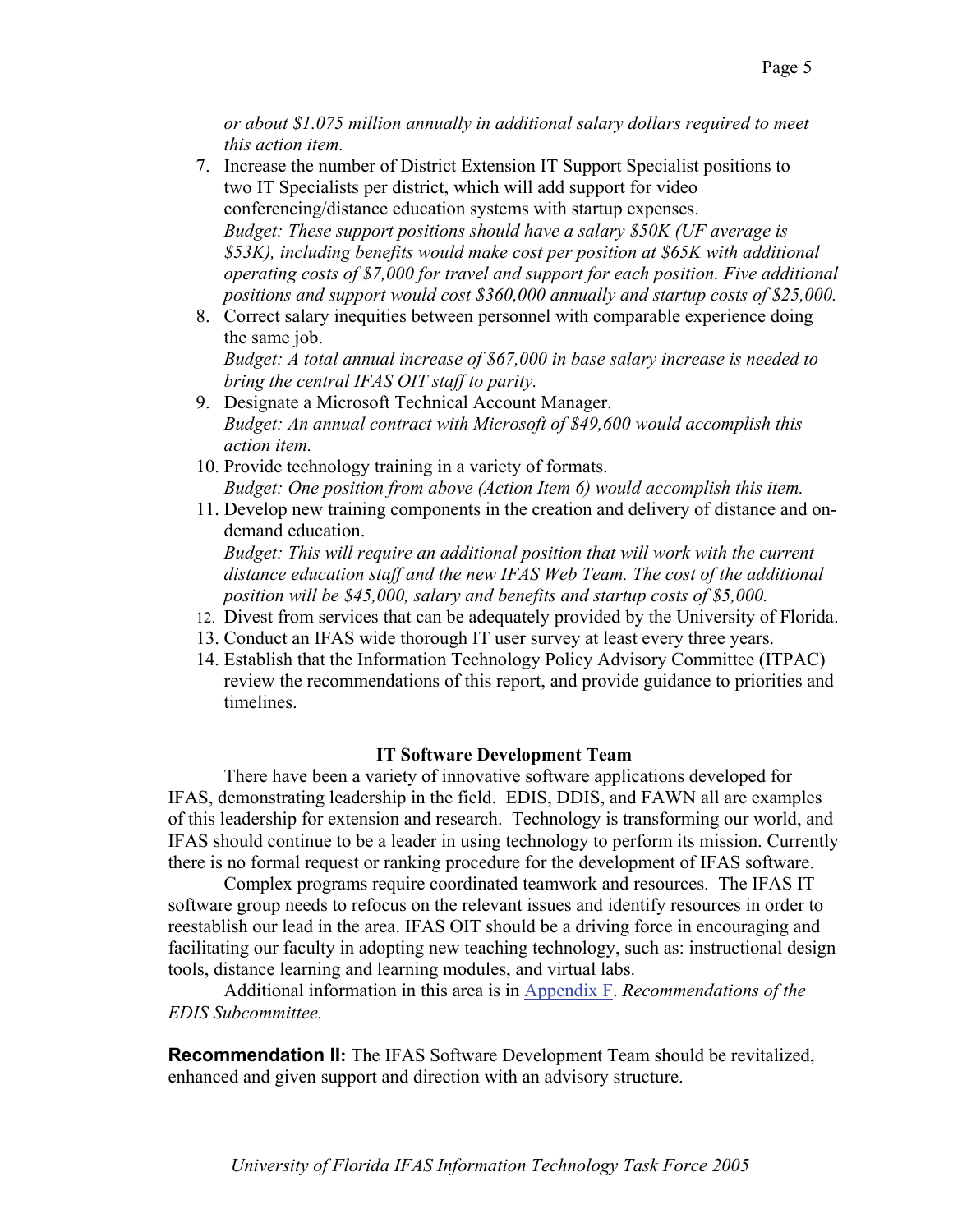*or about $1.075 million annually in additional salary dollars required to meet this action item.*

7. Increase the number of District Extension IT Support Specialist positions to two IT Specialists per district, which will add support for video conferencing/distance education systems with startup expenses.
   *Budget: These support positions should have a salary $50K (UF average is $53K), including benefits would make cost per position at $65K with additional operating costs of $7,000 for travel and support for each position. Five additional positions and support would cost $360,000 annually and startup costs of $25,000.*
8. Correct salary inequities between personnel with comparable experience doing the same job.
   *Budget: A total annual increase of $67,000 in base salary increase is needed to bring the central IFAS OIT staff to parity.*
9. Designate a Microsoft Technical Account Manager.
   *Budget: An annual contract with Microsoft of $49,600 would accomplish this action item.*
10. Provide technology training in a variety of formats.
    *Budget: One position from above (Action Item 6) would accomplish this item.*
11. Develop new training components in the creation and delivery of distance and on-demand education.
    *Budget: This will require an additional position that will work with the current distance education staff and the new IFAS Web Team. The cost of the additional position will be $45,000, salary and benefits and startup costs of $5,000.*
12. Divest from services that can be adequately provided by the University of Florida.
13. Conduct an IFAS wide thorough IT user survey at least every three years.
14. Establish that the Information Technology Policy Advisory Committee (ITPAC) review the recommendations of this report, and provide guidance to priorities and timelines.

### IT Software Development Team

There have been a variety of innovative software applications developed for IFAS, demonstrating leadership in the field. EDIS, DDIS, and FAWN all are examples of this leadership for extension and research. Technology is transforming our world, and IFAS should continue to be a leader in using technology to perform its mission. Currently there is no formal request or ranking procedure for the development of IFAS software.

Complex programs require coordinated teamwork and resources. The IFAS IT software group needs to refocus on the relevant issues and identify resources in order to reestablish our lead in the area. IFAS OIT should be a driving force in encouraging and facilitating our faculty in adopting new teaching technology, such as: instructional design tools, distance learning and learning modules, and virtual labs.

Additional information in this area is in Appendix F. *Recommendations of the EDIS Subcommittee.*

**Recommendation II:** The IFAS Software Development Team should be revitalized, enhanced and given support and direction with an advisory structure.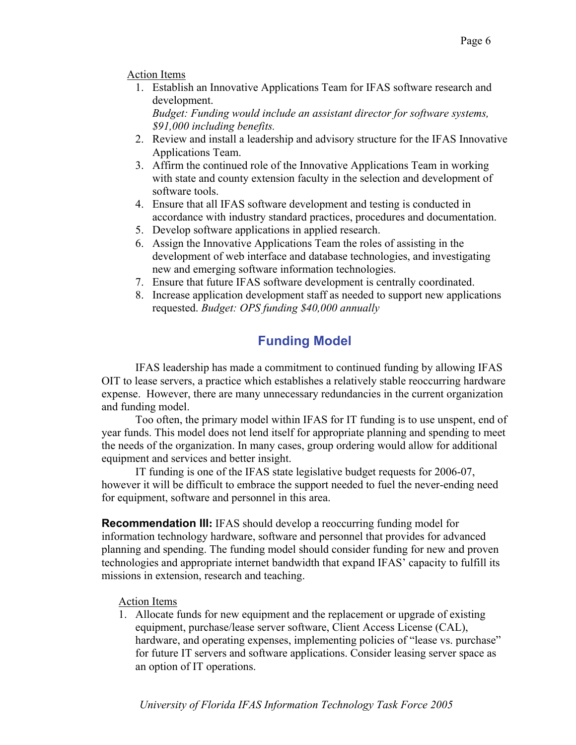Action Items

1. Establish an Innovative Applications Team for IFAS software research and development.
   *Budget: Funding would include an assistant director for software systems, $91,000 including benefits.*
2. Review and install a leadership and advisory structure for the IFAS Innovative Applications Team.
3. Affirm the continued role of the Innovative Applications Team in working with state and county extension faculty in the selection and development of software tools.
4. Ensure that all IFAS software development and testing is conducted in accordance with industry standard practices, procedures and documentation.
5. Develop software applications in applied research.
6. Assign the Innovative Applications Team the roles of assisting in the development of web interface and database technologies, and investigating new and emerging software information technologies.
7. Ensure that future IFAS software development is centrally coordinated.
8. Increase application development staff as needed to support new applications requested. *Budget: OPS funding $40,000 annually*

## Funding Model

IFAS leadership has made a commitment to continued funding by allowing IFAS OIT to lease servers, a practice which establishes a relatively stable reoccurring hardware expense. However, there are many unnecessary redundancies in the current organization and funding model.

Too often, the primary model within IFAS for IT funding is to use unspent, end of year funds. This model does not lend itself for appropriate planning and spending to meet the needs of the organization. In many cases, group ordering would allow for additional equipment and services and better insight.

IT funding is one of the IFAS state legislative budget requests for 2006-07, however it will be difficult to embrace the support needed to fuel the never-ending need for equipment, software and personnel in this area.

**Recommendation III:** IFAS should develop a reoccurring funding model for information technology hardware, software and personnel that provides for advanced planning and spending. The funding model should consider funding for new and proven technologies and appropriate internet bandwidth that expand IFAS' capacity to fulfill its missions in extension, research and teaching.

Action Items

1. Allocate funds for new equipment and the replacement or upgrade of existing equipment, purchase/lease server software, Client Access License (CAL), hardware, and operating expenses, implementing policies of "lease vs. purchase" for future IT servers and software applications. Consider leasing server space as an option of IT operations.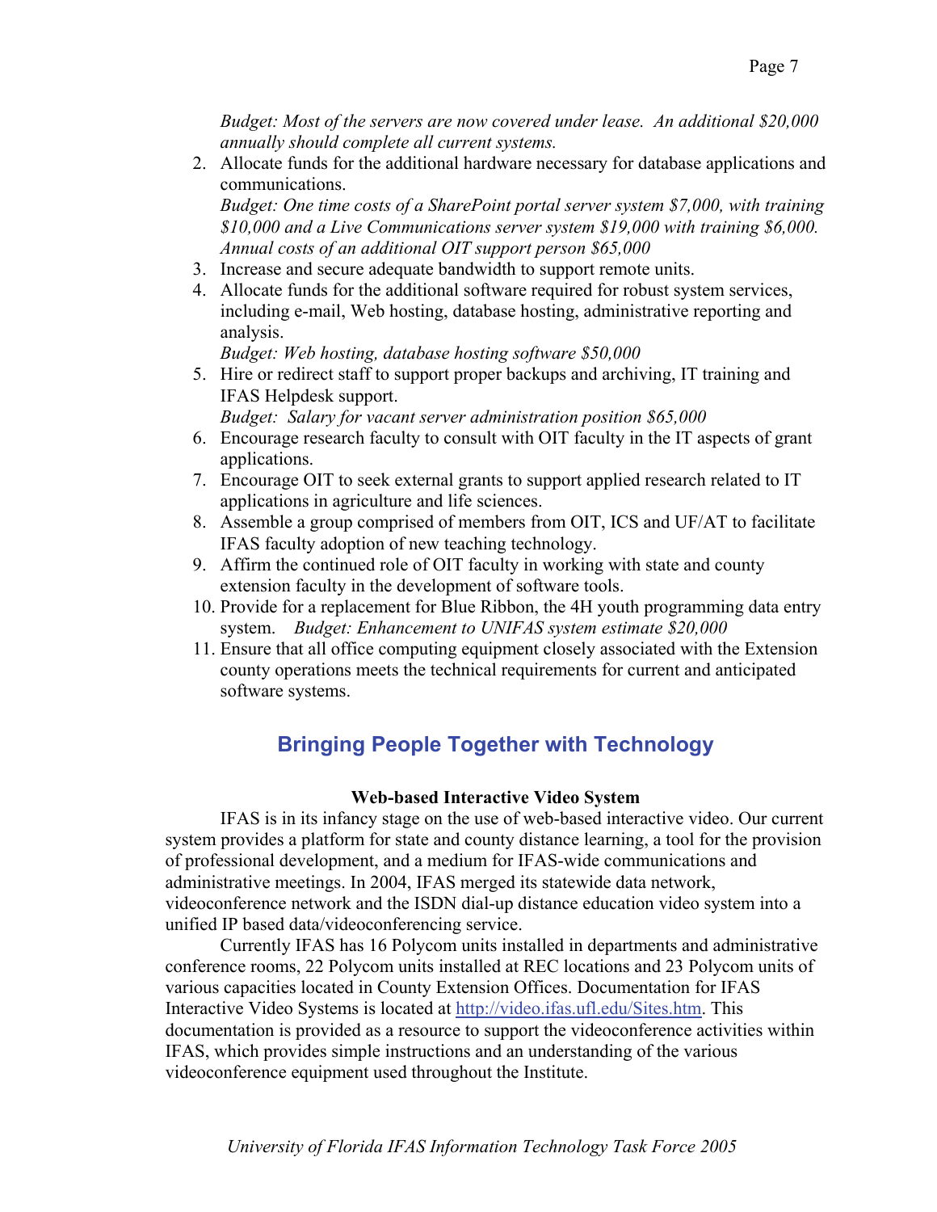*Budget: Most of the servers are now covered under lease. An additional $20,000 annually should complete all current systems.*

2. Allocate funds for the additional hardware necessary for database applications and communications.
   *Budget: One time costs of a SharePoint portal server system $7,000, with training $10,000 and a Live Communications server system $19,000 with training $6,000. Annual costs of an additional OIT support person $65,000*
3. Increase and secure adequate bandwidth to support remote units.
4. Allocate funds for the additional software required for robust system services, including e-mail, Web hosting, database hosting, administrative reporting and analysis.
   *Budget: Web hosting, database hosting software $50,000*
5. Hire or redirect staff to support proper backups and archiving, IT training and IFAS Helpdesk support.
   *Budget: Salary for vacant server administration position $65,000*
6. Encourage research faculty to consult with OIT faculty in the IT aspects of grant applications.
7. Encourage OIT to seek external grants to support applied research related to IT applications in agriculture and life sciences.
8. Assemble a group comprised of members from OIT, ICS and UF/AT to facilitate IFAS faculty adoption of new teaching technology.
9. Affirm the continued role of OIT faculty in working with state and county extension faculty in the development of software tools.
10. Provide for a replacement for Blue Ribbon, the 4H youth programming data entry system. *Budget: Enhancement to UNIFAS system estimate $20,000*
11. Ensure that all office computing equipment closely associated with the Extension county operations meets the technical requirements for current and anticipated software systems.

## Bringing People Together with Technology

**Web-based Interactive Video System**

IFAS is in its infancy stage on the use of web-based interactive video. Our current system provides a platform for state and county distance learning, a tool for the provision of professional development, and a medium for IFAS-wide communications and administrative meetings. In 2004, IFAS merged its statewide data network, videoconference network and the ISDN dial-up distance education video system into a unified IP based data/videoconferencing service.

Currently IFAS has 16 Polycom units installed in departments and administrative conference rooms, 22 Polycom units installed at REC locations and 23 Polycom units of various capacities located in County Extension Offices. Documentation for IFAS Interactive Video Systems is located at http://video.ifas.ufl.edu/Sites.htm. This documentation is provided as a resource to support the videoconference activities within IFAS, which provides simple instructions and an understanding of the various videoconference equipment used throughout the Institute.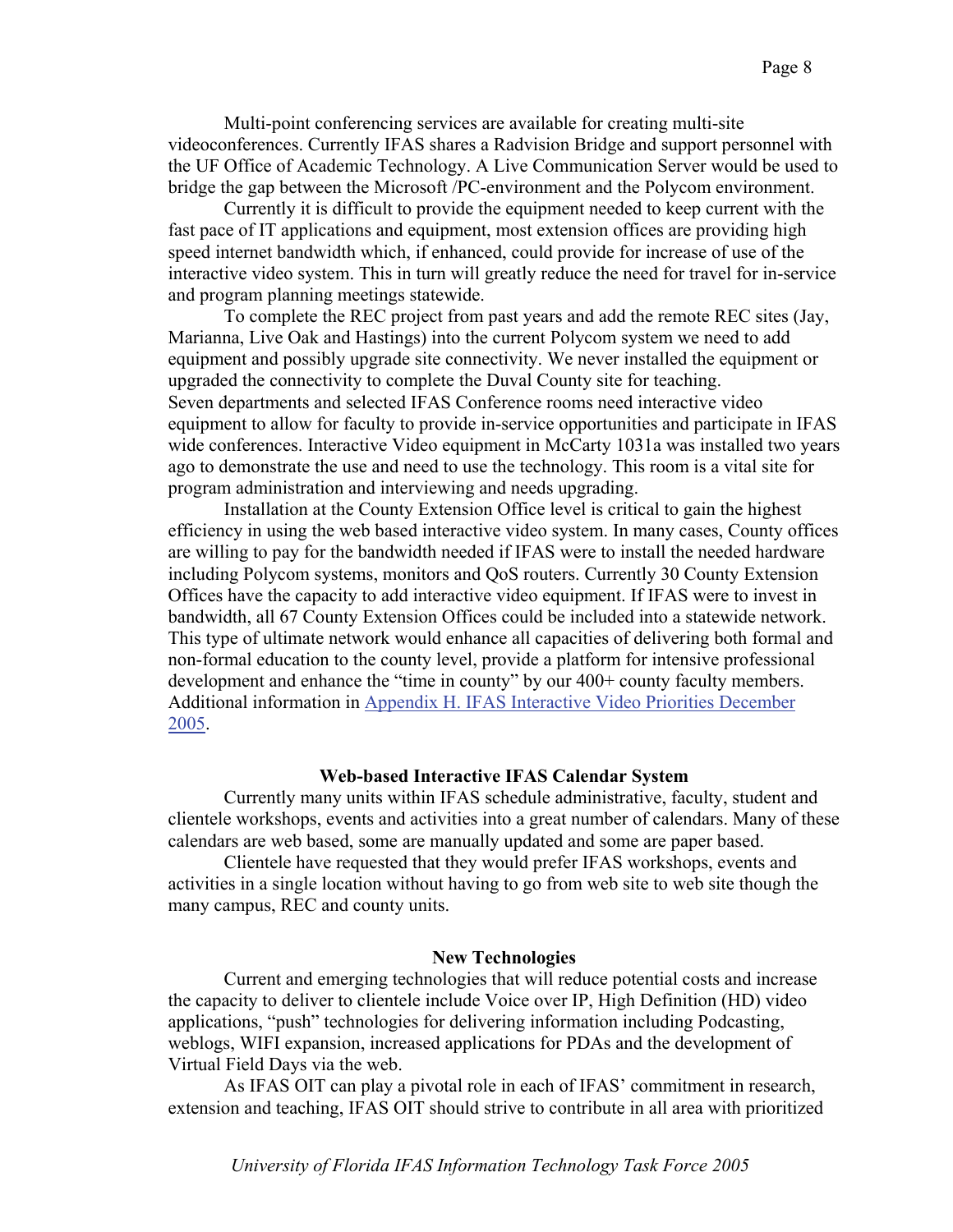Multi-point conferencing services are available for creating multi-site videoconferences. Currently IFAS shares a Radvision Bridge and support personnel with the UF Office of Academic Technology. A Live Communication Server would be used to bridge the gap between the Microsoft /PC-environment and the Polycom environment.

Currently it is difficult to provide the equipment needed to keep current with the fast pace of IT applications and equipment, most extension offices are providing high speed internet bandwidth which, if enhanced, could provide for increase of use of the interactive video system. This in turn will greatly reduce the need for travel for in-service and program planning meetings statewide.

To complete the REC project from past years and add the remote REC sites (Jay, Marianna, Live Oak and Hastings) into the current Polycom system we need to add equipment and possibly upgrade site connectivity. We never installed the equipment or upgraded the connectivity to complete the Duval County site for teaching. Seven departments and selected IFAS Conference rooms need interactive video equipment to allow for faculty to provide in-service opportunities and participate in IFAS wide conferences. Interactive Video equipment in McCarty 1031a was installed two years ago to demonstrate the use and need to use the technology. This room is a vital site for program administration and interviewing and needs upgrading.

Installation at the County Extension Office level is critical to gain the highest efficiency in using the web based interactive video system. In many cases, County offices are willing to pay for the bandwidth needed if IFAS were to install the needed hardware including Polycom systems, monitors and QoS routers. Currently 30 County Extension Offices have the capacity to add interactive video equipment. If IFAS were to invest in bandwidth, all 67 County Extension Offices could be included into a statewide network. This type of ultimate network would enhance all capacities of delivering both formal and non-formal education to the county level, provide a platform for intensive professional development and enhance the "time in county" by our 400+ county faculty members. Additional information in Appendix H. IFAS Interactive Video Priorities December 2005.

**Web-based Interactive IFAS Calendar System**

Currently many units within IFAS schedule administrative, faculty, student and clientele workshops, events and activities into a great number of calendars. Many of these calendars are web based, some are manually updated and some are paper based.

Clientele have requested that they would prefer IFAS workshops, events and activities in a single location without having to go from web site to web site though the many campus, REC and county units.

**New Technologies**

Current and emerging technologies that will reduce potential costs and increase the capacity to deliver to clientele include Voice over IP, High Definition (HD) video applications, "push" technologies for delivering information including Podcasting, weblogs, WIFI expansion, increased applications for PDAs and the development of Virtual Field Days via the web.

As IFAS OIT can play a pivotal role in each of IFAS' commitment in research, extension and teaching, IFAS OIT should strive to contribute in all area with prioritized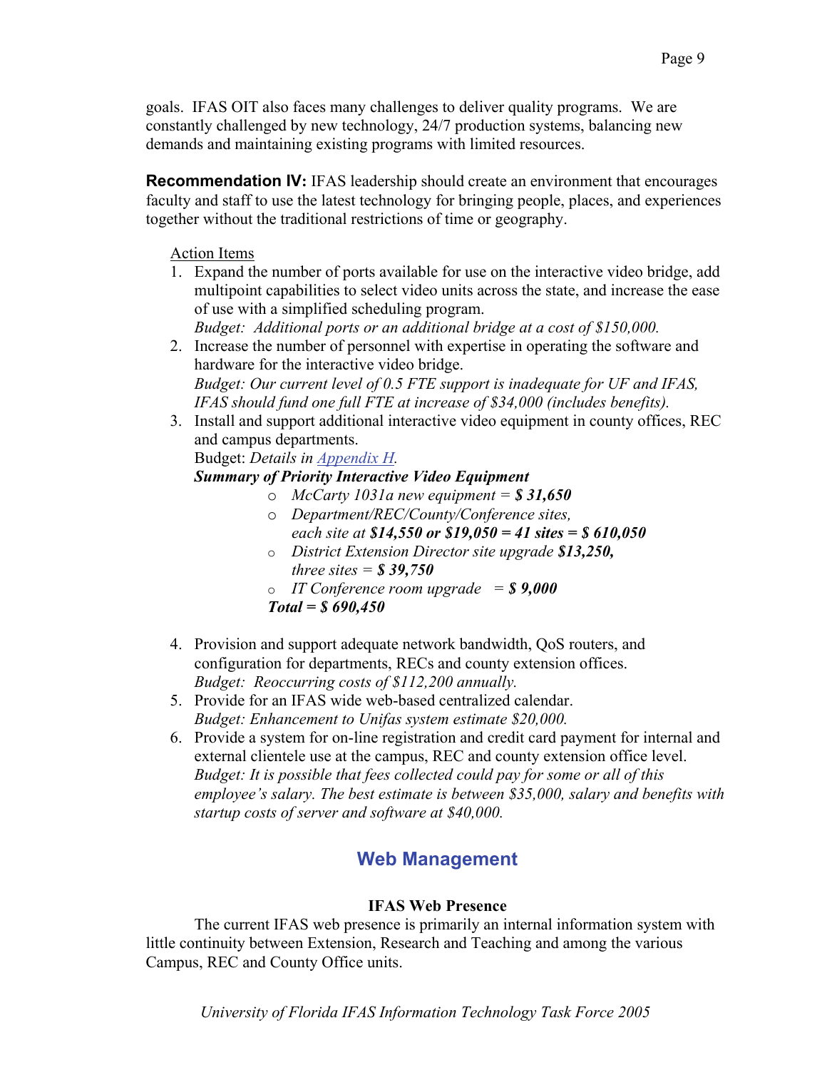goals. IFAS OIT also faces many challenges to deliver quality programs. We are constantly challenged by new technology, 24/7 production systems, balancing new demands and maintaining existing programs with limited resources.

**Recommendation IV:** IFAS leadership should create an environment that encourages faculty and staff to use the latest technology for bringing people, places, and experiences together without the traditional restrictions of time or geography.

Action Items

1. Expand the number of ports available for use on the interactive video bridge, add multipoint capabilities to select video units across the state, and increase the ease of use with a simplified scheduling program.
   *Budget: Additional ports or an additional bridge at a cost of $150,000.*
2. Increase the number of personnel with expertise in operating the software and hardware for the interactive video bridge.
   *Budget: Our current level of 0.5 FTE support is inadequate for UF and IFAS, IFAS should fund one full FTE at increase of $34,000 (includes benefits).*
3. Install and support additional interactive video equipment in county offices, REC and campus departments.
   Budget: *Details in Appendix H.*
   ***Summary of Priority Interactive Video Equipment***
   - *McCarty 1031a new equipment =* ***$ 31,650***
   - *Department/REC/County/Conference sites, each site at* ***$14,550 or $19,050 = 41 sites = $ 610,050***
   - *District Extension Director site upgrade* ***$13,250,*** *three sites =* ***$ 39,750***
   - *IT Conference room upgrade =* ***$ 9,000***

   ***Total = $ 690,450***

4. Provision and support adequate network bandwidth, QoS routers, and configuration for departments, RECs and county extension offices.
   *Budget: Reoccurring costs of $112,200 annually.*
5. Provide for an IFAS wide web-based centralized calendar.
   *Budget: Enhancement to Unifas system estimate $20,000.*
6. Provide a system for on-line registration and credit card payment for internal and external clientele use at the campus, REC and county extension office level.
   *Budget: It is possible that fees collected could pay for some or all of this employee's salary. The best estimate is between $35,000, salary and benefits with startup costs of server and software at $40,000.*

## Web Management

### IFAS Web Presence

The current IFAS web presence is primarily an internal information system with little continuity between Extension, Research and Teaching and among the various Campus, REC and County Office units.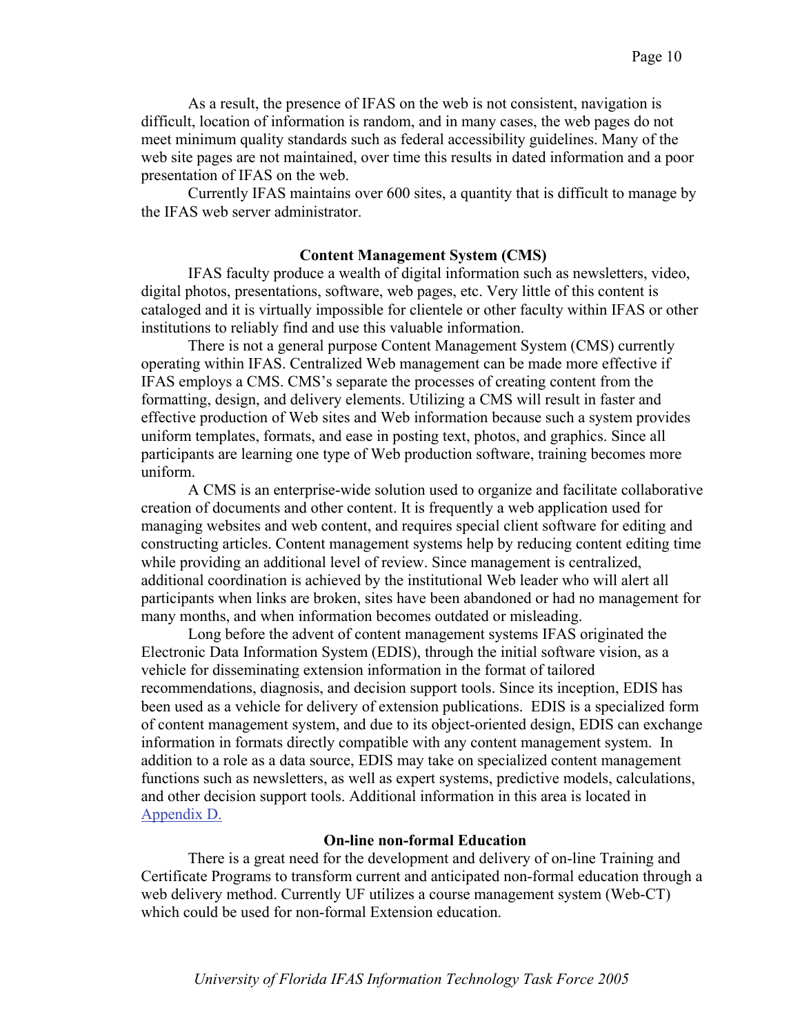As a result, the presence of IFAS on the web is not consistent, navigation is difficult, location of information is random, and in many cases, the web pages do not meet minimum quality standards such as federal accessibility guidelines. Many of the web site pages are not maintained, over time this results in dated information and a poor presentation of IFAS on the web.

Currently IFAS maintains over 600 sites, a quantity that is difficult to manage by the IFAS web server administrator.

### Content Management System (CMS)

IFAS faculty produce a wealth of digital information such as newsletters, video, digital photos, presentations, software, web pages, etc. Very little of this content is cataloged and it is virtually impossible for clientele or other faculty within IFAS or other institutions to reliably find and use this valuable information.

There is not a general purpose Content Management System (CMS) currently operating within IFAS. Centralized Web management can be made more effective if IFAS employs a CMS. CMS's separate the processes of creating content from the formatting, design, and delivery elements. Utilizing a CMS will result in faster and effective production of Web sites and Web information because such a system provides uniform templates, formats, and ease in posting text, photos, and graphics. Since all participants are learning one type of Web production software, training becomes more uniform.

A CMS is an enterprise-wide solution used to organize and facilitate collaborative creation of documents and other content. It is frequently a web application used for managing websites and web content, and requires special client software for editing and constructing articles. Content management systems help by reducing content editing time while providing an additional level of review. Since management is centralized, additional coordination is achieved by the institutional Web leader who will alert all participants when links are broken, sites have been abandoned or had no management for many months, and when information becomes outdated or misleading.

Long before the advent of content management systems IFAS originated the Electronic Data Information System (EDIS), through the initial software vision, as a vehicle for disseminating extension information in the format of tailored recommendations, diagnosis, and decision support tools. Since its inception, EDIS has been used as a vehicle for delivery of extension publications. EDIS is a specialized form of content management system, and due to its object-oriented design, EDIS can exchange information in formats directly compatible with any content management system. In addition to a role as a data source, EDIS may take on specialized content management functions such as newsletters, as well as expert systems, predictive models, calculations, and other decision support tools. Additional information in this area is located in Appendix D.

### On-line non-formal Education

There is a great need for the development and delivery of on-line Training and Certificate Programs to transform current and anticipated non-formal education through a web delivery method. Currently UF utilizes a course management system (Web-CT) which could be used for non-formal Extension education.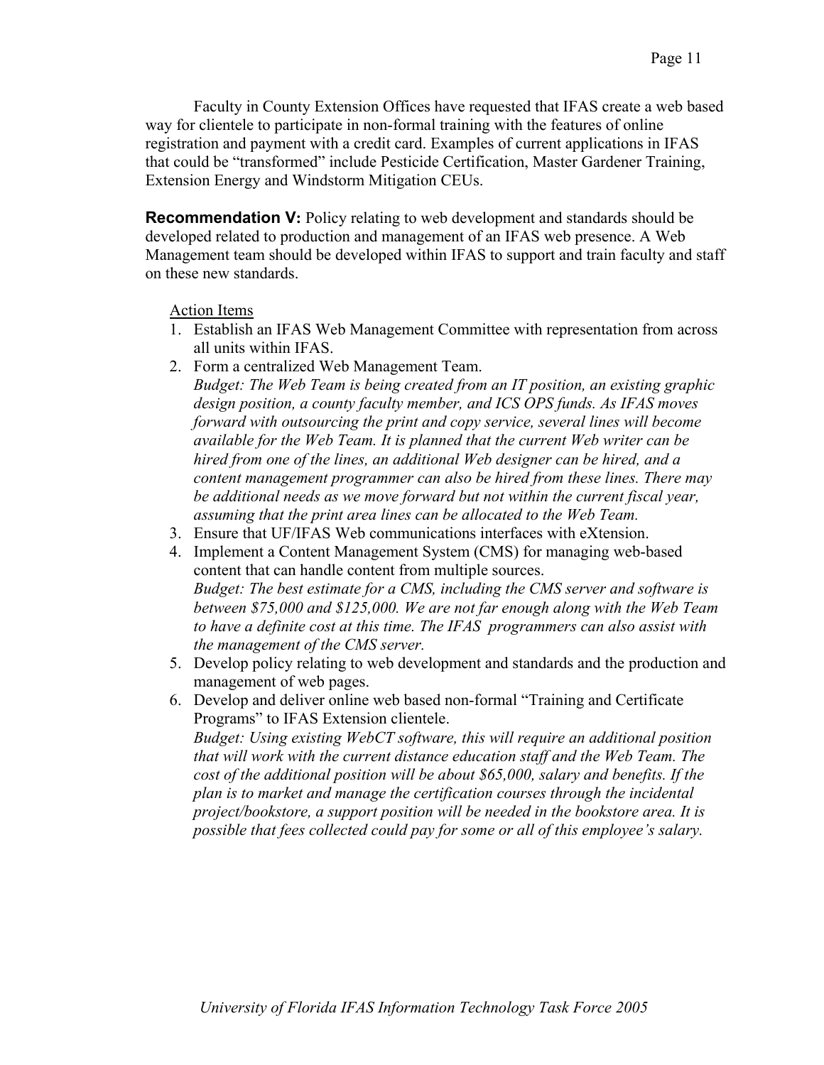Faculty in County Extension Offices have requested that IFAS create a web based way for clientele to participate in non-formal training with the features of online registration and payment with a credit card. Examples of current applications in IFAS that could be "transformed" include Pesticide Certification, Master Gardener Training, Extension Energy and Windstorm Mitigation CEUs.

**Recommendation V:** Policy relating to web development and standards should be developed related to production and management of an IFAS web presence. A Web Management team should be developed within IFAS to support and train faculty and staff on these new standards.

Action Items

1. Establish an IFAS Web Management Committee with representation from across all units within IFAS.
2. Form a centralized Web Management Team.
   *Budget: The Web Team is being created from an IT position, an existing graphic design position, a county faculty member, and ICS OPS funds. As IFAS moves forward with outsourcing the print and copy service, several lines will become available for the Web Team. It is planned that the current Web writer can be hired from one of the lines, an additional Web designer can be hired, and a content management programmer can also be hired from these lines. There may be additional needs as we move forward but not within the current fiscal year, assuming that the print area lines can be allocated to the Web Team.*
3. Ensure that UF/IFAS Web communications interfaces with eXtension.
4. Implement a Content Management System (CMS) for managing web-based content that can handle content from multiple sources.
   *Budget: The best estimate for a CMS, including the CMS server and software is between $75,000 and $125,000. We are not far enough along with the Web Team to have a definite cost at this time. The IFAS programmers can also assist with the management of the CMS server.*
5. Develop policy relating to web development and standards and the production and management of web pages.
6. Develop and deliver online web based non-formal "Training and Certificate Programs" to IFAS Extension clientele.
   *Budget: Using existing WebCT software, this will require an additional position that will work with the current distance education staff and the Web Team. The cost of the additional position will be about $65,000, salary and benefits. If the plan is to market and manage the certification courses through the incidental project/bookstore, a support position will be needed in the bookstore area. It is possible that fees collected could pay for some or all of this employee's salary.*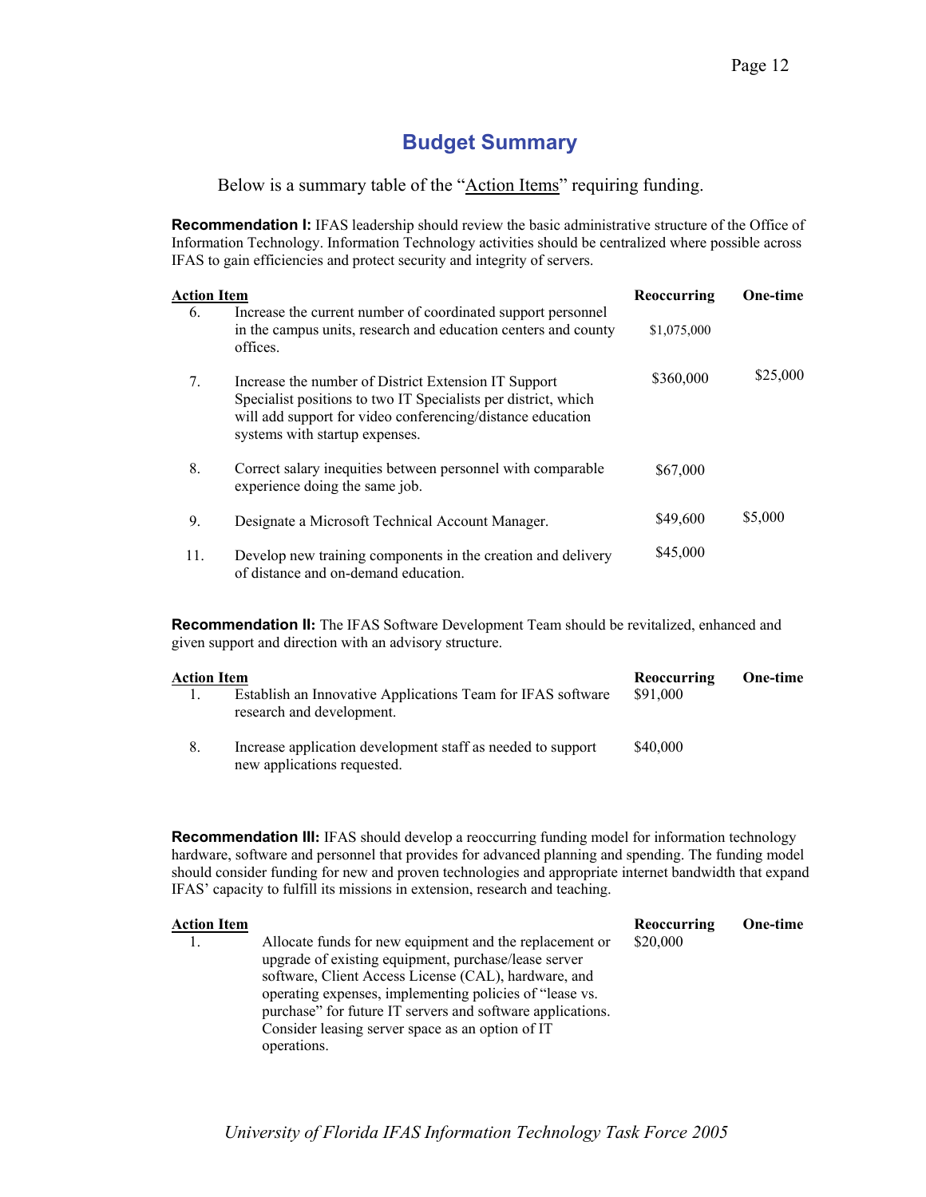## Budget Summary

Below is a summary table of the "Action Items" requiring funding.

**Recommendation I:** IFAS leadership should review the basic administrative structure of the Office of Information Technology. Information Technology activities should be centralized where possible across IFAS to gain efficiencies and protect security and integrity of servers.

| Action Item | | Reoccurring | One-time |
|---|---|---|---|
| 6. | Increase the current number of coordinated support personnel in the campus units, research and education centers and county offices. | $1,075,000 | |
| 7. | Increase the number of District Extension IT Support Specialist positions to two IT Specialists per district, which will add support for video conferencing/distance education systems with startup expenses. | $360,000 | $25,000 |
| 8. | Correct salary inequities between personnel with comparable experience doing the same job. | $67,000 | |
| 9. | Designate a Microsoft Technical Account Manager. | $49,600 | $5,000 |
| 11. | Develop new training components in the creation and delivery of distance and on-demand education. | $45,000 | |

**Recommendation II:** The IFAS Software Development Team should be revitalized, enhanced and given support and direction with an advisory structure.

| Action Item | | Reoccurring | One-time |
|---|---|---|---|
| 1. | Establish an Innovative Applications Team for IFAS software research and development. | $91,000 | |
| 8. | Increase application development staff as needed to support new applications requested. | $40,000 | |

**Recommendation III:** IFAS should develop a reoccurring funding model for information technology hardware, software and personnel that provides for advanced planning and spending. The funding model should consider funding for new and proven technologies and appropriate internet bandwidth that expand IFAS' capacity to fulfill its missions in extension, research and teaching.

| Action Item | | Reoccurring | One-time |
|---|---|---|---|
| 1. | Allocate funds for new equipment and the replacement or upgrade of existing equipment, purchase/lease server software, Client Access License (CAL), hardware, and operating expenses, implementing policies of "lease vs. purchase" for future IT servers and software applications. Consider leasing server space as an option of IT operations. | $20,000 | |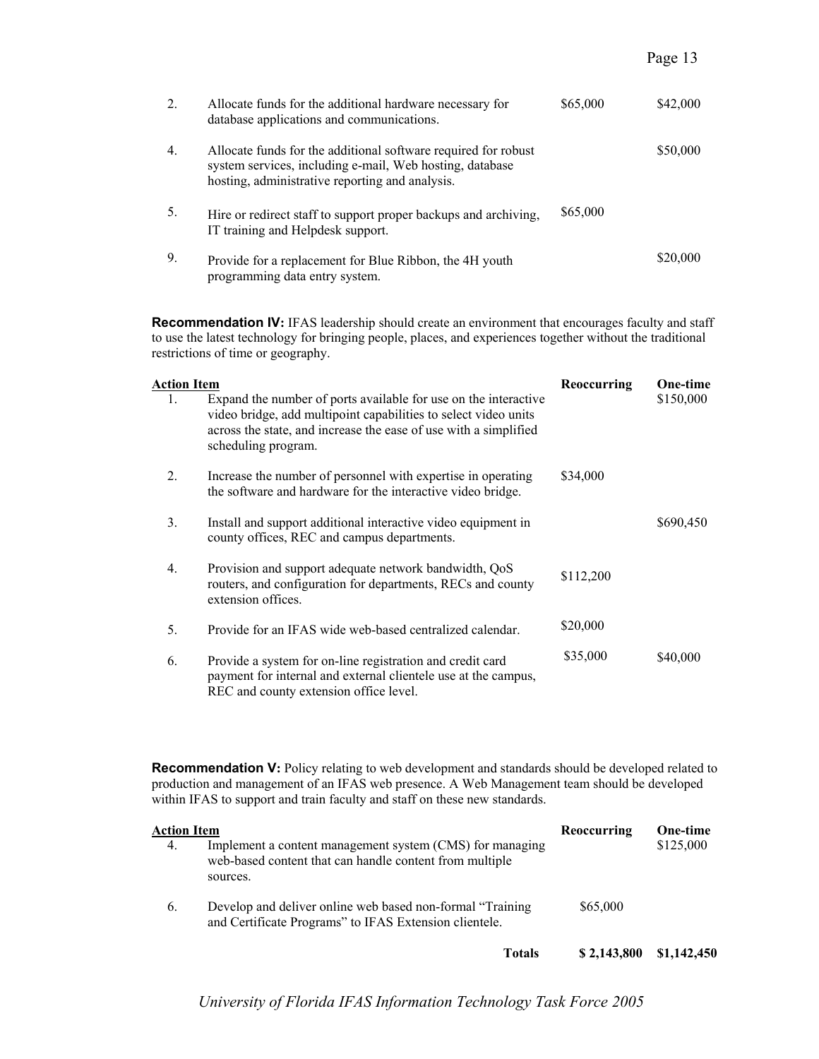| | | Reoccurring | One-time |
|---|---|---|---|
| 2. | Allocate funds for the additional hardware necessary for database applications and communications. | $65,000 | $42,000 |
| 4. | Allocate funds for the additional software required for robust system services, including e-mail, Web hosting, database hosting, administrative reporting and analysis. | | $50,000 |
| 5. | Hire or redirect staff to support proper backups and archiving, IT training and Helpdesk support. | $65,000 | |
| 9. | Provide for a replacement for Blue Ribbon, the 4H youth programming data entry system. | | $20,000 |

**Recommendation IV:** IFAS leadership should create an environment that encourages faculty and staff to use the latest technology for bringing people, places, and experiences together without the traditional restrictions of time or geography.

| Action Item | | Reoccurring | One-time |
|---|---|---|---|
| 1. | Expand the number of ports available for use on the interactive video bridge, add multipoint capabilities to select video units across the state, and increase the ease of use with a simplified scheduling program. | | $150,000 |
| 2. | Increase the number of personnel with expertise in operating the software and hardware for the interactive video bridge. | $34,000 | |
| 3. | Install and support additional interactive video equipment in county offices, REC and campus departments. | | $690,450 |
| 4. | Provision and support adequate network bandwidth, QoS routers, and configuration for departments, RECs and county extension offices. | $112,200 | |
| 5. | Provide for an IFAS wide web-based centralized calendar. | $20,000 | |
| 6. | Provide a system for on-line registration and credit card payment for internal and external clientele use at the campus, REC and county extension office level. | $35,000 | $40,000 |

**Recommendation V:** Policy relating to web development and standards should be developed related to production and management of an IFAS web presence. A Web Management team should be developed within IFAS to support and train faculty and staff on these new standards.

| Action Item | | Reoccurring | One-time |
|---|---|---|---|
| 4. | Implement a content management system (CMS) for managing web-based content that can handle content from multiple sources. | | $125,000 |
| 6. | Develop and deliver online web based non-formal "Training and Certificate Programs" to IFAS Extension clientele. | $65,000 | |
| | **Totals** | **$ 2,143,800** | **$1,142,450** |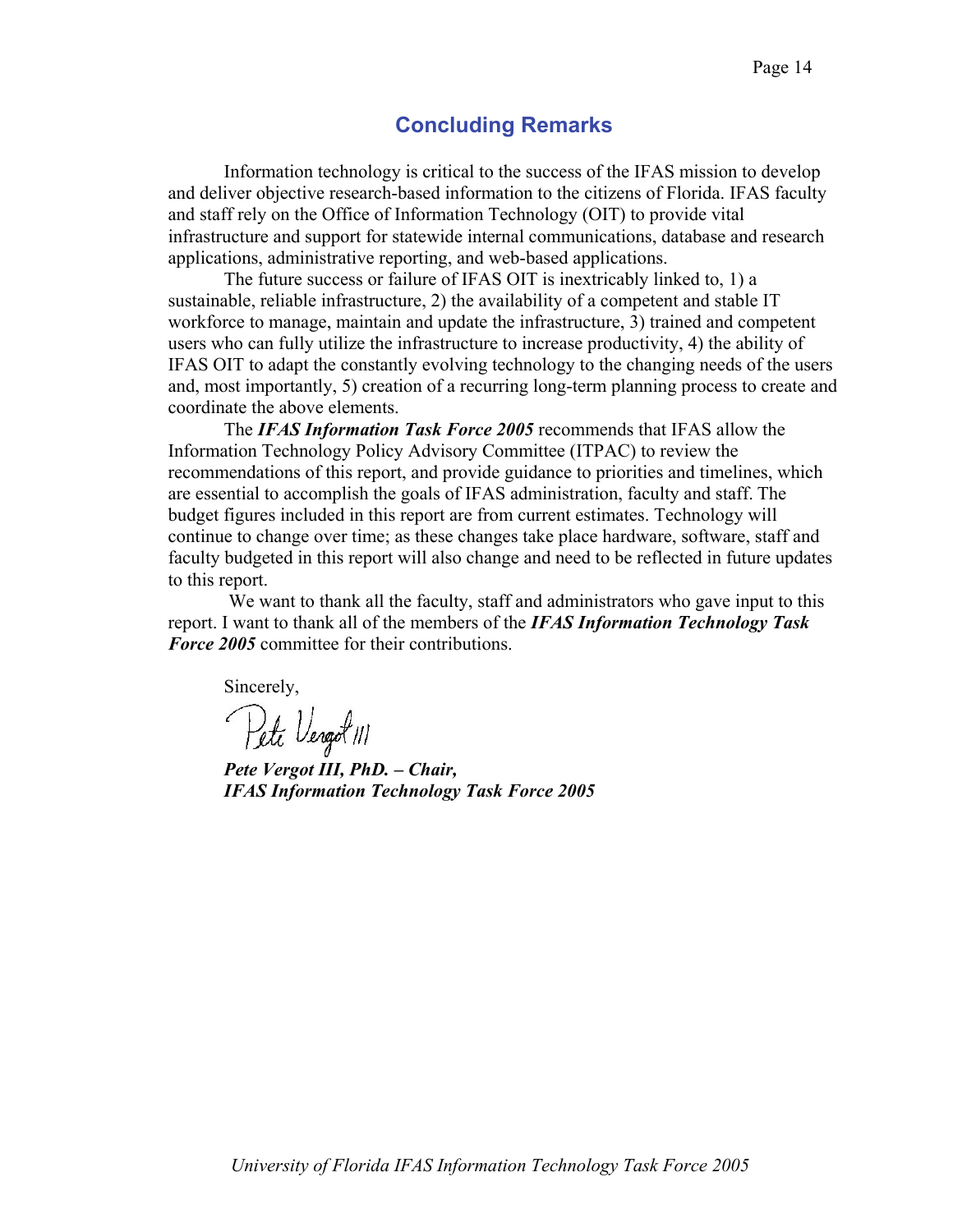# Concluding Remarks

Information technology is critical to the success of the IFAS mission to develop and deliver objective research-based information to the citizens of Florida. IFAS faculty and staff rely on the Office of Information Technology (OIT) to provide vital infrastructure and support for statewide internal communications, database and research applications, administrative reporting, and web-based applications.

The future success or failure of IFAS OIT is inextricably linked to, 1) a sustainable, reliable infrastructure, 2) the availability of a competent and stable IT workforce to manage, maintain and update the infrastructure, 3) trained and competent users who can fully utilize the infrastructure to increase productivity, 4) the ability of IFAS OIT to adapt the constantly evolving technology to the changing needs of the users and, most importantly, 5) creation of a recurring long-term planning process to create and coordinate the above elements.

The ***IFAS Information Task Force 2005*** recommends that IFAS allow the Information Technology Policy Advisory Committee (ITPAC) to review the recommendations of this report, and provide guidance to priorities and timelines, which are essential to accomplish the goals of IFAS administration, faculty and staff. The budget figures included in this report are from current estimates. Technology will continue to change over time; as these changes take place hardware, software, staff and faculty budgeted in this report will also change and need to be reflected in future updates to this report.

We want to thank all the faculty, staff and administrators who gave input to this report. I want to thank all of the members of the ***IFAS Information Technology Task Force 2005*** committee for their contributions.

Sincerely,

Pete Vergot III

***Pete Vergot III, PhD. – Chair,***
***IFAS Information Technology Task Force 2005***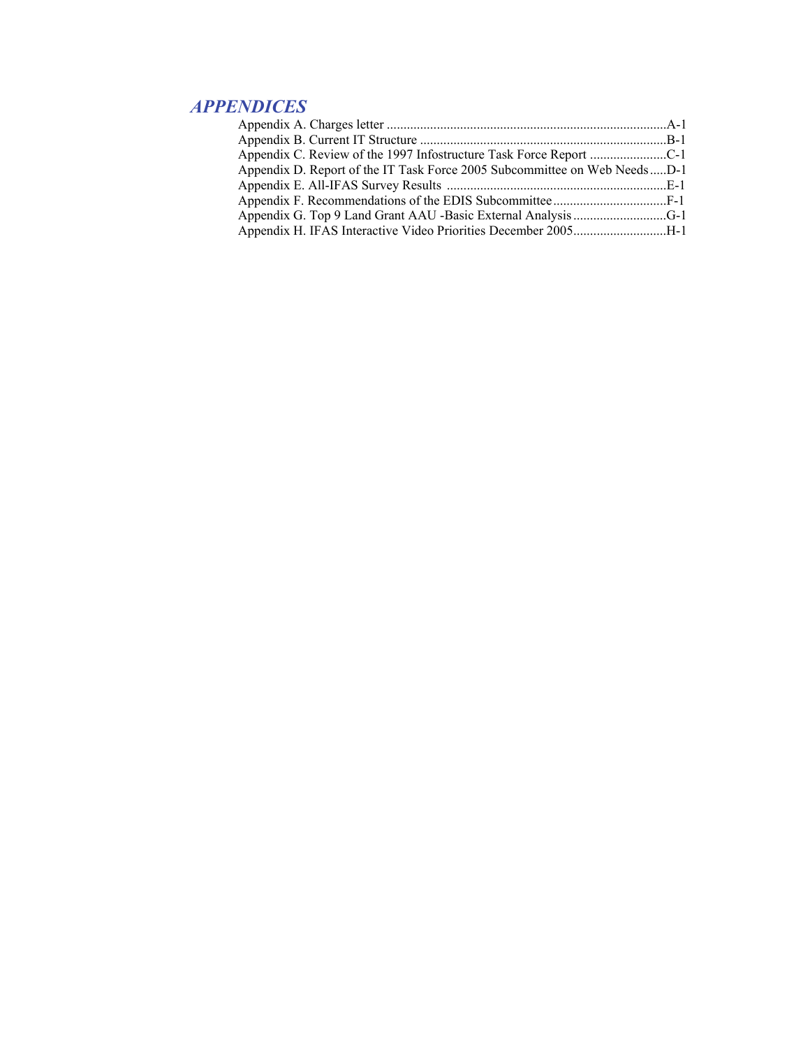## *APPENDICES*

Appendix A. Charges letter ....................................................................................A-1
Appendix B. Current IT Structure ..........................................................................B-1
Appendix C. Review of the 1997 Infostructure Task Force Report .......................C-1
Appendix D. Report of the IT Task Force 2005 Subcommittee on Web Needs.....D-1
Appendix E. All-IFAS Survey Results ..................................................................E-1
Appendix F. Recommendations of the EDIS Subcommittee..................................F-1
Appendix G. Top 9 Land Grant AAU -Basic External Analysis............................G-1
Appendix H. IFAS Interactive Video Priorities December 2005............................H-1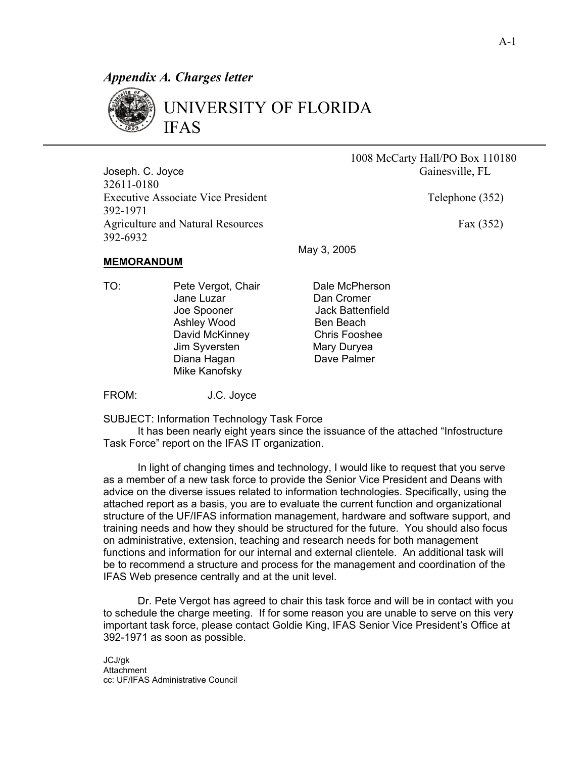*Appendix A. Charges letter*

UNIVERSITY OF FLORIDA
IFAS

Joseph. C. Joyce
Executive Associate Vice President
Agriculture and Natural Resources

1008 McCarty Hall/PO Box 110180
Gainesville, FL 32611-0180
Telephone (352) 392-1971
Fax (352) 392-6932

May 3, 2005

**MEMORANDUM**

TO:
Pete Vergot, Chair
Jane Luzar
Joe Spooner
Ashley Wood
David McKinney
Jim Syversten
Diana Hagan
Mike Kanofsky
Dale McPherson
Dan Cromer
Jack Battenfield
Ben Beach
Chris Fooshee
Mary Duryea
Dave Palmer

FROM: J.C. Joyce

SUBJECT: Information Technology Task Force

It has been nearly eight years since the issuance of the attached "Infostructure Task Force" report on the IFAS IT organization.

In light of changing times and technology, I would like to request that you serve as a member of a new task force to provide the Senior Vice President and Deans with advice on the diverse issues related to information technologies. Specifically, using the attached report as a basis, you are to evaluate the current function and organizational structure of the UF/IFAS information management, hardware and software support, and training needs and how they should be structured for the future. You should also focus on administrative, extension, teaching and research needs for both management functions and information for our internal and external clientele. An additional task will be to recommend a structure and process for the management and coordination of the IFAS Web presence centrally and at the unit level.

Dr. Pete Vergot has agreed to chair this task force and will be in contact with you to schedule the charge meeting. If for some reason you are unable to serve on this very important task force, please contact Goldie King, IFAS Senior Vice President's Office at 392-1971 as soon as possible.

JCJ/gk
Attachment
cc: UF/IFAS Administrative Council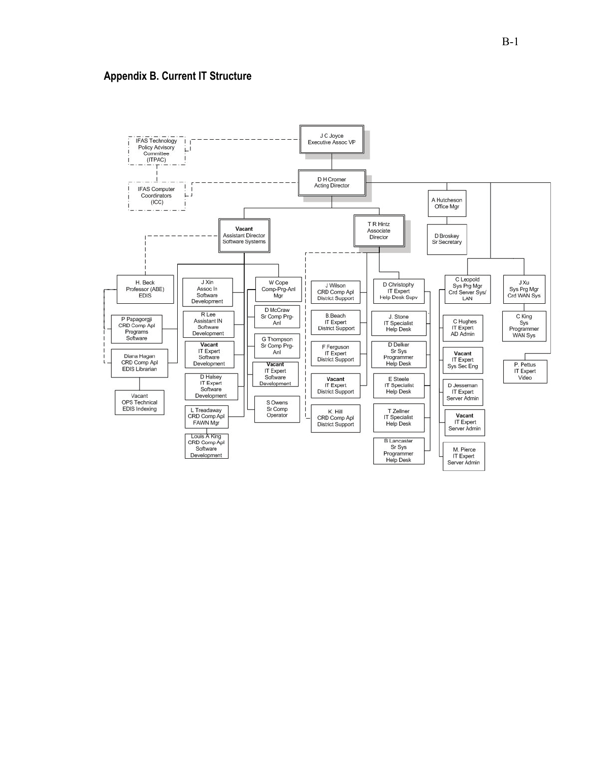## Appendix B. Current IT Structure

- J C Joyce, Executive Assoc VP
  - IFAS Technology Policy Advisory Committee (ITPAC) (dashed line)
    - IFAS Computer Coordinators (ICC) (dashed line)
  - D H Cromer, Acting Director
    - IFAS Computer Coordinators (ICC) (dashed line)
    - Vacant, Assistant Director Software Systems
      - H. Beck, Professor (ABE) EDIS (dashed line)
        - P Papagorgji, CRD Comp Apl Programs Software
        - Diana Hagan, CRD Comp Apl EDIS Librarian
          - Vacant, OPS Technical EDIS Indexing
      - J Xin, Assoc In Software Development
      - R Lee, Assistant IN Software Development
      - Vacant, IT Expert Software Development
      - D Halsey, IT Expert Software Development
      - L Treadaway, CRD Comp Apl FAWN Mgr
        - Louis A King, CRD Comp Apl Software Development
      - W Cope, Comp-Prg-Anl Mgr
        - D McCraw, Sr Comp Prg-Anl
        - G Thompson, Sr Comp Prg-Anl
        - Vacant, IT Expert Software Development
        - S Owens, Sr Comp Operator
    - T R Hintz, Associate Director
      - J Wilson, CRD Comp Apl District Support
      - B.Beach, IT Expert District Support
      - F Ferguson, IT Expert District Support
      - Vacant, IT Expert District Support
      - K. Hill, CRD Comp Apl District Support (dashed line)
      - D Christophy, IT Expert Help Desk Supv
        - J. Stone, IT Specialist Help Desk
        - D Delker, Sr Sys Programmer Help Desk
        - E Steele, IT Specialist Help Desk
        - T Zellner, IT Specialist Help Desk
        - B Lancaster, Sr Sys Programmer Help Desk
    - A Hutcheson, Office Mgr
      - D Broskey, Sr Secretary
    - C Leopold, Sys Prg Mgr Crd Server Sys/LAN
      - C Hughes, IT Expert AD Admin
      - Vacant, IT Expert Sys Sec Eng
      - D Jesseman, IT Expert Server Admin
      - Vacant, IT Expert Server Admin
      - M. Pierce, IT Expert Server Admin
    - J Xu, Sys Prg Mgr Crd WAN Sys
      - C King, Sys Programmer WAN Sys
    - P. Pettus, IT Expert Video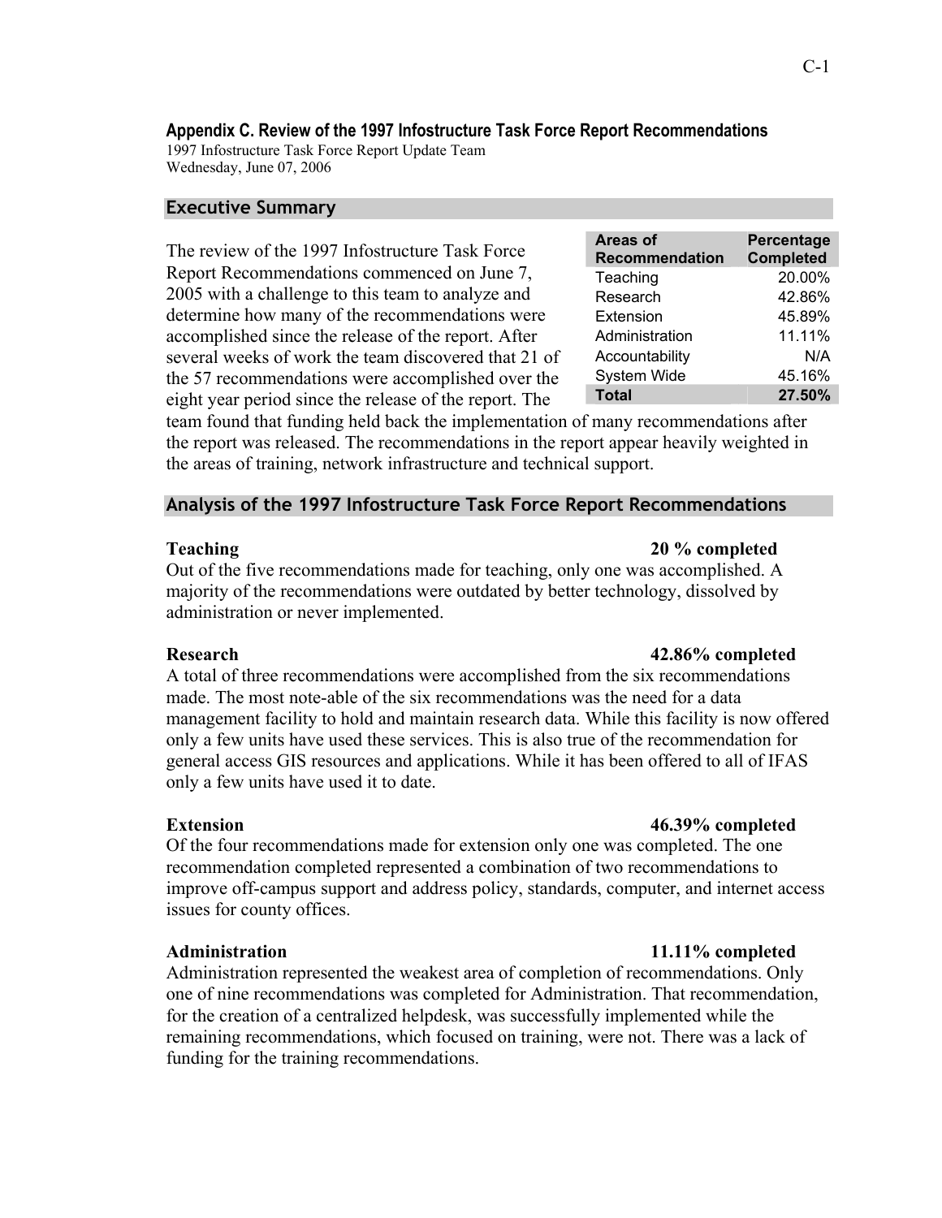## Appendix C. Review of the 1997 Infostructure Task Force Report Recommendations

1997 Infostructure Task Force Report Update Team
Wednesday, June 07, 2006

### Executive Summary

| Areas of Recommendation | Percentage Completed |
|---|---|
| Teaching | 20.00% |
| Research | 42.86% |
| Extension | 45.89% |
| Administration | 11.11% |
| Accountability | N/A |
| System Wide | 45.16% |
| **Total** | **27.50%** |

The review of the 1997 Infostructure Task Force Report Recommendations commenced on June 7, 2005 with a challenge to this team to analyze and determine how many of the recommendations were accomplished since the release of the report. After several weeks of work the team discovered that 21 of the 57 recommendations were accomplished over the eight year period since the release of the report. The team found that funding held back the implementation of many recommendations after the report was released. The recommendations in the report appear heavily weighted in the areas of training, network infrastructure and technical support.

### Analysis of the 1997 Infostructure Task Force Report Recommendations

**Teaching** **20 % completed**

Out of the five recommendations made for teaching, only one was accomplished. A majority of the recommendations were outdated by better technology, dissolved by administration or never implemented.

**Research** **42.86% completed**

A total of three recommendations were accomplished from the six recommendations made. The most note-able of the six recommendations was the need for a data management facility to hold and maintain research data. While this facility is now offered only a few units have used these services. This is also true of the recommendation for general access GIS resources and applications. While it has been offered to all of IFAS only a few units have used it to date.

**Extension** **46.39% completed**

Of the four recommendations made for extension only one was completed. The one recommendation completed represented a combination of two recommendations to improve off-campus support and address policy, standards, computer, and internet access issues for county offices.

**Administration** **11.11% completed**

Administration represented the weakest area of completion of recommendations. Only one of nine recommendations was completed for Administration. That recommendation, for the creation of a centralized helpdesk, was successfully implemented while the remaining recommendations, which focused on training, were not. There was a lack of funding for the training recommendations.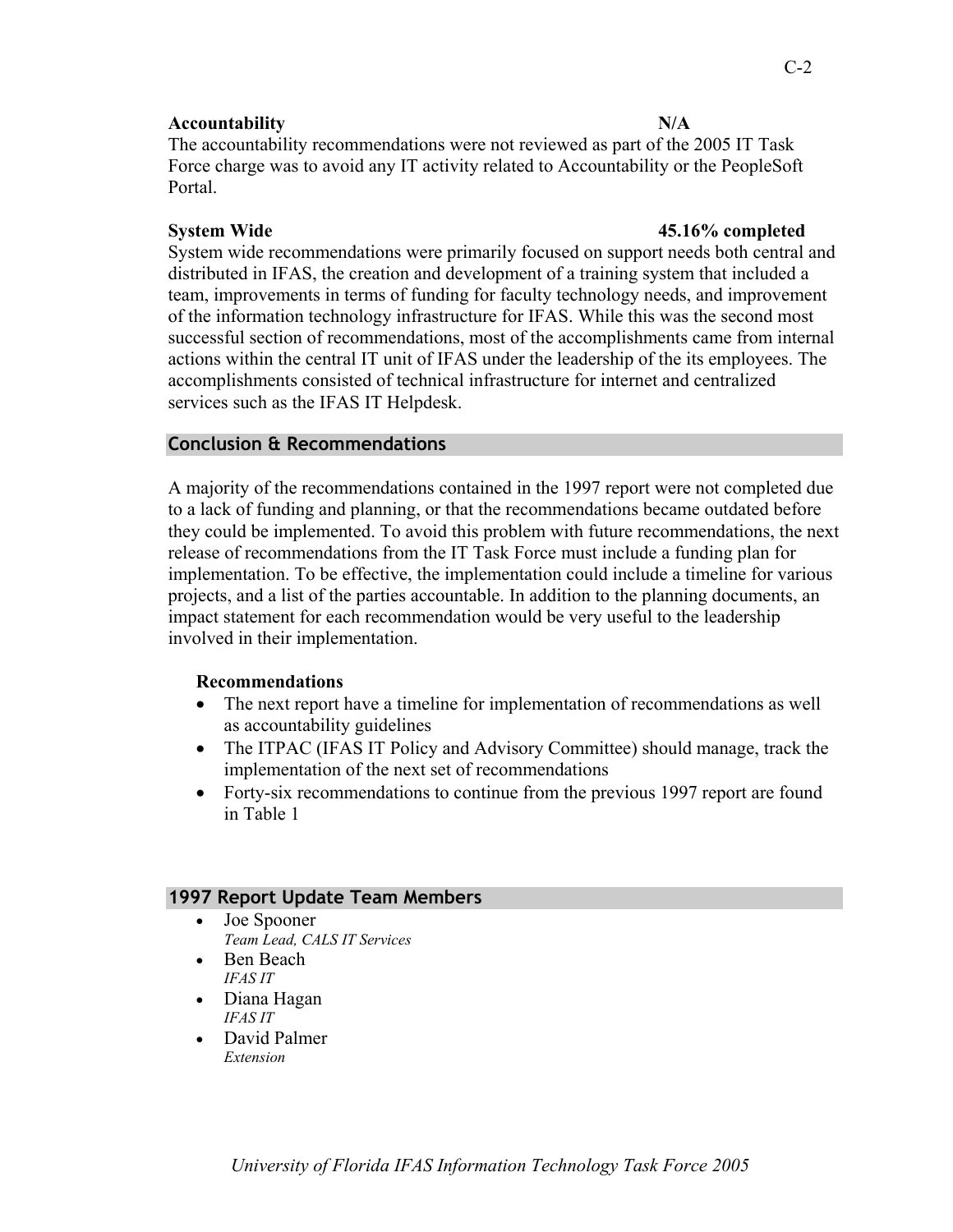**Accountability** **N/A**

The accountability recommendations were not reviewed as part of the 2005 IT Task Force charge was to avoid any IT activity related to Accountability or the PeopleSoft Portal.

**System Wide** **45.16% completed**

System wide recommendations were primarily focused on support needs both central and distributed in IFAS, the creation and development of a training system that included a team, improvements in terms of funding for faculty technology needs, and improvement of the information technology infrastructure for IFAS. While this was the second most successful section of recommendations, most of the accomplishments came from internal actions within the central IT unit of IFAS under the leadership of the its employees. The accomplishments consisted of technical infrastructure for internet and centralized services such as the IFAS IT Helpdesk.

## Conclusion & Recommendations

A majority of the recommendations contained in the 1997 report were not completed due to a lack of funding and planning, or that the recommendations became outdated before they could be implemented. To avoid this problem with future recommendations, the next release of recommendations from the IT Task Force must include a funding plan for implementation. To be effective, the implementation could include a timeline for various projects, and a list of the parties accountable. In addition to the planning documents, an impact statement for each recommendation would be very useful to the leadership involved in their implementation.

**Recommendations**

- The next report have a timeline for implementation of recommendations as well as accountability guidelines
- The ITPAC (IFAS IT Policy and Advisory Committee) should manage, track the implementation of the next set of recommendations
- Forty-six recommendations to continue from the previous 1997 report are found in Table 1

## 1997 Report Update Team Members

- Joe Spooner
  *Team Lead, CALS IT Services*
- Ben Beach
  *IFAS IT*
- Diana Hagan
  *IFAS IT*
- David Palmer
  *Extension*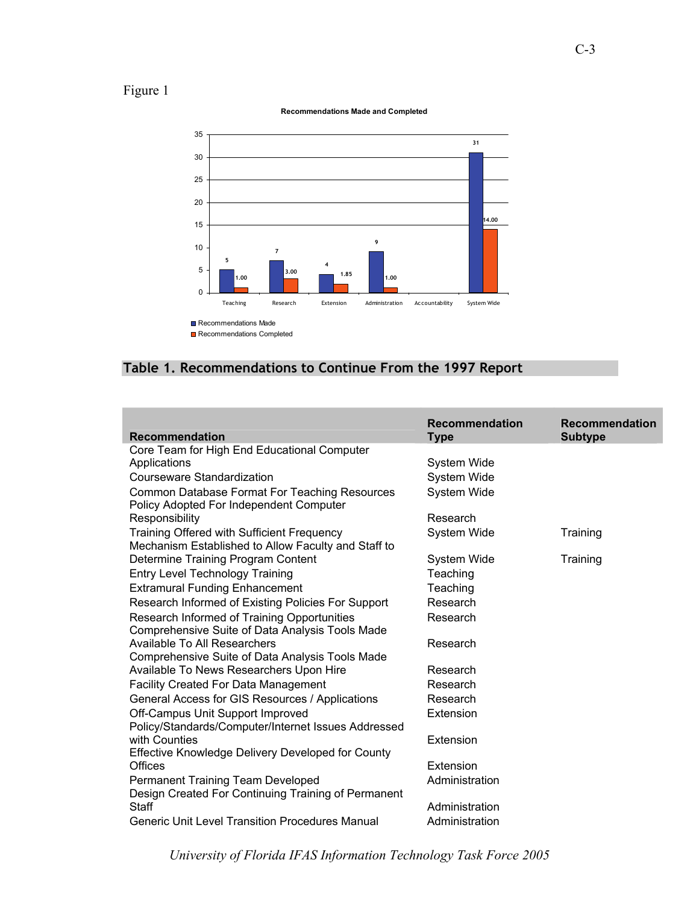Figure 1

**Recommendations Made and Completed**

| | Teaching | Research | Extension | Administration | Accountability | System Wide |
|---|---|---|---|---|---|---|
| Recommendations Made | 5 | 7 | 4 | 9 | | 31 |
| Recommendations Completed | 1.00 | 3.00 | 1.85 | 1.00 | | 14.00 |

## Table 1. Recommendations to Continue From the 1997 Report

| Recommendation | Recommendation Type | Recommendation Subtype |
|---|---|---|
| Core Team for High End Educational Computer Applications | System Wide | |
| Courseware Standardization | System Wide | |
| Common Database Format For Teaching Resources | System Wide | |
| Policy Adopted For Independent Computer Responsibility | Research | |
| Training Offered with Sufficient Frequency | System Wide | Training |
| Mechanism Established to Allow Faculty and Staff to Determine Training Program Content | System Wide | Training |
| Entry Level Technology Training | Teaching | |
| Extramural Funding Enhancement | Teaching | |
| Research Informed of Existing Policies For Support | Research | |
| Research Informed of Training Opportunities | Research | |
| Comprehensive Suite of Data Analysis Tools Made Available To All Researchers | Research | |
| Comprehensive Suite of Data Analysis Tools Made Available To News Researchers Upon Hire | Research | |
| Facility Created For Data Management | Research | |
| General Access for GIS Resources / Applications | Research | |
| Off-Campus Unit Support Improved | Extension | |
| Policy/Standards/Computer/Internet Issues Addressed with Counties | Extension | |
| Effective Knowledge Delivery Developed for County Offices | Extension | |
| Permanent Training Team Developed | Administration | |
| Design Created For Continuing Training of Permanent Staff | Administration | |
| Generic Unit Level Transition Procedures Manual | Administration | |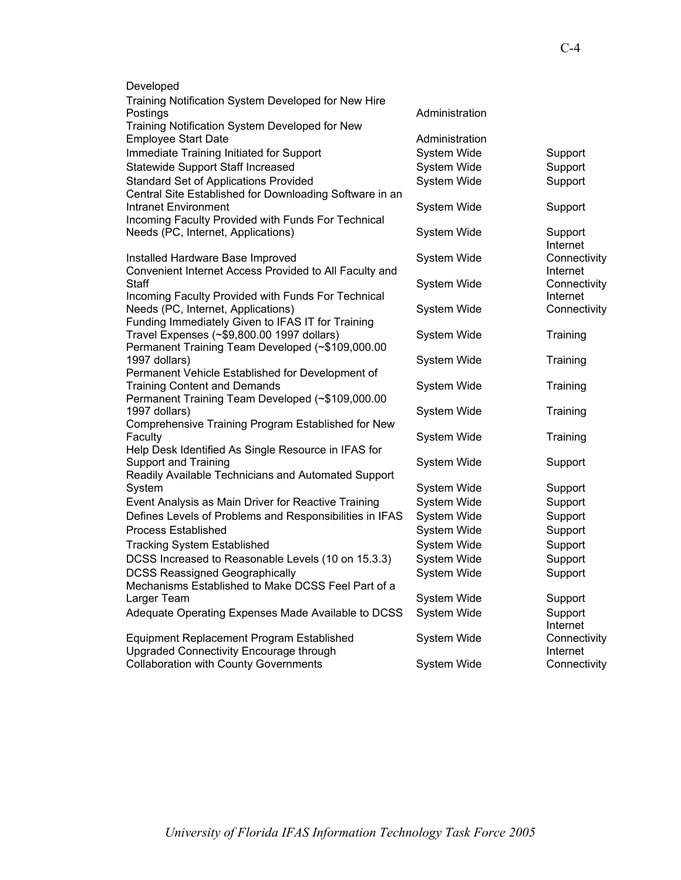| | | |
|---|---|---|
| Developed | | |
| Training Notification System Developed for New Hire Postings | Administration | |
| Training Notification System Developed for New Employee Start Date | Administration | |
| Immediate Training Initiated for Support | System Wide | Support |
| Statewide Support Staff Increased | System Wide | Support |
| Standard Set of Applications Provided | System Wide | Support |
| Central Site Established for Downloading Software in an Intranet Environment | System Wide | Support |
| Incoming Faculty Provided with Funds For Technical Needs (PC, Internet, Applications) | System Wide | Support |
| Installed Hardware Base Improved | System Wide | Internet Connectivity |
| Convenient Internet Access Provided to All Faculty and Staff | System Wide | Internet Connectivity |
| Incoming Faculty Provided with Funds For Technical Needs (PC, Internet, Applications) | System Wide | Internet Connectivity |
| Funding Immediately Given to IFAS IT for Training Travel Expenses (~$9,800.00 1997 dollars) | System Wide | Training |
| Permanent Training Team Developed (~$109,000.00 1997 dollars) | System Wide | Training |
| Permanent Vehicle Established for Development of Training Content and Demands | System Wide | Training |
| Permanent Training Team Developed (~$109,000.00 1997 dollars) | System Wide | Training |
| Comprehensive Training Program Established for New Faculty | System Wide | Training |
| Help Desk Identified As Single Resource in IFAS for Support and Training | System Wide | Support |
| Readily Available Technicians and Automated Support System | System Wide | Support |
| Event Analysis as Main Driver for Reactive Training | System Wide | Support |
| Defines Levels of Problems and Responsibilities in IFAS | System Wide | Support |
| Process Established | System Wide | Support |
| Tracking System Established | System Wide | Support |
| DCSS Increased to Reasonable Levels (10 on 15.3.3) | System Wide | Support |
| DCSS Reassigned Geographically | System Wide | Support |
| Mechanisms Established to Make DCSS Feel Part of a Larger Team | System Wide | Support |
| Adequate Operating Expenses Made Available to DCSS | System Wide | Support |
| Equipment Replacement Program Established | System Wide | Internet Connectivity |
| Upgraded Connectivity Encourage through Collaboration with County Governments | System Wide | Internet Connectivity |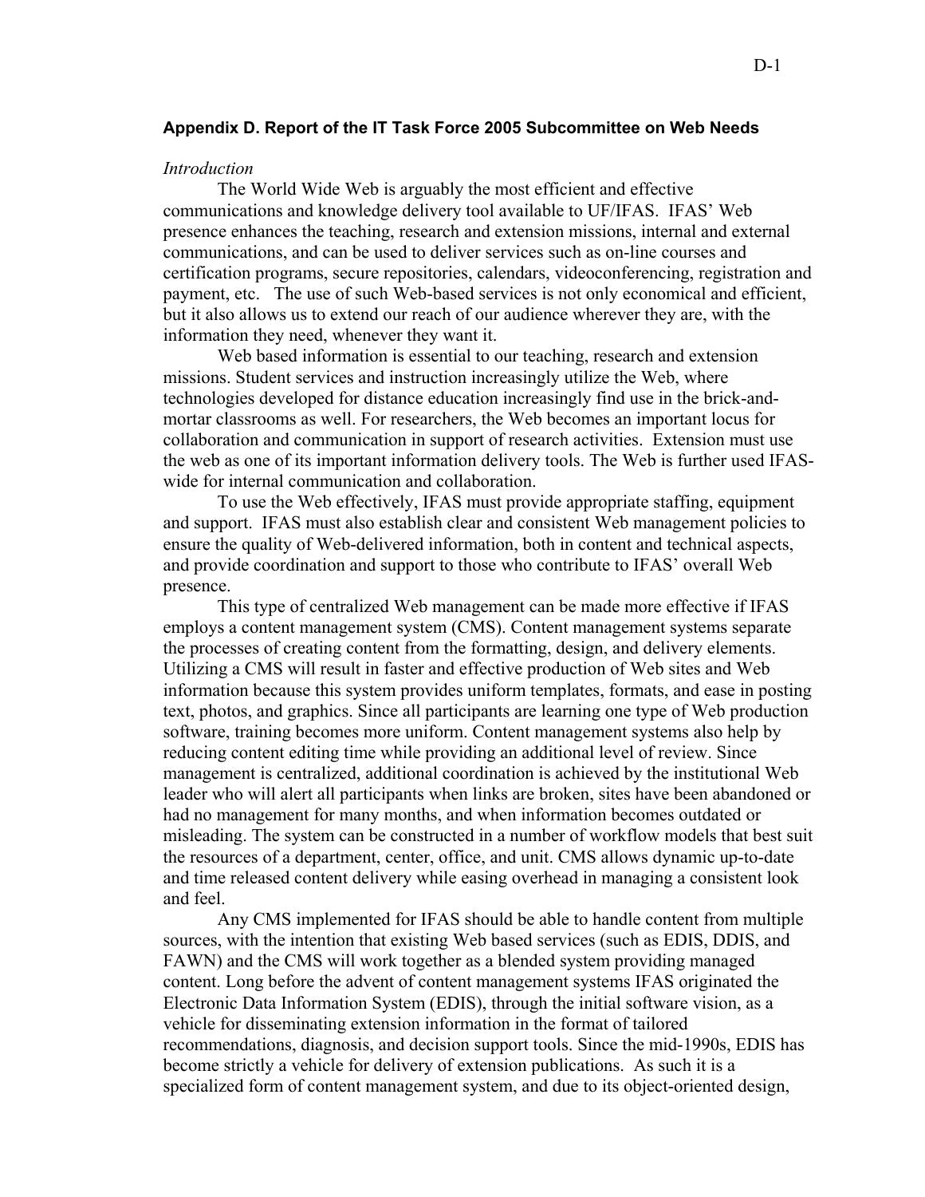## Appendix D. Report of the IT Task Force 2005 Subcommittee on Web Needs

*Introduction*

The World Wide Web is arguably the most efficient and effective communications and knowledge delivery tool available to UF/IFAS. IFAS' Web presence enhances the teaching, research and extension missions, internal and external communications, and can be used to deliver services such as on-line courses and certification programs, secure repositories, calendars, videoconferencing, registration and payment, etc. The use of such Web-based services is not only economical and efficient, but it also allows us to extend our reach of our audience wherever they are, with the information they need, whenever they want it.

Web based information is essential to our teaching, research and extension missions. Student services and instruction increasingly utilize the Web, where technologies developed for distance education increasingly find use in the brick-and-mortar classrooms as well. For researchers, the Web becomes an important locus for collaboration and communication in support of research activities. Extension must use the web as one of its important information delivery tools. The Web is further used IFAS-wide for internal communication and collaboration.

To use the Web effectively, IFAS must provide appropriate staffing, equipment and support. IFAS must also establish clear and consistent Web management policies to ensure the quality of Web-delivered information, both in content and technical aspects, and provide coordination and support to those who contribute to IFAS' overall Web presence.

This type of centralized Web management can be made more effective if IFAS employs a content management system (CMS). Content management systems separate the processes of creating content from the formatting, design, and delivery elements. Utilizing a CMS will result in faster and effective production of Web sites and Web information because this system provides uniform templates, formats, and ease in posting text, photos, and graphics. Since all participants are learning one type of Web production software, training becomes more uniform. Content management systems also help by reducing content editing time while providing an additional level of review. Since management is centralized, additional coordination is achieved by the institutional Web leader who will alert all participants when links are broken, sites have been abandoned or had no management for many months, and when information becomes outdated or misleading. The system can be constructed in a number of workflow models that best suit the resources of a department, center, office, and unit. CMS allows dynamic up-to-date and time released content delivery while easing overhead in managing a consistent look and feel.

Any CMS implemented for IFAS should be able to handle content from multiple sources, with the intention that existing Web based services (such as EDIS, DDIS, and FAWN) and the CMS will work together as a blended system providing managed content. Long before the advent of content management systems IFAS originated the Electronic Data Information System (EDIS), through the initial software vision, as a vehicle for disseminating extension information in the format of tailored recommendations, diagnosis, and decision support tools. Since the mid-1990s, EDIS has become strictly a vehicle for delivery of extension publications. As such it is a specialized form of content management system, and due to its object-oriented design,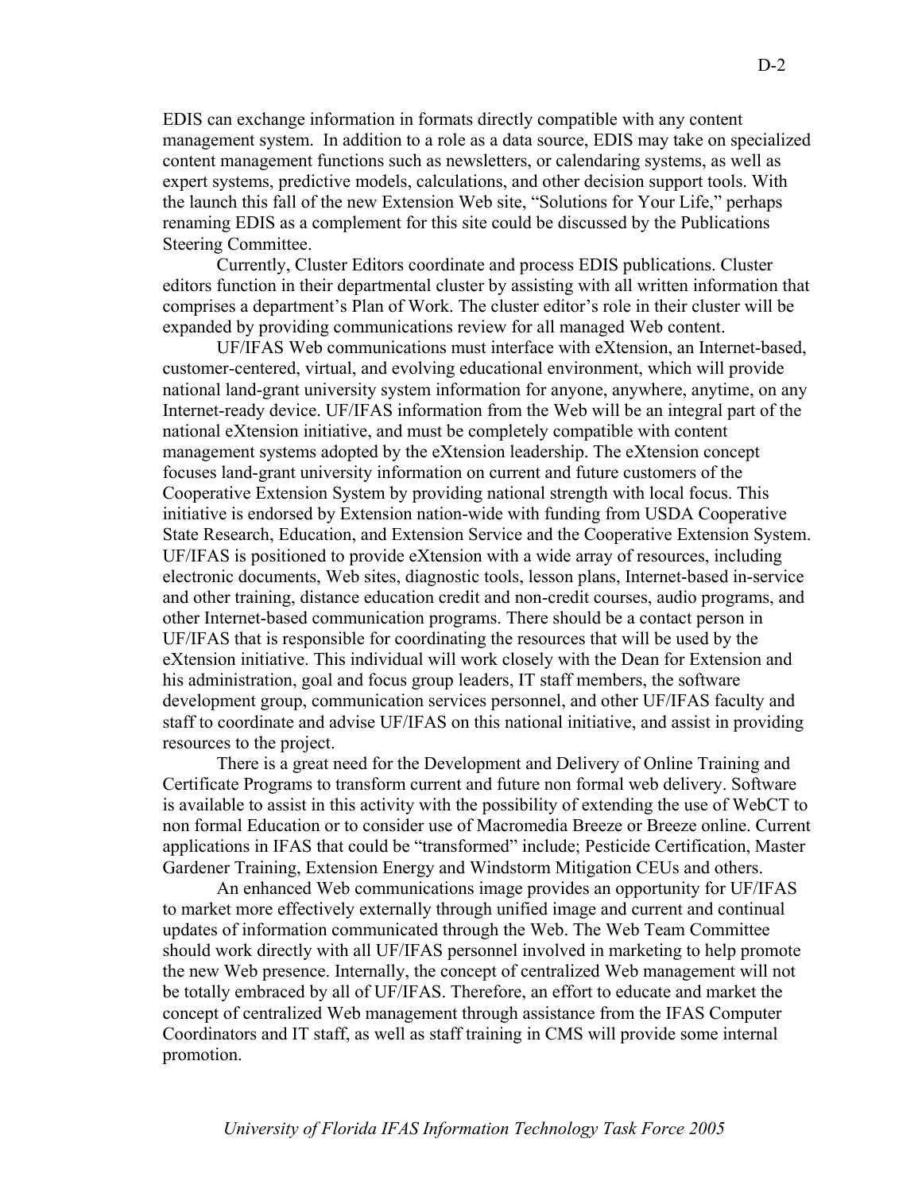EDIS can exchange information in formats directly compatible with any content management system. In addition to a role as a data source, EDIS may take on specialized content management functions such as newsletters, or calendaring systems, as well as expert systems, predictive models, calculations, and other decision support tools. With the launch this fall of the new Extension Web site, "Solutions for Your Life," perhaps renaming EDIS as a complement for this site could be discussed by the Publications Steering Committee.

Currently, Cluster Editors coordinate and process EDIS publications. Cluster editors function in their departmental cluster by assisting with all written information that comprises a department's Plan of Work. The cluster editor's role in their cluster will be expanded by providing communications review for all managed Web content.

UF/IFAS Web communications must interface with eXtension, an Internet-based, customer-centered, virtual, and evolving educational environment, which will provide national land-grant university system information for anyone, anywhere, anytime, on any Internet-ready device. UF/IFAS information from the Web will be an integral part of the national eXtension initiative, and must be completely compatible with content management systems adopted by the eXtension leadership. The eXtension concept focuses land-grant university information on current and future customers of the Cooperative Extension System by providing national strength with local focus. This initiative is endorsed by Extension nation-wide with funding from USDA Cooperative State Research, Education, and Extension Service and the Cooperative Extension System. UF/IFAS is positioned to provide eXtension with a wide array of resources, including electronic documents, Web sites, diagnostic tools, lesson plans, Internet-based in-service and other training, distance education credit and non-credit courses, audio programs, and other Internet-based communication programs. There should be a contact person in UF/IFAS that is responsible for coordinating the resources that will be used by the eXtension initiative. This individual will work closely with the Dean for Extension and his administration, goal and focus group leaders, IT staff members, the software development group, communication services personnel, and other UF/IFAS faculty and staff to coordinate and advise UF/IFAS on this national initiative, and assist in providing resources to the project.

There is a great need for the Development and Delivery of Online Training and Certificate Programs to transform current and future non formal web delivery. Software is available to assist in this activity with the possibility of extending the use of WebCT to non formal Education or to consider use of Macromedia Breeze or Breeze online. Current applications in IFAS that could be "transformed" include; Pesticide Certification, Master Gardener Training, Extension Energy and Windstorm Mitigation CEUs and others.

An enhanced Web communications image provides an opportunity for UF/IFAS to market more effectively externally through unified image and current and continual updates of information communicated through the Web. The Web Team Committee should work directly with all UF/IFAS personnel involved in marketing to help promote the new Web presence. Internally, the concept of centralized Web management will not be totally embraced by all of UF/IFAS. Therefore, an effort to educate and market the concept of centralized Web management through assistance from the IFAS Computer Coordinators and IT staff, as well as staff training in CMS will provide some internal promotion.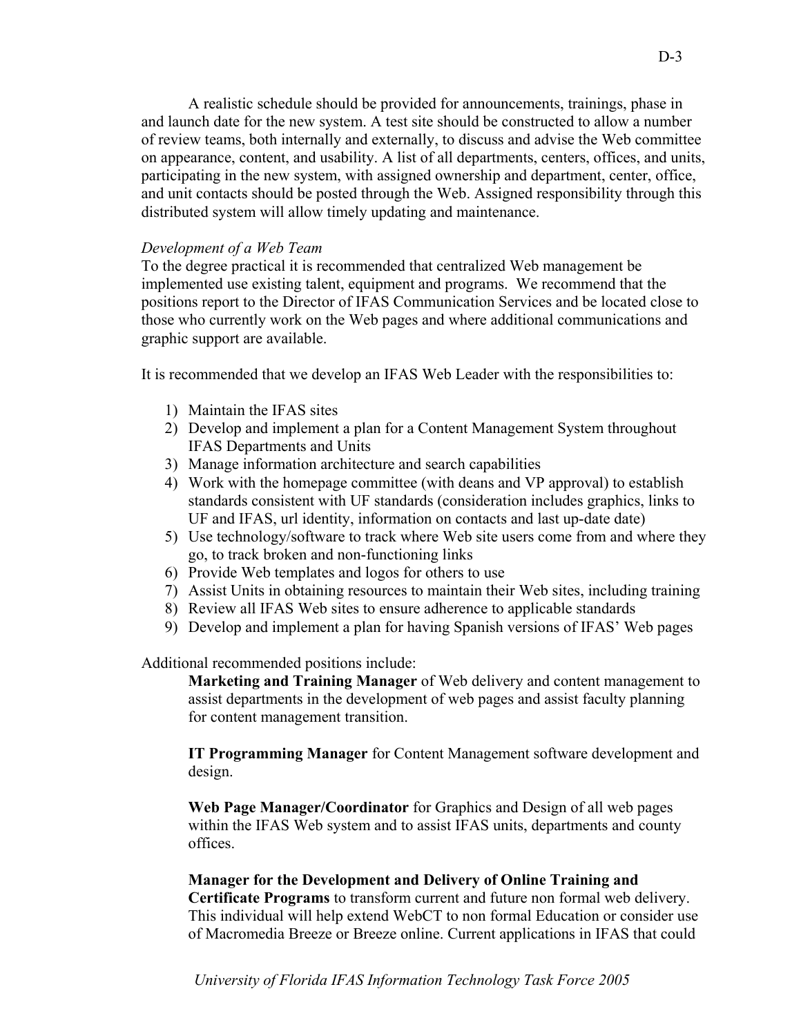A realistic schedule should be provided for announcements, trainings, phase in and launch date for the new system. A test site should be constructed to allow a number of review teams, both internally and externally, to discuss and advise the Web committee on appearance, content, and usability. A list of all departments, centers, offices, and units, participating in the new system, with assigned ownership and department, center, office, and unit contacts should be posted through the Web. Assigned responsibility through this distributed system will allow timely updating and maintenance.

*Development of a Web Team*

To the degree practical it is recommended that centralized Web management be implemented use existing talent, equipment and programs. We recommend that the positions report to the Director of IFAS Communication Services and be located close to those who currently work on the Web pages and where additional communications and graphic support are available.

It is recommended that we develop an IFAS Web Leader with the responsibilities to:

1) Maintain the IFAS sites
2) Develop and implement a plan for a Content Management System throughout IFAS Departments and Units
3) Manage information architecture and search capabilities
4) Work with the homepage committee (with deans and VP approval) to establish standards consistent with UF standards (consideration includes graphics, links to UF and IFAS, url identity, information on contacts and last up-date date)
5) Use technology/software to track where Web site users come from and where they go, to track broken and non-functioning links
6) Provide Web templates and logos for others to use
7) Assist Units in obtaining resources to maintain their Web sites, including training
8) Review all IFAS Web sites to ensure adherence to applicable standards
9) Develop and implement a plan for having Spanish versions of IFAS' Web pages

Additional recommended positions include:

**Marketing and Training Manager** of Web delivery and content management to assist departments in the development of web pages and assist faculty planning for content management transition.

**IT Programming Manager** for Content Management software development and design.

**Web Page Manager/Coordinator** for Graphics and Design of all web pages within the IFAS Web system and to assist IFAS units, departments and county offices.

**Manager for the Development and Delivery of Online Training and Certificate Programs** to transform current and future non formal web delivery. This individual will help extend WebCT to non formal Education or consider use of Macromedia Breeze or Breeze online. Current applications in IFAS that could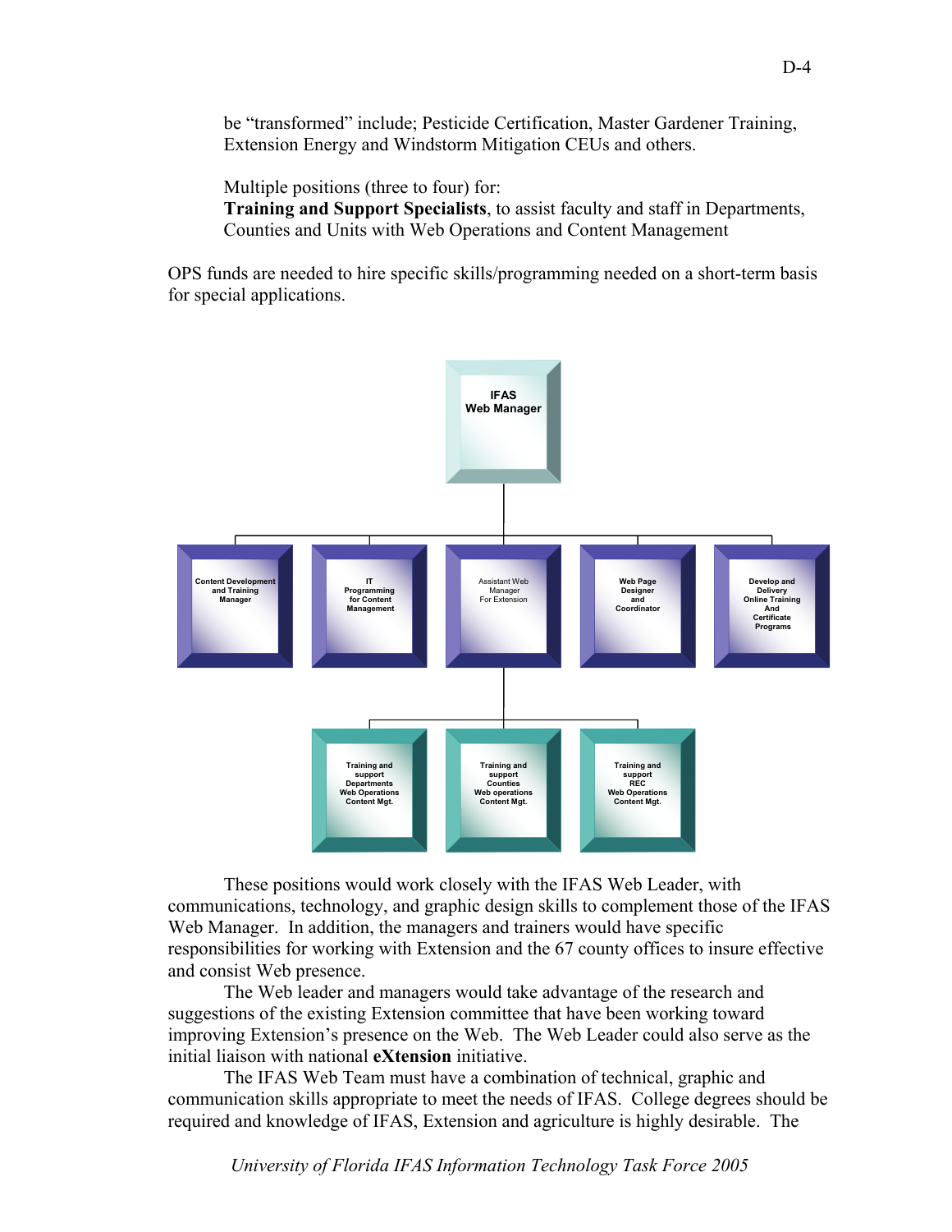be "transformed" include; Pesticide Certification, Master Gardener Training, Extension Energy and Windstorm Mitigation CEUs and others.

Multiple positions (three to four) for:
**Training and Support Specialists**, to assist faculty and staff in Departments, Counties and Units with Web Operations and Content Management

OPS funds are needed to hire specific skills/programming needed on a short-term basis for special applications.

IFAS Web Manager

- Content Development and Training Manager
- IT Programming for Content Management
- Assistant Web Manager For Extension
  - Training and support Departments Web Operations Content Mgt.
  - Training and support Counties Web operations Content Mgt.
  - Training and support REC Web Operations Content Mgt.
- Web Page Designer and Coordinator
- Develop and Delivery Online Training And Certificate Programs

These positions would work closely with the IFAS Web Leader, with communications, technology, and graphic design skills to complement those of the IFAS Web Manager. In addition, the managers and trainers would have specific responsibilities for working with Extension and the 67 county offices to insure effective and consist Web presence.

The Web leader and managers would take advantage of the research and suggestions of the existing Extension committee that have been working toward improving Extension's presence on the Web. The Web Leader could also serve as the initial liaison with national **eXtension** initiative.

The IFAS Web Team must have a combination of technical, graphic and communication skills appropriate to meet the needs of IFAS. College degrees should be required and knowledge of IFAS, Extension and agriculture is highly desirable. The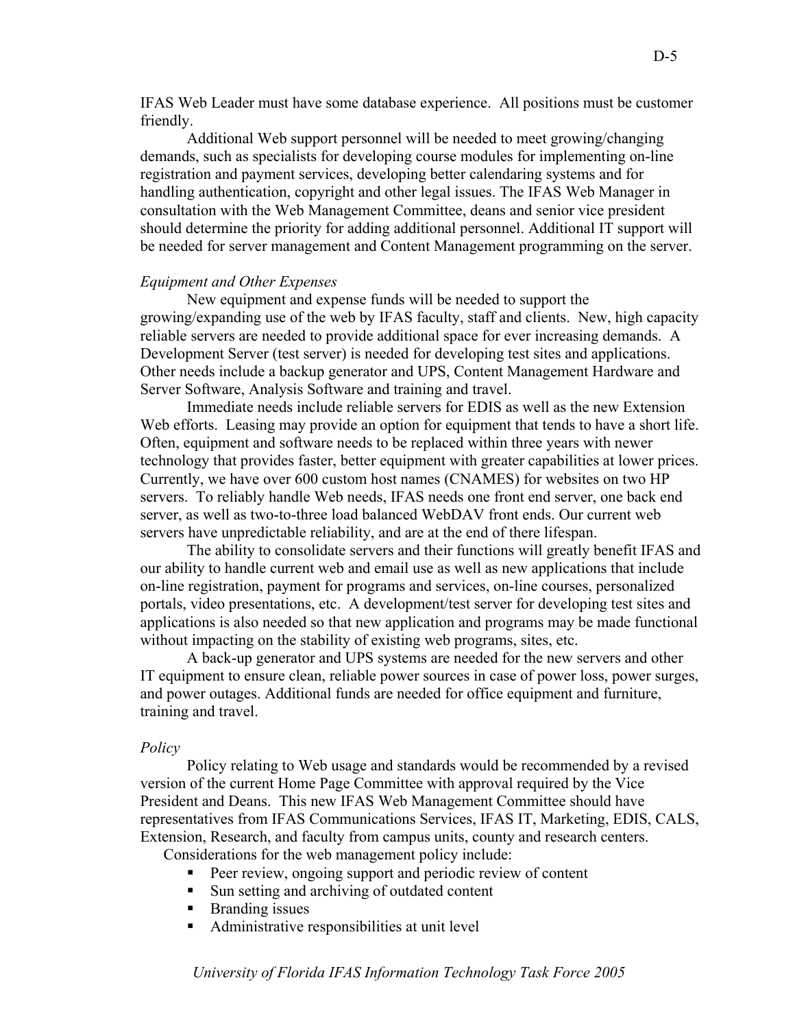IFAS Web Leader must have some database experience. All positions must be customer friendly.

Additional Web support personnel will be needed to meet growing/changing demands, such as specialists for developing course modules for implementing on-line registration and payment services, developing better calendaring systems and for handling authentication, copyright and other legal issues. The IFAS Web Manager in consultation with the Web Management Committee, deans and senior vice president should determine the priority for adding additional personnel. Additional IT support will be needed for server management and Content Management programming on the server.

*Equipment and Other Expenses*

New equipment and expense funds will be needed to support the growing/expanding use of the web by IFAS faculty, staff and clients. New, high capacity reliable servers are needed to provide additional space for ever increasing demands. A Development Server (test server) is needed for developing test sites and applications. Other needs include a backup generator and UPS, Content Management Hardware and Server Software, Analysis Software and training and travel.

Immediate needs include reliable servers for EDIS as well as the new Extension Web efforts. Leasing may provide an option for equipment that tends to have a short life. Often, equipment and software needs to be replaced within three years with newer technology that provides faster, better equipment with greater capabilities at lower prices. Currently, we have over 600 custom host names (CNAMES) for websites on two HP servers. To reliably handle Web needs, IFAS needs one front end server, one back end server, as well as two-to-three load balanced WebDAV front ends. Our current web servers have unpredictable reliability, and are at the end of there lifespan.

The ability to consolidate servers and their functions will greatly benefit IFAS and our ability to handle current web and email use as well as new applications that include on-line registration, payment for programs and services, on-line courses, personalized portals, video presentations, etc. A development/test server for developing test sites and applications is also needed so that new application and programs may be made functional without impacting on the stability of existing web programs, sites, etc.

A back-up generator and UPS systems are needed for the new servers and other IT equipment to ensure clean, reliable power sources in case of power loss, power surges, and power outages. Additional funds are needed for office equipment and furniture, training and travel.

*Policy*

Policy relating to Web usage and standards would be recommended by a revised version of the current Home Page Committee with approval required by the Vice President and Deans. This new IFAS Web Management Committee should have representatives from IFAS Communications Services, IFAS IT, Marketing, EDIS, CALS, Extension, Research, and faculty from campus units, county and research centers.

Considerations for the web management policy include:

- Peer review, ongoing support and periodic review of content
- Sun setting and archiving of outdated content
- Branding issues
- Administrative responsibilities at unit level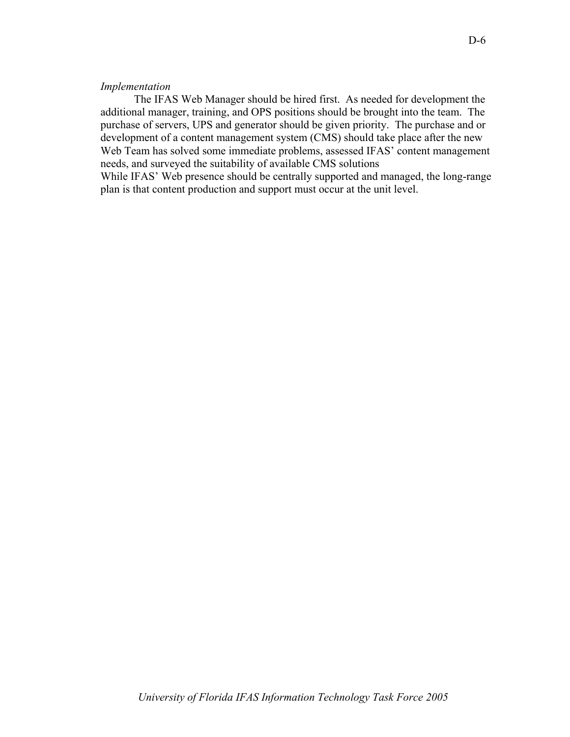*Implementation*

The IFAS Web Manager should be hired first. As needed for development the additional manager, training, and OPS positions should be brought into the team. The purchase of servers, UPS and generator should be given priority. The purchase and or development of a content management system (CMS) should take place after the new Web Team has solved some immediate problems, assessed IFAS' content management needs, and surveyed the suitability of available CMS solutions

While IFAS' Web presence should be centrally supported and managed, the long-range plan is that content production and support must occur at the unit level.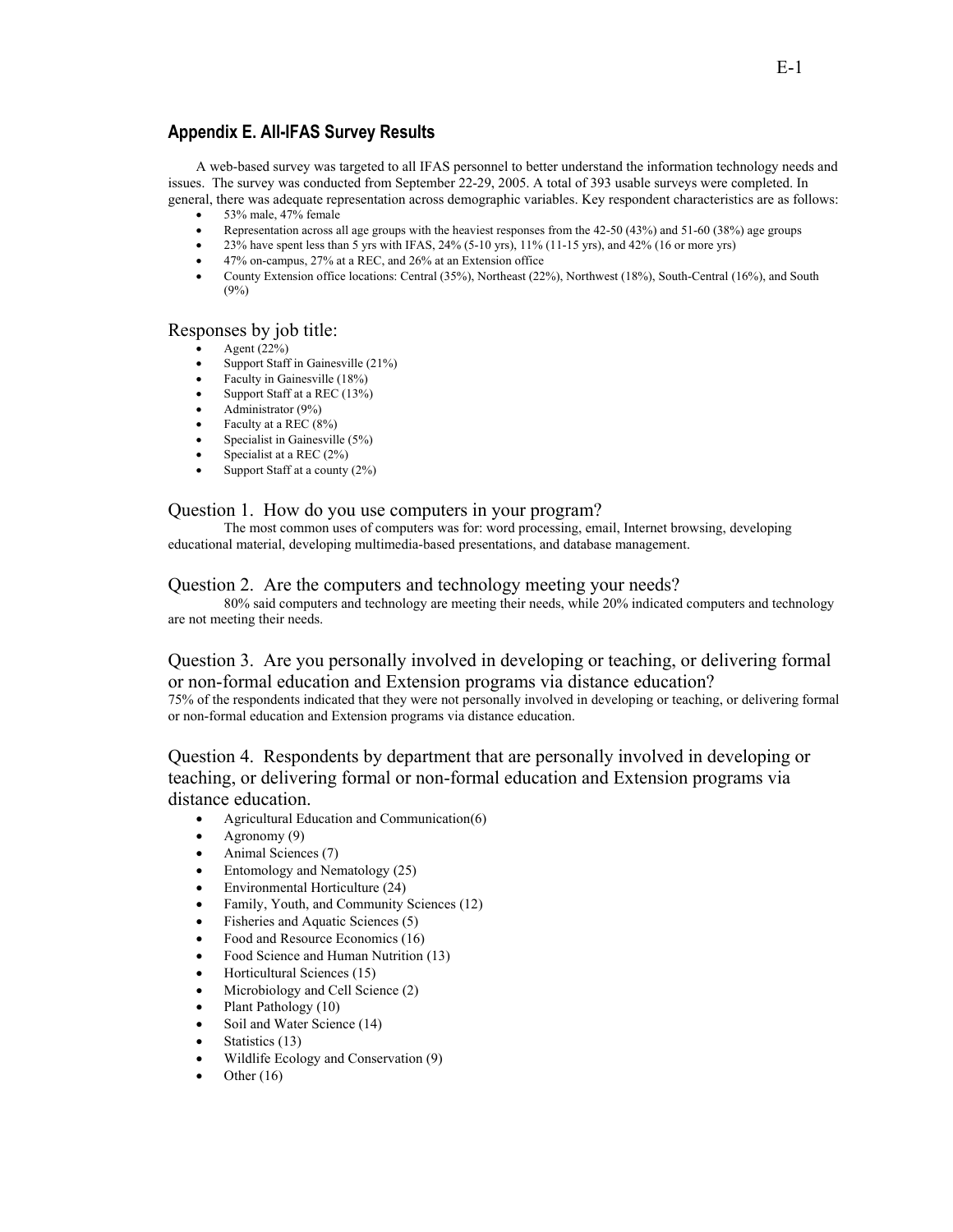## Appendix E. All-IFAS Survey Results

A web-based survey was targeted to all IFAS personnel to better understand the information technology needs and issues. The survey was conducted from September 22-29, 2005. A total of 393 usable surveys were completed. In general, there was adequate representation across demographic variables. Key respondent characteristics are as follows:

- 53% male, 47% female
- Representation across all age groups with the heaviest responses from the 42-50 (43%) and 51-60 (38%) age groups
- 23% have spent less than 5 yrs with IFAS, 24% (5-10 yrs), 11% (11-15 yrs), and 42% (16 or more yrs)
- 47% on-campus, 27% at a REC, and 26% at an Extension office
- County Extension office locations: Central (35%), Northeast (22%), Northwest (18%), South-Central (16%), and South (9%)

### Responses by job title:

- Agent (22%)
- Support Staff in Gainesville (21%)
- Faculty in Gainesville (18%)
- Support Staff at a REC (13%)
- Administrator (9%)
- Faculty at a REC (8%)
- Specialist in Gainesville (5%)
- Specialist at a REC (2%)
- Support Staff at a county (2%)

### Question 1. How do you use computers in your program?

The most common uses of computers was for: word processing, email, Internet browsing, developing educational material, developing multimedia-based presentations, and database management.

### Question 2. Are the computers and technology meeting your needs?

80% said computers and technology are meeting their needs, while 20% indicated computers and technology are not meeting their needs.

### Question 3. Are you personally involved in developing or teaching, or delivering formal or non-formal education and Extension programs via distance education?

75% of the respondents indicated that they were not personally involved in developing or teaching, or delivering formal or non-formal education and Extension programs via distance education.

### Question 4. Respondents by department that are personally involved in developing or teaching, or delivering formal or non-formal education and Extension programs via distance education.

- Agricultural Education and Communication(6)
- Agronomy (9)
- Animal Sciences (7)
- Entomology and Nematology (25)
- Environmental Horticulture (24)
- Family, Youth, and Community Sciences (12)
- Fisheries and Aquatic Sciences (5)
- Food and Resource Economics (16)
- Food Science and Human Nutrition (13)
- Horticultural Sciences (15)
- Microbiology and Cell Science (2)
- Plant Pathology (10)
- Soil and Water Science (14)
- Statistics (13)
- Wildlife Ecology and Conservation (9)
- Other (16)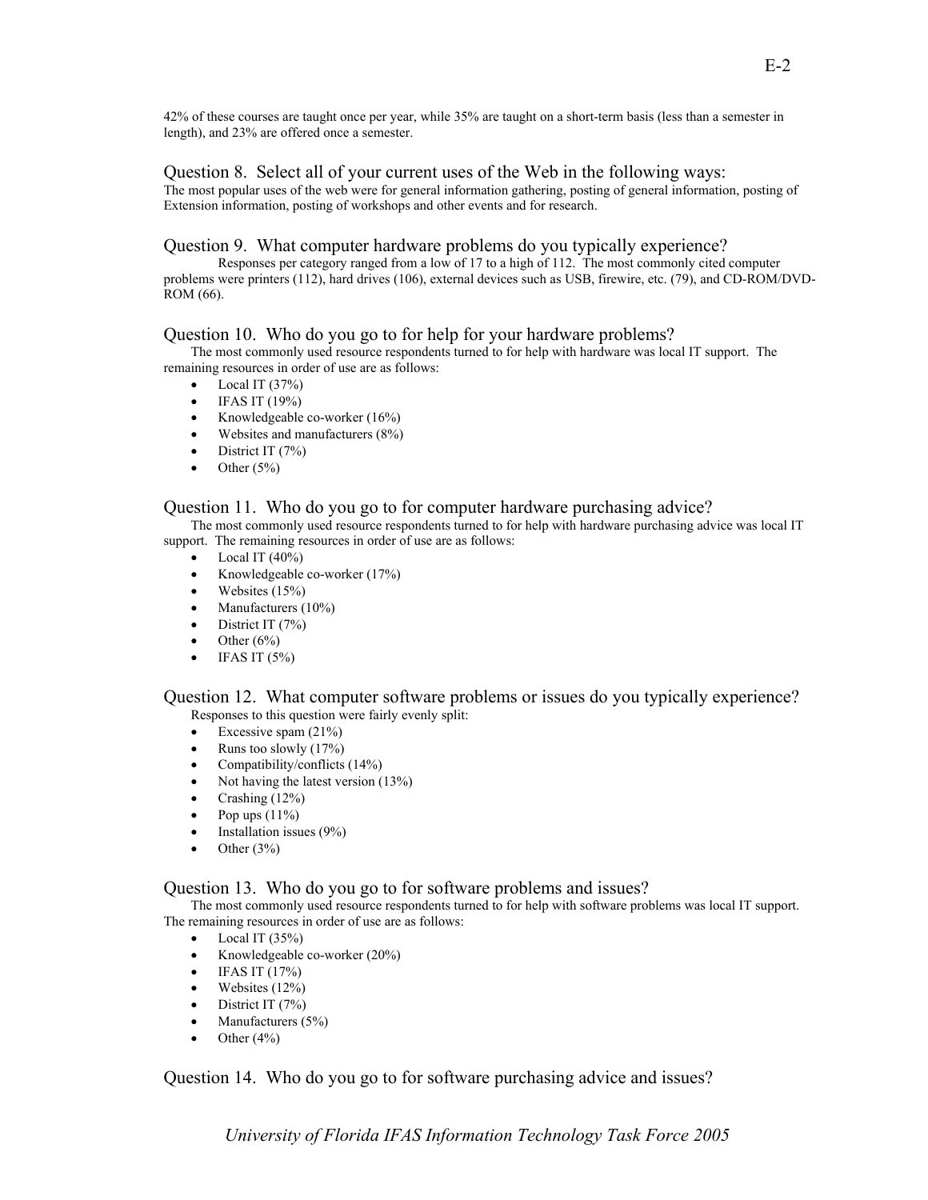42% of these courses are taught once per year, while 35% are taught on a short-term basis (less than a semester in length), and 23% are offered once a semester.

### Question 8. Select all of your current uses of the Web in the following ways:

The most popular uses of the web were for general information gathering, posting of general information, posting of Extension information, posting of workshops and other events and for research.

### Question 9. What computer hardware problems do you typically experience?

Responses per category ranged from a low of 17 to a high of 112. The most commonly cited computer problems were printers (112), hard drives (106), external devices such as USB, firewire, etc. (79), and CD-ROM/DVD-ROM (66).

### Question 10. Who do you go to for help for your hardware problems?

The most commonly used resource respondents turned to for help with hardware was local IT support. The remaining resources in order of use are as follows:

- Local IT (37%)
- IFAS IT (19%)
- Knowledgeable co-worker (16%)
- Websites and manufacturers (8%)
- District IT (7%)
- Other (5%)

### Question 11. Who do you go to for computer hardware purchasing advice?

The most commonly used resource respondents turned to for help with hardware purchasing advice was local IT support. The remaining resources in order of use are as follows:

- Local IT (40%)
- Knowledgeable co-worker (17%)
- Websites (15%)
- Manufacturers (10%)
- District IT (7%)
- Other (6%)
- IFAS IT (5%)

### Question 12. What computer software problems or issues do you typically experience?

Responses to this question were fairly evenly split:

- Excessive spam (21%)
- Runs too slowly (17%)
- Compatibility/conflicts (14%)
- Not having the latest version (13%)
- Crashing (12%)
- Pop ups (11%)
- Installation issues (9%)
- Other (3%)

### Question 13. Who do you go to for software problems and issues?

The most commonly used resource respondents turned to for help with software problems was local IT support. The remaining resources in order of use are as follows:

- Local IT (35%)
- Knowledgeable co-worker (20%)
- IFAS IT (17%)
- Websites (12%)
- District IT (7%)
- Manufacturers (5%)
- Other (4%)

### Question 14. Who do you go to for software purchasing advice and issues?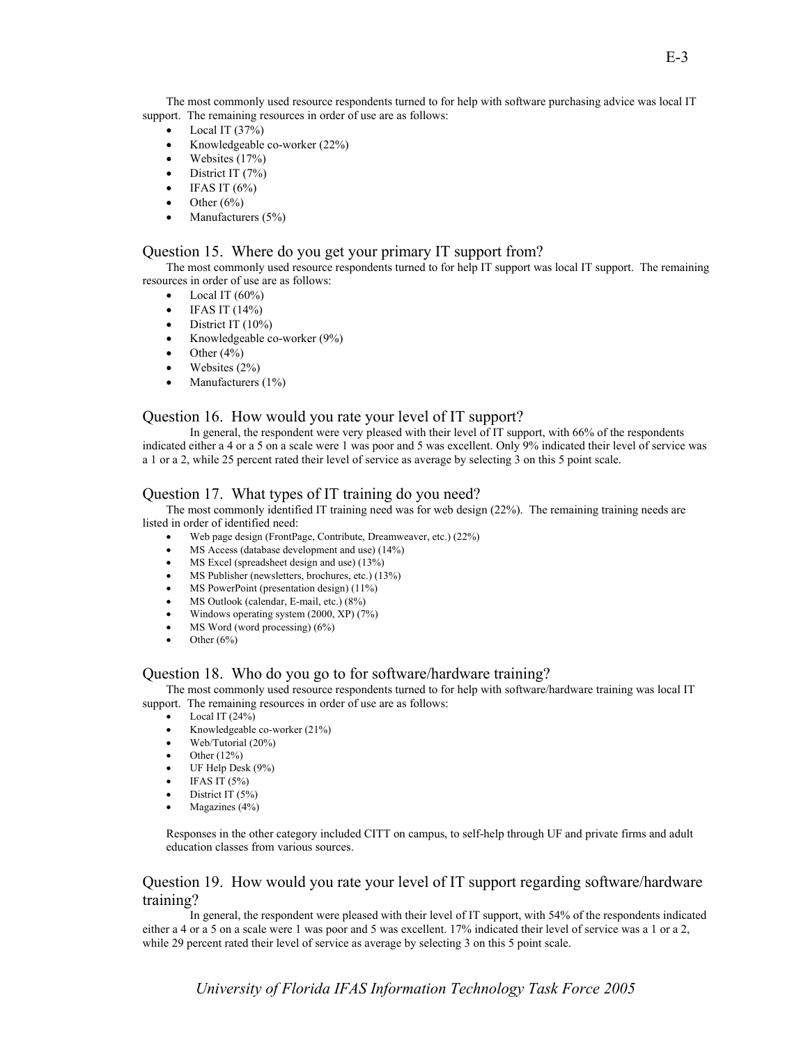The most commonly used resource respondents turned to for help with software purchasing advice was local IT support. The remaining resources in order of use are as follows:

- Local IT (37%)
- Knowledgeable co-worker (22%)
- Websites (17%)
- District IT (7%)
- IFAS IT (6%)
- Other (6%)
- Manufacturers (5%)

## Question 15. Where do you get your primary IT support from?

The most commonly used resource respondents turned to for help IT support was local IT support. The remaining resources in order of use are as follows:

- Local IT (60%)
- IFAS IT (14%)
- District IT (10%)
- Knowledgeable co-worker (9%)
- Other (4%)
- Websites (2%)
- Manufacturers (1%)

## Question 16. How would you rate your level of IT support?

In general, the respondent were very pleased with their level of IT support, with 66% of the respondents indicated either a 4 or a 5 on a scale were 1 was poor and 5 was excellent. Only 9% indicated their level of service was a 1 or a 2, while 25 percent rated their level of service as average by selecting 3 on this 5 point scale.

## Question 17. What types of IT training do you need?

The most commonly identified IT training need was for web design (22%). The remaining training needs are listed in order of identified need:

- Web page design (FrontPage, Contribute, Dreamweaver, etc.) (22%)
- MS Access (database development and use) (14%)
- MS Excel (spreadsheet design and use) (13%)
- MS Publisher (newsletters, brochures, etc.) (13%)
- MS PowerPoint (presentation design) (11%)
- MS Outlook (calendar, E-mail, etc.) (8%)
- Windows operating system (2000, XP) (7%)
- MS Word (word processing) (6%)
- Other (6%)

## Question 18. Who do you go to for software/hardware training?

The most commonly used resource respondents turned to for help with software/hardware training was local IT support. The remaining resources in order of use are as follows:

- Local IT (24%)
- Knowledgeable co-worker (21%)
- Web/Tutorial (20%)
- Other (12%)
- UF Help Desk (9%)
- IFAS IT (5%)
- District IT (5%)
- Magazines (4%)

Responses in the other category included CITT on campus, to self-help through UF and private firms and adult education classes from various sources.

## Question 19. How would you rate your level of IT support regarding software/hardware training?

In general, the respondent were pleased with their level of IT support, with 54% of the respondents indicated either a 4 or a 5 on a scale were 1 was poor and 5 was excellent. 17% indicated their level of service was a 1 or a 2, while 29 percent rated their level of service as average by selecting 3 on this 5 point scale.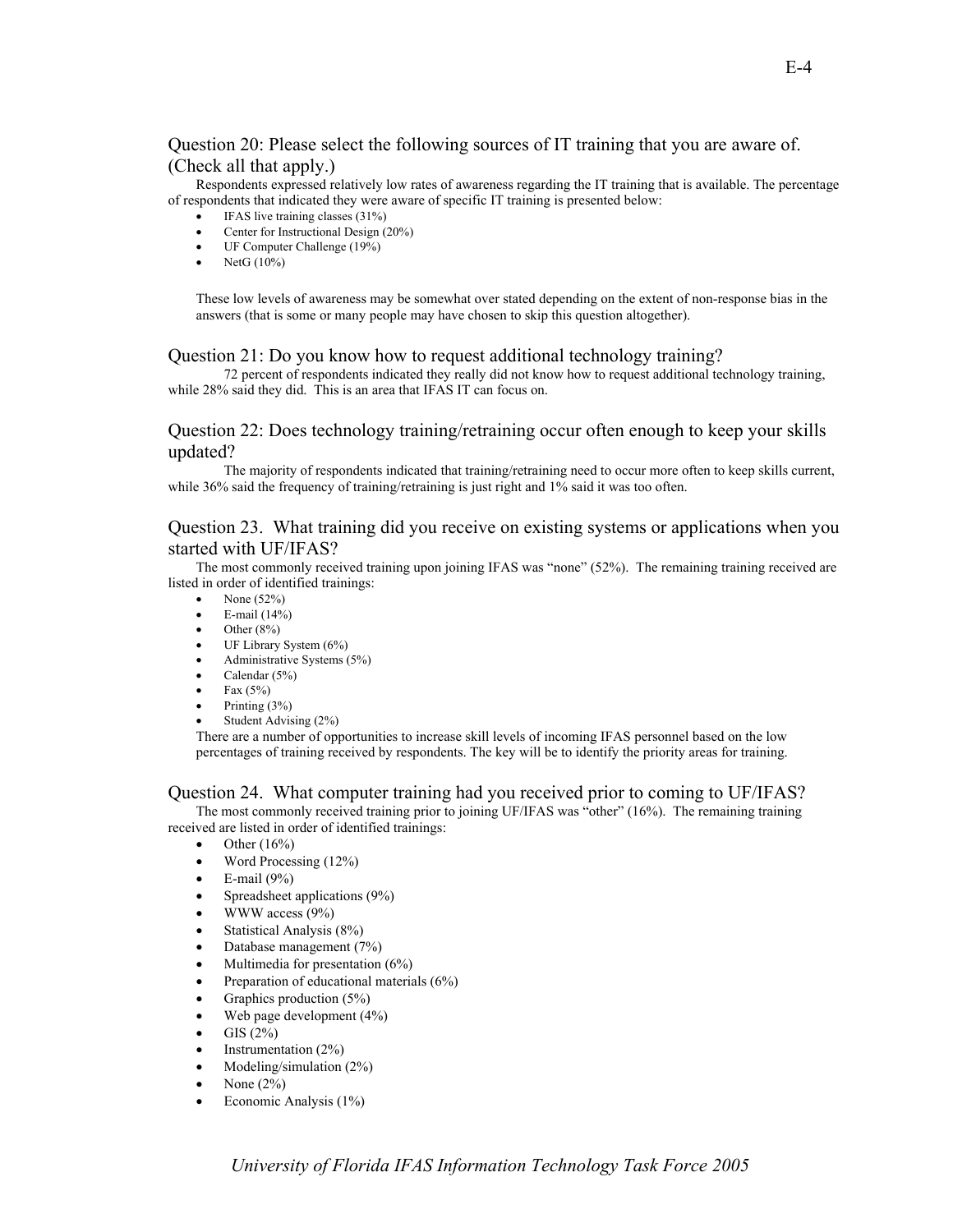### Question 20: Please select the following sources of IT training that you are aware of. (Check all that apply.)

Respondents expressed relatively low rates of awareness regarding the IT training that is available. The percentage of respondents that indicated they were aware of specific IT training is presented below:

- IFAS live training classes (31%)
- Center for Instructional Design (20%)
- UF Computer Challenge (19%)
- NetG (10%)

These low levels of awareness may be somewhat over stated depending on the extent of non-response bias in the answers (that is some or many people may have chosen to skip this question altogether).

### Question 21: Do you know how to request additional technology training?

72 percent of respondents indicated they really did not know how to request additional technology training, while 28% said they did. This is an area that IFAS IT can focus on.

### Question 22: Does technology training/retraining occur often enough to keep your skills updated?

The majority of respondents indicated that training/retraining need to occur more often to keep skills current, while 36% said the frequency of training/retraining is just right and 1% said it was too often.

### Question 23. What training did you receive on existing systems or applications when you started with UF/IFAS?

The most commonly received training upon joining IFAS was "none" (52%). The remaining training received are listed in order of identified trainings:

- None (52%)
- E-mail (14%)
- Other (8%)
- UF Library System (6%)
- Administrative Systems (5%)
- Calendar (5%)
- Fax (5%)
- Printing (3%)
- Student Advising (2%)

There are a number of opportunities to increase skill levels of incoming IFAS personnel based on the low percentages of training received by respondents. The key will be to identify the priority areas for training.

### Question 24. What computer training had you received prior to coming to UF/IFAS?

The most commonly received training prior to joining UF/IFAS was "other" (16%). The remaining training received are listed in order of identified trainings:

- Other (16%)
- Word Processing (12%)
- E-mail (9%)
- Spreadsheet applications (9%)
- WWW access (9%)
- Statistical Analysis (8%)
- Database management (7%)
- Multimedia for presentation (6%)
- Preparation of educational materials (6%)
- Graphics production (5%)
- Web page development (4%)
- GIS (2%)
- Instrumentation (2%)
- Modeling/simulation (2%)
- None (2%)
- Economic Analysis (1%)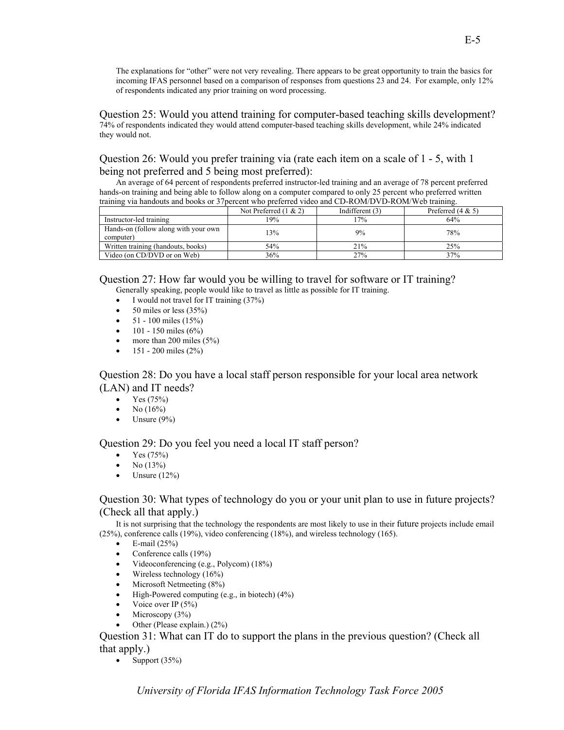The explanations for "other" were not very revealing. There appears to be great opportunity to train the basics for incoming IFAS personnel based on a comparison of responses from questions 23 and 24. For example, only 12% of respondents indicated any prior training on word processing.

## Question 25: Would you attend training for computer-based teaching skills development?

74% of respondents indicated they would attend computer-based teaching skills development, while 24% indicated they would not.

## Question 26: Would you prefer training via (rate each item on a scale of 1 - 5, with 1 being not preferred and 5 being most preferred):

An average of 64 percent of respondents preferred instructor-led training and an average of 78 percent preferred hands-on training and being able to follow along on a computer compared to only 25 percent who preferred written training via handouts and books or 37percent who preferred video and CD-ROM/DVD-ROM/Web training.

| | Not Preferred (1 & 2) | Indifferent (3) | Preferred (4 & 5) |
|---|---|---|---|
| Instructor-led training | 19% | 17% | 64% |
| Hands-on (follow along with your own computer) | 13% | 9% | 78% |
| Written training (handouts, books) | 54% | 21% | 25% |
| Video (on CD/DVD or on Web) | 36% | 27% | 37% |

## Question 27: How far would you be willing to travel for software or IT training?

Generally speaking, people would like to travel as little as possible for IT training.

- I would not travel for IT training (37%)
- 50 miles or less (35%)
- 51 - 100 miles (15%)
- 101 - 150 miles (6%)
- more than 200 miles (5%)
- 151 - 200 miles (2%)

## Question 28: Do you have a local staff person responsible for your local area network (LAN) and IT needs?

- Yes (75%)
- No (16%)
- Unsure (9%)

## Question 29: Do you feel you need a local IT staff person?

- Yes (75%)
- No (13%)
- Unsure (12%)

## Question 30: What types of technology do you or your unit plan to use in future projects? (Check all that apply.)

It is not surprising that the technology the respondents are most likely to use in their future projects include email (25%), conference calls (19%), video conferencing (18%), and wireless technology (165).

- E-mail (25%)
- Conference calls (19%)
- Videoconferencing (e.g., Polycom) (18%)
- Wireless technology (16%)
- Microsoft Netmeeting (8%)
- High-Powered computing (e.g., in biotech) (4%)
- Voice over IP (5%)
- Microscopy (3%)
- Other (Please explain.) (2%)

## Question 31: What can IT do to support the plans in the previous question? (Check all that apply.)

- Support (35%)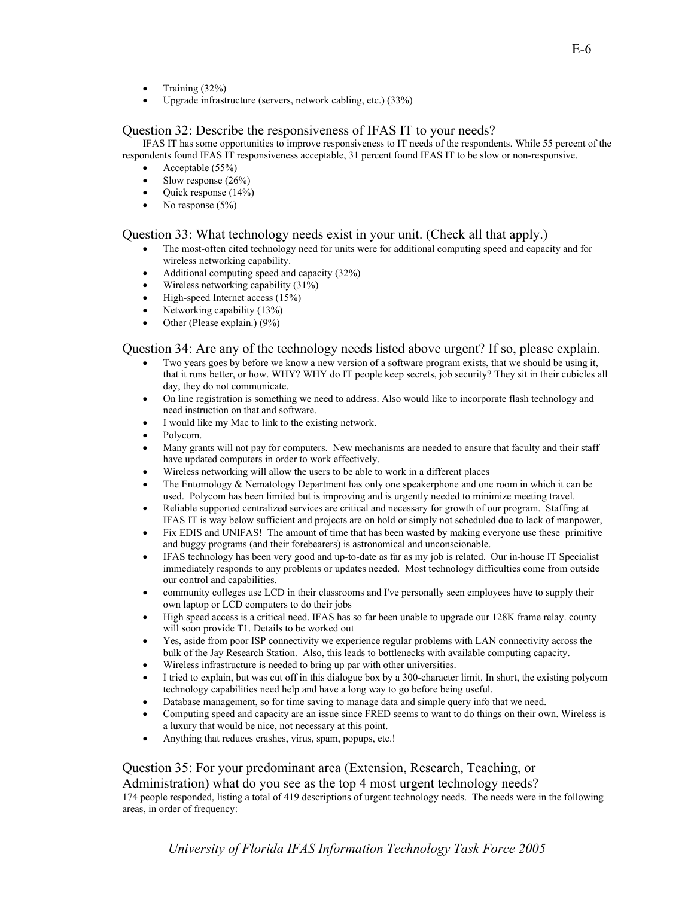- Training (32%)
- Upgrade infrastructure (servers, network cabling, etc.) (33%)

## Question 32: Describe the responsiveness of IFAS IT to your needs?

IFAS IT has some opportunities to improve responsiveness to IT needs of the respondents. While 55 percent of the respondents found IFAS IT responsiveness acceptable, 31 percent found IFAS IT to be slow or non-responsive.

- Acceptable (55%)
- Slow response (26%)
- Quick response (14%)
- No response (5%)

## Question 33: What technology needs exist in your unit. (Check all that apply.)

- The most-often cited technology need for units were for additional computing speed and capacity and for wireless networking capability.
- Additional computing speed and capacity (32%)
- Wireless networking capability (31%)
- High-speed Internet access (15%)
- Networking capability (13%)
- Other (Please explain.) (9%)

## Question 34: Are any of the technology needs listed above urgent? If so, please explain.

- Two years goes by before we know a new version of a software program exists, that we should be using it, that it runs better, or how. WHY? WHY do IT people keep secrets, job security? They sit in their cubicles all day, they do not communicate.
- On line registration is something we need to address. Also would like to incorporate flash technology and need instruction on that and software.
- I would like my Mac to link to the existing network.
- Polycom.
- Many grants will not pay for computers. New mechanisms are needed to ensure that faculty and their staff have updated computers in order to work effectively.
- Wireless networking will allow the users to be able to work in a different places
- The Entomology & Nematology Department has only one speakerphone and one room in which it can be used. Polycom has been limited but is improving and is urgently needed to minimize meeting travel.
- Reliable supported centralized services are critical and necessary for growth of our program. Staffing at IFAS IT is way below sufficient and projects are on hold or simply not scheduled due to lack of manpower,
- Fix EDIS and UNIFAS! The amount of time that has been wasted by making everyone use these primitive and buggy programs (and their forebearers) is astronomical and unconscionable.
- IFAS technology has been very good and up-to-date as far as my job is related. Our in-house IT Specialist immediately responds to any problems or updates needed. Most technology difficulties come from outside our control and capabilities.
- community colleges use LCD in their classrooms and I've personally seen employees have to supply their own laptop or LCD computers to do their jobs
- High speed access is a critical need. IFAS has so far been unable to upgrade our 128K frame relay. county will soon provide T1. Details to be worked out
- Yes, aside from poor ISP connectivity we experience regular problems with LAN connectivity across the bulk of the Jay Research Station. Also, this leads to bottlenecks with available computing capacity.
- Wireless infrastructure is needed to bring up par with other universities.
- I tried to explain, but was cut off in this dialogue box by a 300-character limit. In short, the existing polycom technology capabilities need help and have a long way to go before being useful.
- Database management, so for time saving to manage data and simple query info that we need.
- Computing speed and capacity are an issue since FRED seems to want to do things on their own. Wireless is a luxury that would be nice, not necessary at this point.
- Anything that reduces crashes, virus, spam, popups, etc.!

## Question 35: For your predominant area (Extension, Research, Teaching, or Administration) what do you see as the top 4 most urgent technology needs?

174 people responded, listing a total of 419 descriptions of urgent technology needs. The needs were in the following areas, in order of frequency: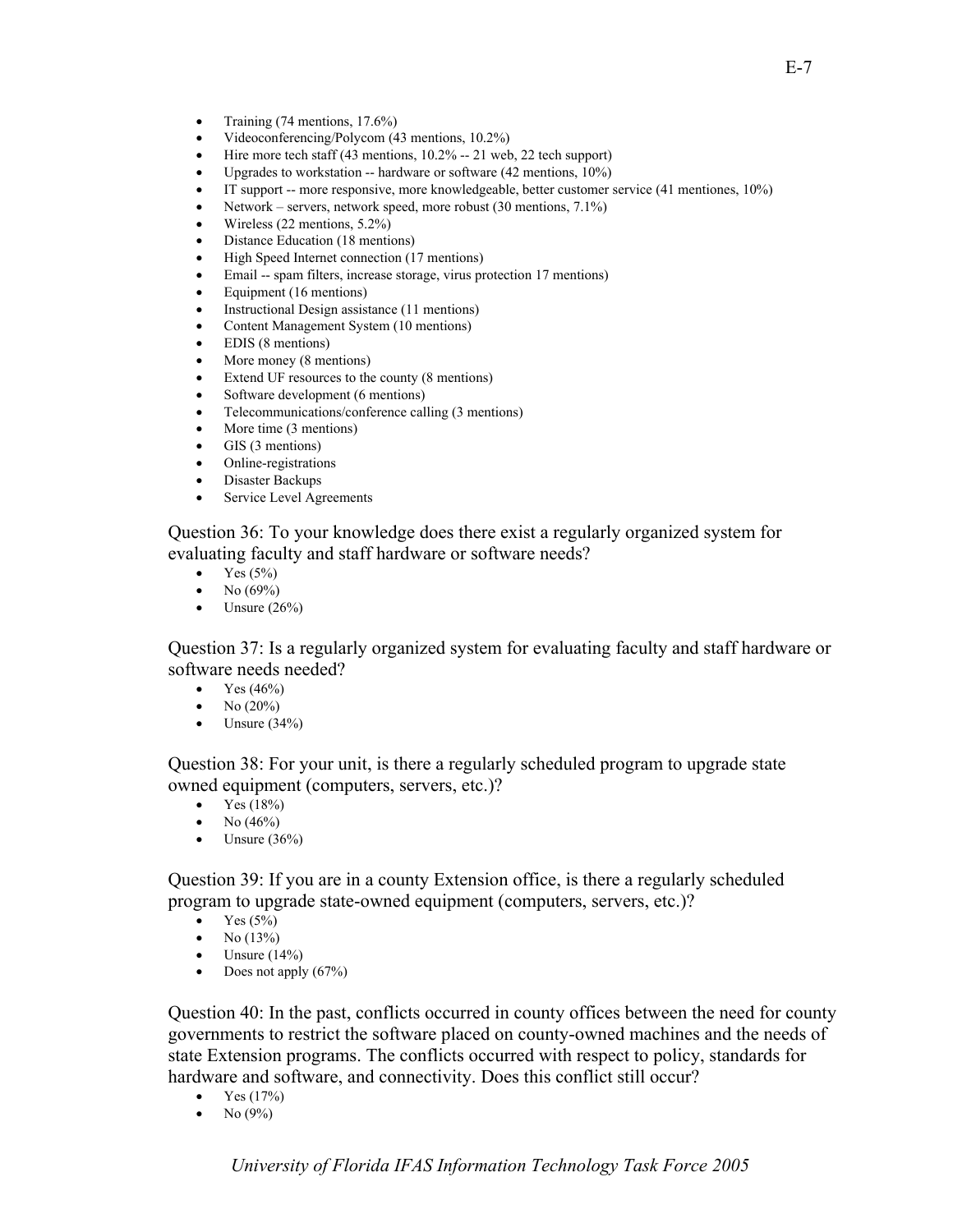- Training (74 mentions, 17.6%)
- Videoconferencing/Polycom (43 mentions, 10.2%)
- Hire more tech staff (43 mentions, 10.2% -- 21 web, 22 tech support)
- Upgrades to workstation -- hardware or software (42 mentions, 10%)
- IT support -- more responsive, more knowledgeable, better customer service (41 mentiones, 10%)
- Network – servers, network speed, more robust (30 mentions, 7.1%)
- Wireless (22 mentions, 5.2%)
- Distance Education (18 mentions)
- High Speed Internet connection (17 mentions)
- Email -- spam filters, increase storage, virus protection 17 mentions)
- Equipment (16 mentions)
- Instructional Design assistance (11 mentions)
- Content Management System (10 mentions)
- EDIS (8 mentions)
- More money (8 mentions)
- Extend UF resources to the county (8 mentions)
- Software development (6 mentions)
- Telecommunications/conference calling (3 mentions)
- More time (3 mentions)
- GIS (3 mentions)
- Online-registrations
- Disaster Backups
- Service Level Agreements

Question 36: To your knowledge does there exist a regularly organized system for evaluating faculty and staff hardware or software needs?

- Yes (5%)
- No (69%)
- Unsure (26%)

Question 37: Is a regularly organized system for evaluating faculty and staff hardware or software needs needed?

- Yes (46%)
- No (20%)
- Unsure (34%)

Question 38: For your unit, is there a regularly scheduled program to upgrade state owned equipment (computers, servers, etc.)?

- Yes (18%)
- No (46%)
- Unsure (36%)

Question 39: If you are in a county Extension office, is there a regularly scheduled program to upgrade state-owned equipment (computers, servers, etc.)?

- Yes (5%)
- No (13%)
- Unsure (14%)
- Does not apply (67%)

Question 40: In the past, conflicts occurred in county offices between the need for county governments to restrict the software placed on county-owned machines and the needs of state Extension programs. The conflicts occurred with respect to policy, standards for hardware and software, and connectivity. Does this conflict still occur?

- Yes (17%)
- No (9%)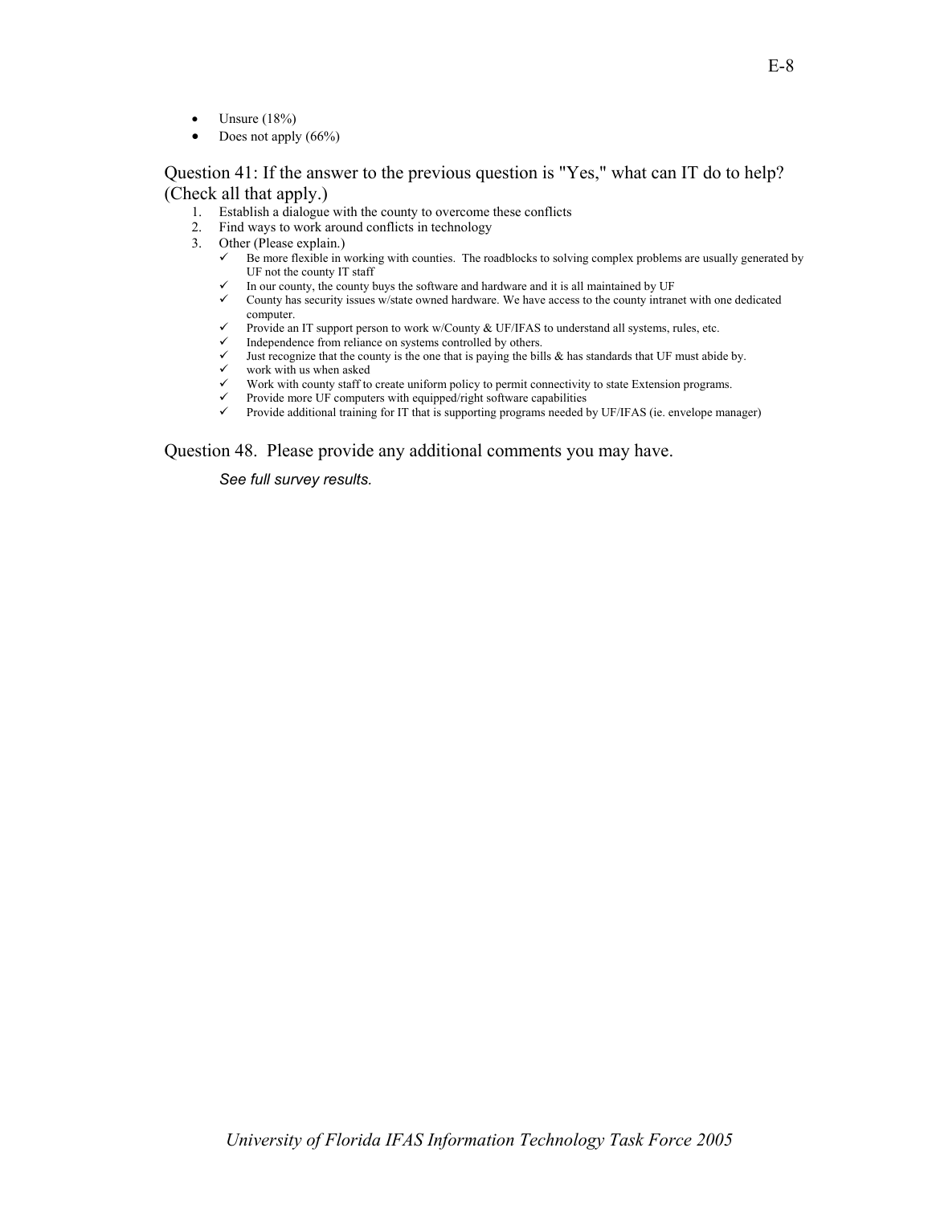- Unsure (18%)
- Does not apply (66%)

## Question 41: If the answer to the previous question is "Yes," what can IT do to help? (Check all that apply.)

1. Establish a dialogue with the county to overcome these conflicts
2. Find ways to work around conflicts in technology
3. Other (Please explain.)
   - ✓ Be more flexible in working with counties. The roadblocks to solving complex problems are usually generated by UF not the county IT staff
   - ✓ In our county, the county buys the software and hardware and it is all maintained by UF
   - ✓ County has security issues w/state owned hardware. We have access to the county intranet with one dedicated computer.
   - ✓ Provide an IT support person to work w/County & UF/IFAS to understand all systems, rules, etc.
   - ✓ Independence from reliance on systems controlled by others.
   - ✓ Just recognize that the county is the one that is paying the bills & has standards that UF must abide by.
   - ✓ work with us when asked
   - ✓ Work with county staff to create uniform policy to permit connectivity to state Extension programs.
   - ✓ Provide more UF computers with equipped/right software capabilities
   - ✓ Provide additional training for IT that is supporting programs needed by UF/IFAS (ie. envelope manager)

## Question 48. Please provide any additional comments you may have.

*See full survey results.*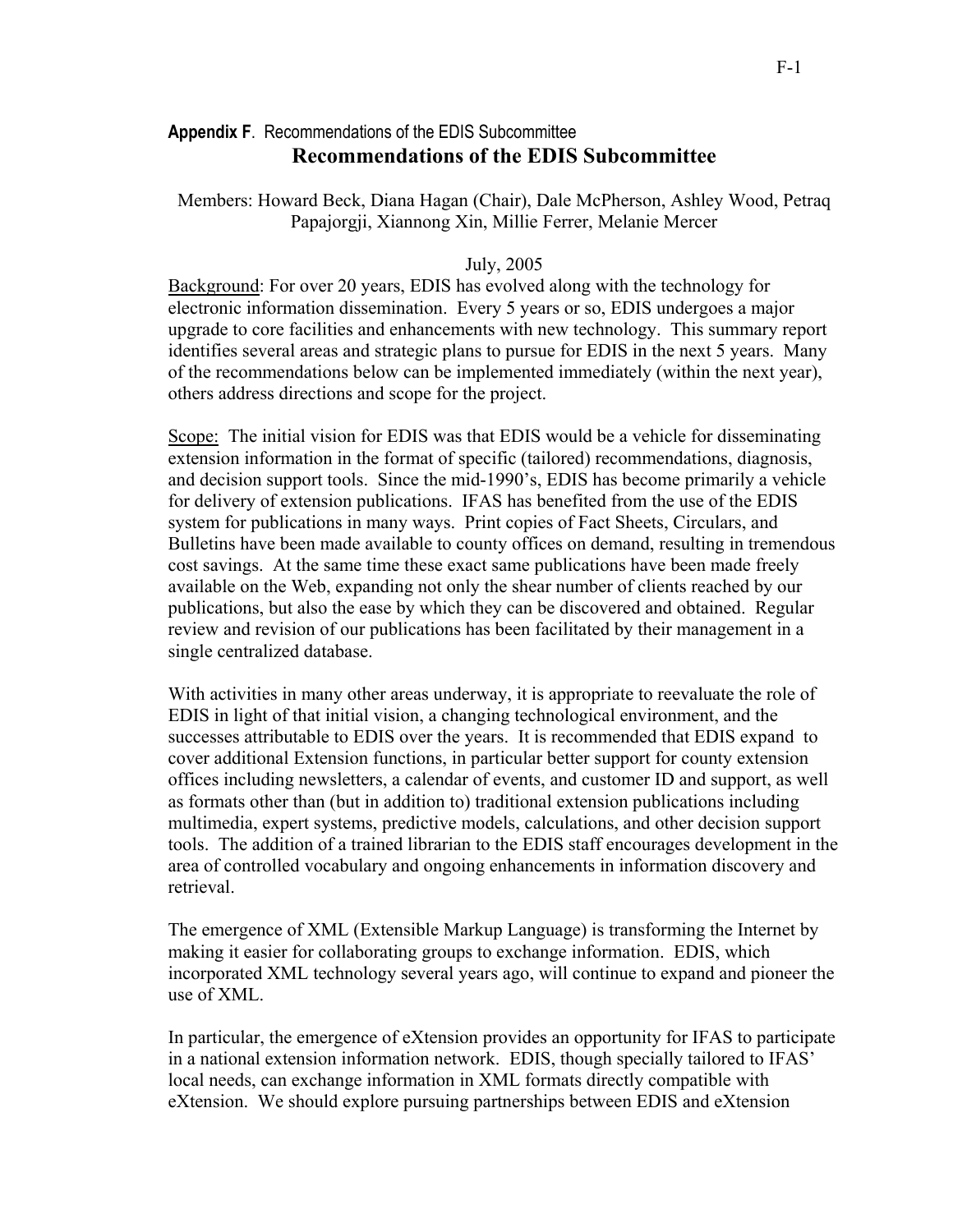**Appendix F**. Recommendations of the EDIS Subcommittee

# Recommendations of the EDIS Subcommittee

Members: Howard Beck, Diana Hagan (Chair), Dale McPherson, Ashley Wood, Petraq Papajorgji, Xiannong Xin, Millie Ferrer, Melanie Mercer

July, 2005

Background: For over 20 years, EDIS has evolved along with the technology for electronic information dissemination. Every 5 years or so, EDIS undergoes a major upgrade to core facilities and enhancements with new technology. This summary report identifies several areas and strategic plans to pursue for EDIS in the next 5 years. Many of the recommendations below can be implemented immediately (within the next year), others address directions and scope for the project.

Scope: The initial vision for EDIS was that EDIS would be a vehicle for disseminating extension information in the format of specific (tailored) recommendations, diagnosis, and decision support tools. Since the mid-1990's, EDIS has become primarily a vehicle for delivery of extension publications. IFAS has benefited from the use of the EDIS system for publications in many ways. Print copies of Fact Sheets, Circulars, and Bulletins have been made available to county offices on demand, resulting in tremendous cost savings. At the same time these exact same publications have been made freely available on the Web, expanding not only the shear number of clients reached by our publications, but also the ease by which they can be discovered and obtained. Regular review and revision of our publications has been facilitated by their management in a single centralized database.

With activities in many other areas underway, it is appropriate to reevaluate the role of EDIS in light of that initial vision, a changing technological environment, and the successes attributable to EDIS over the years. It is recommended that EDIS expand to cover additional Extension functions, in particular better support for county extension offices including newsletters, a calendar of events, and customer ID and support, as well as formats other than (but in addition to) traditional extension publications including multimedia, expert systems, predictive models, calculations, and other decision support tools. The addition of a trained librarian to the EDIS staff encourages development in the area of controlled vocabulary and ongoing enhancements in information discovery and retrieval.

The emergence of XML (Extensible Markup Language) is transforming the Internet by making it easier for collaborating groups to exchange information. EDIS, which incorporated XML technology several years ago, will continue to expand and pioneer the use of XML.

In particular, the emergence of eXtension provides an opportunity for IFAS to participate in a national extension information network. EDIS, though specially tailored to IFAS' local needs, can exchange information in XML formats directly compatible with eXtension. We should explore pursuing partnerships between EDIS and eXtension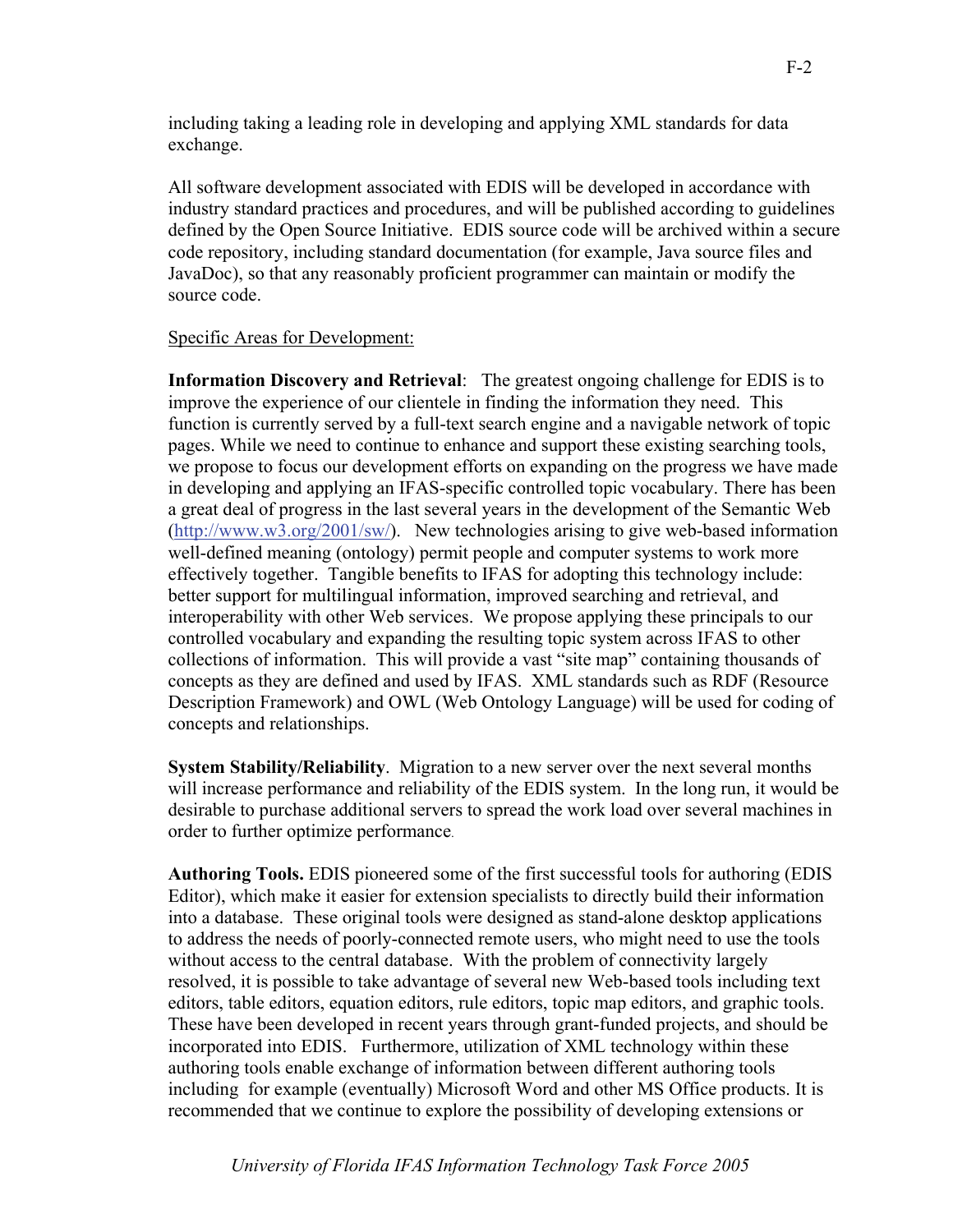including taking a leading role in developing and applying XML standards for data exchange.

All software development associated with EDIS will be developed in accordance with industry standard practices and procedures, and will be published according to guidelines defined by the Open Source Initiative. EDIS source code will be archived within a secure code repository, including standard documentation (for example, Java source files and JavaDoc), so that any reasonably proficient programmer can maintain or modify the source code.

<u>Specific Areas for Development:</u>

**Information Discovery and Retrieval**: The greatest ongoing challenge for EDIS is to improve the experience of our clientele in finding the information they need. This function is currently served by a full-text search engine and a navigable network of topic pages. While we need to continue to enhance and support these existing searching tools, we propose to focus our development efforts on expanding on the progress we have made in developing and applying an IFAS-specific controlled topic vocabulary. There has been a great deal of progress in the last several years in the development of the Semantic Web (http://www.w3.org/2001/sw/). New technologies arising to give web-based information well-defined meaning (ontology) permit people and computer systems to work more effectively together. Tangible benefits to IFAS for adopting this technology include: better support for multilingual information, improved searching and retrieval, and interoperability with other Web services. We propose applying these principals to our controlled vocabulary and expanding the resulting topic system across IFAS to other collections of information. This will provide a vast "site map" containing thousands of concepts as they are defined and used by IFAS. XML standards such as RDF (Resource Description Framework) and OWL (Web Ontology Language) will be used for coding of concepts and relationships.

**System Stability/Reliability**. Migration to a new server over the next several months will increase performance and reliability of the EDIS system. In the long run, it would be desirable to purchase additional servers to spread the work load over several machines in order to further optimize performance.

**Authoring Tools.** EDIS pioneered some of the first successful tools for authoring (EDIS Editor), which make it easier for extension specialists to directly build their information into a database. These original tools were designed as stand-alone desktop applications to address the needs of poorly-connected remote users, who might need to use the tools without access to the central database. With the problem of connectivity largely resolved, it is possible to take advantage of several new Web-based tools including text editors, table editors, equation editors, rule editors, topic map editors, and graphic tools. These have been developed in recent years through grant-funded projects, and should be incorporated into EDIS. Furthermore, utilization of XML technology within these authoring tools enable exchange of information between different authoring tools including for example (eventually) Microsoft Word and other MS Office products. It is recommended that we continue to explore the possibility of developing extensions or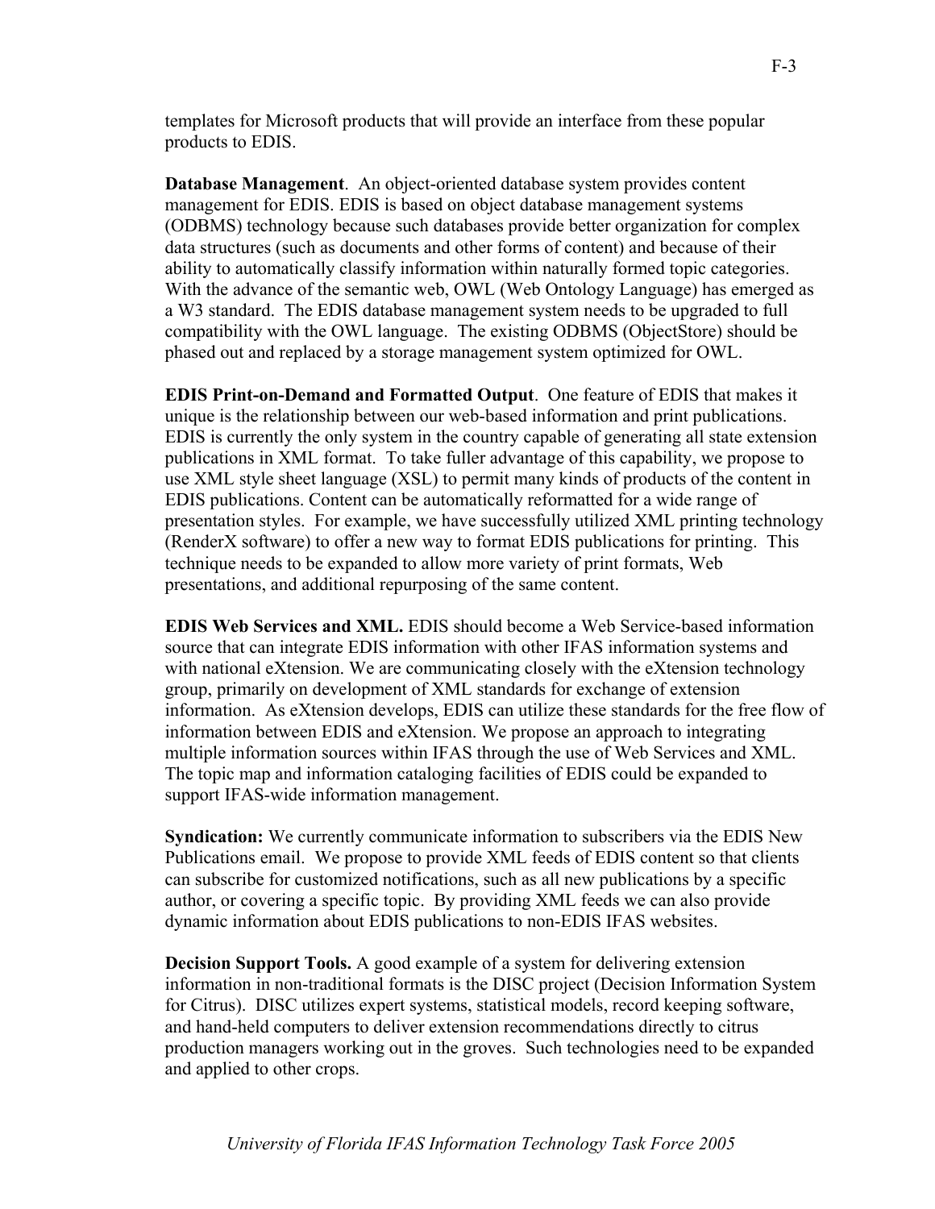templates for Microsoft products that will provide an interface from these popular products to EDIS.

**Database Management**. An object-oriented database system provides content management for EDIS. EDIS is based on object database management systems (ODBMS) technology because such databases provide better organization for complex data structures (such as documents and other forms of content) and because of their ability to automatically classify information within naturally formed topic categories. With the advance of the semantic web, OWL (Web Ontology Language) has emerged as a W3 standard. The EDIS database management system needs to be upgraded to full compatibility with the OWL language. The existing ODBMS (ObjectStore) should be phased out and replaced by a storage management system optimized for OWL.

**EDIS Print-on-Demand and Formatted Output**. One feature of EDIS that makes it unique is the relationship between our web-based information and print publications. EDIS is currently the only system in the country capable of generating all state extension publications in XML format. To take fuller advantage of this capability, we propose to use XML style sheet language (XSL) to permit many kinds of products of the content in EDIS publications. Content can be automatically reformatted for a wide range of presentation styles. For example, we have successfully utilized XML printing technology (RenderX software) to offer a new way to format EDIS publications for printing. This technique needs to be expanded to allow more variety of print formats, Web presentations, and additional repurposing of the same content.

**EDIS Web Services and XML.** EDIS should become a Web Service-based information source that can integrate EDIS information with other IFAS information systems and with national eXtension. We are communicating closely with the eXtension technology group, primarily on development of XML standards for exchange of extension information. As eXtension develops, EDIS can utilize these standards for the free flow of information between EDIS and eXtension. We propose an approach to integrating multiple information sources within IFAS through the use of Web Services and XML. The topic map and information cataloging facilities of EDIS could be expanded to support IFAS-wide information management.

**Syndication:** We currently communicate information to subscribers via the EDIS New Publications email. We propose to provide XML feeds of EDIS content so that clients can subscribe for customized notifications, such as all new publications by a specific author, or covering a specific topic. By providing XML feeds we can also provide dynamic information about EDIS publications to non-EDIS IFAS websites.

**Decision Support Tools.** A good example of a system for delivering extension information in non-traditional formats is the DISC project (Decision Information System for Citrus). DISC utilizes expert systems, statistical models, record keeping software, and hand-held computers to deliver extension recommendations directly to citrus production managers working out in the groves. Such technologies need to be expanded and applied to other crops.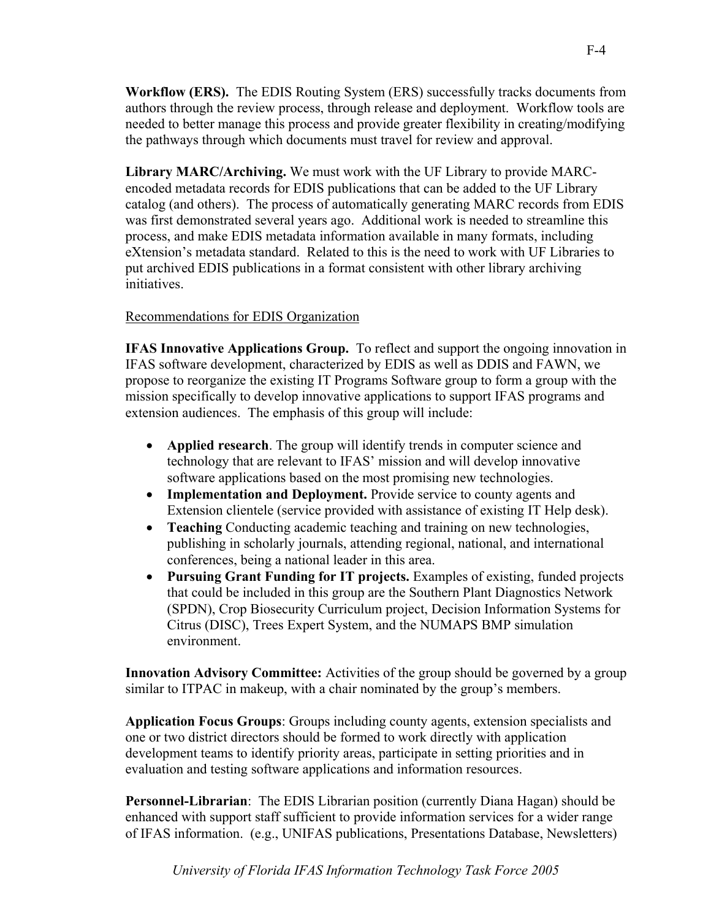**Workflow (ERS).** The EDIS Routing System (ERS) successfully tracks documents from authors through the review process, through release and deployment. Workflow tools are needed to better manage this process and provide greater flexibility in creating/modifying the pathways through which documents must travel for review and approval.

**Library MARC/Archiving.** We must work with the UF Library to provide MARC-encoded metadata records for EDIS publications that can be added to the UF Library catalog (and others). The process of automatically generating MARC records from EDIS was first demonstrated several years ago. Additional work is needed to streamline this process, and make EDIS metadata information available in many formats, including eXtension's metadata standard. Related to this is the need to work with UF Libraries to put archived EDIS publications in a format consistent with other library archiving initiatives.

<u>Recommendations for EDIS Organization</u>

**IFAS Innovative Applications Group.** To reflect and support the ongoing innovation in IFAS software development, characterized by EDIS as well as DDIS and FAWN, we propose to reorganize the existing IT Programs Software group to form a group with the mission specifically to develop innovative applications to support IFAS programs and extension audiences. The emphasis of this group will include:

- **Applied research**. The group will identify trends in computer science and technology that are relevant to IFAS' mission and will develop innovative software applications based on the most promising new technologies.
- **Implementation and Deployment.** Provide service to county agents and Extension clientele (service provided with assistance of existing IT Help desk).
- **Teaching** Conducting academic teaching and training on new technologies, publishing in scholarly journals, attending regional, national, and international conferences, being a national leader in this area.
- **Pursuing Grant Funding for IT projects.** Examples of existing, funded projects that could be included in this group are the Southern Plant Diagnostics Network (SPDN), Crop Biosecurity Curriculum project, Decision Information Systems for Citrus (DISC), Trees Expert System, and the NUMAPS BMP simulation environment.

**Innovation Advisory Committee:** Activities of the group should be governed by a group similar to ITPAC in makeup, with a chair nominated by the group's members.

**Application Focus Groups**: Groups including county agents, extension specialists and one or two district directors should be formed to work directly with application development teams to identify priority areas, participate in setting priorities and in evaluation and testing software applications and information resources.

**Personnel-Librarian**: The EDIS Librarian position (currently Diana Hagan) should be enhanced with support staff sufficient to provide information services for a wider range of IFAS information. (e.g., UNIFAS publications, Presentations Database, Newsletters)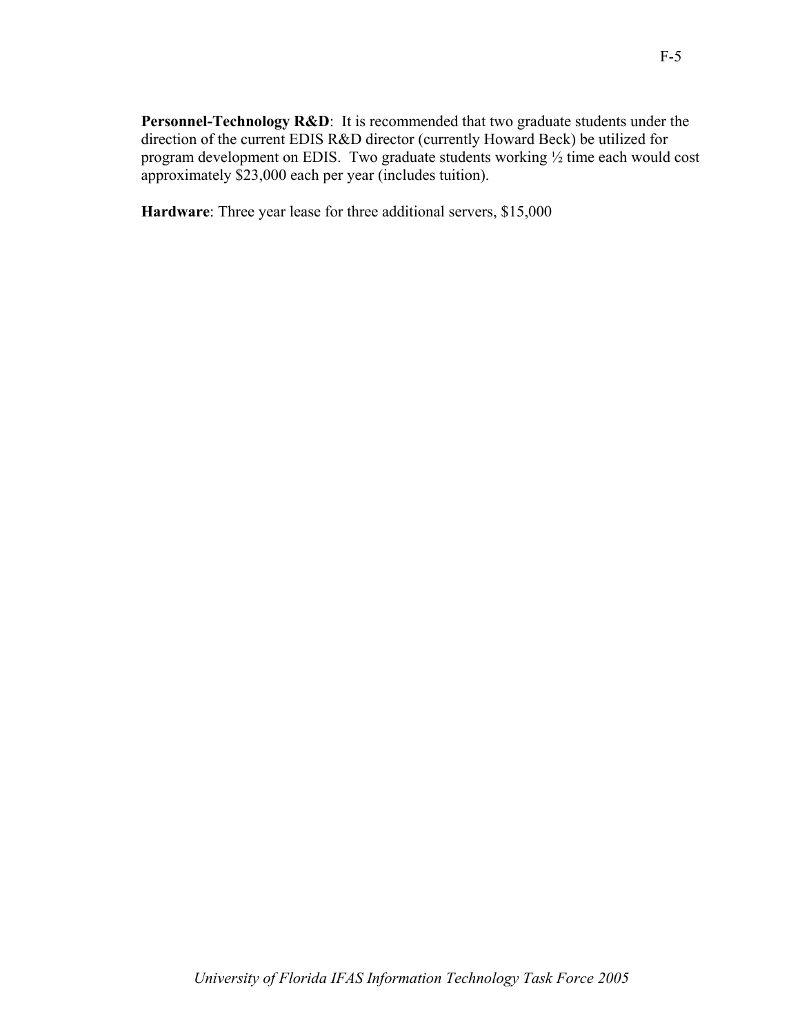**Personnel-Technology R&D**: It is recommended that two graduate students under the direction of the current EDIS R&D director (currently Howard Beck) be utilized for program development on EDIS. Two graduate students working ½ time each would cost approximately $23,000 each per year (includes tuition).

**Hardware**: Three year lease for three additional servers, $15,000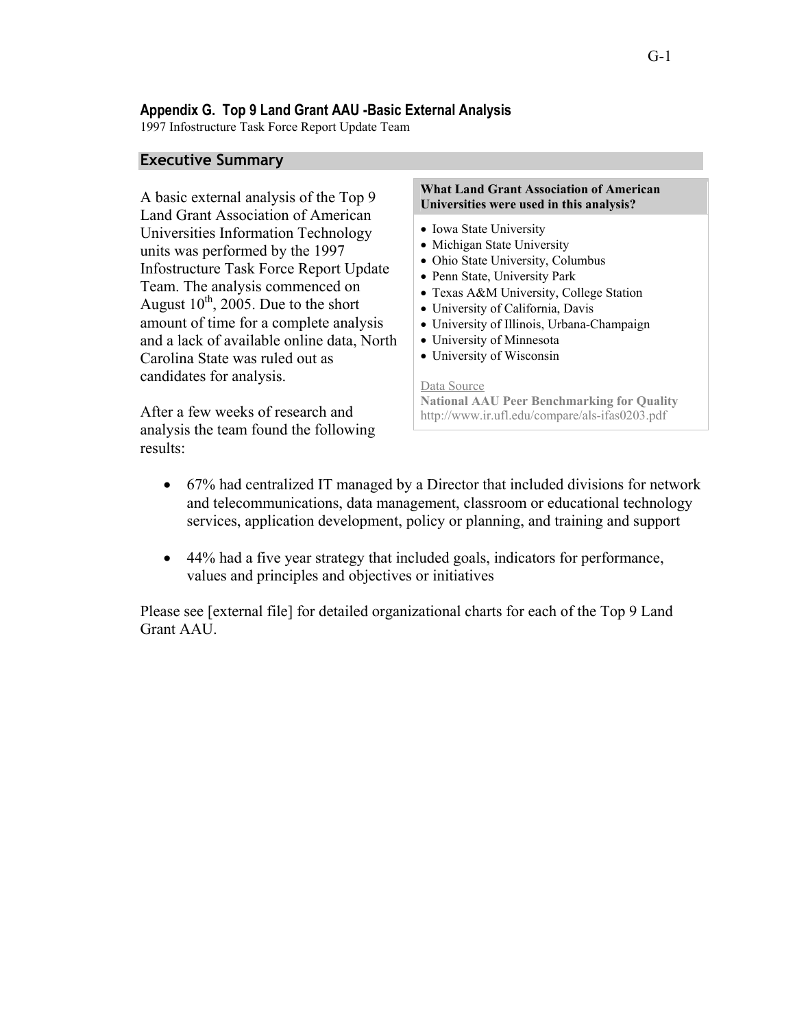## Appendix G. Top 9 Land Grant AAU -Basic External Analysis

1997 Infostructure Task Force Report Update Team

### Executive Summary

A basic external analysis of the Top 9 Land Grant Association of American Universities Information Technology units was performed by the 1997 Infostructure Task Force Report Update Team. The analysis commenced on August 10th, 2005. Due to the short amount of time for a complete analysis and a lack of available online data, North Carolina State was ruled out as candidates for analysis.

**What Land Grant Association of American Universities were used in this analysis?**

- Iowa State University
- Michigan State University
- Ohio State University, Columbus
- Penn State, University Park
- Texas A&M University, College Station
- University of California, Davis
- University of Illinois, Urbana-Champaign
- University of Minnesota
- University of Wisconsin

Data Source
**National AAU Peer Benchmarking for Quality**
http://www.ir.ufl.edu/compare/als-ifas0203.pdf

After a few weeks of research and analysis the team found the following results:

- 67% had centralized IT managed by a Director that included divisions for network and telecommunications, data management, classroom or educational technology services, application development, policy or planning, and training and support
- 44% had a five year strategy that included goals, indicators for performance, values and principles and objectives or initiatives

Please see [external file] for detailed organizational charts for each of the Top 9 Land Grant AAU.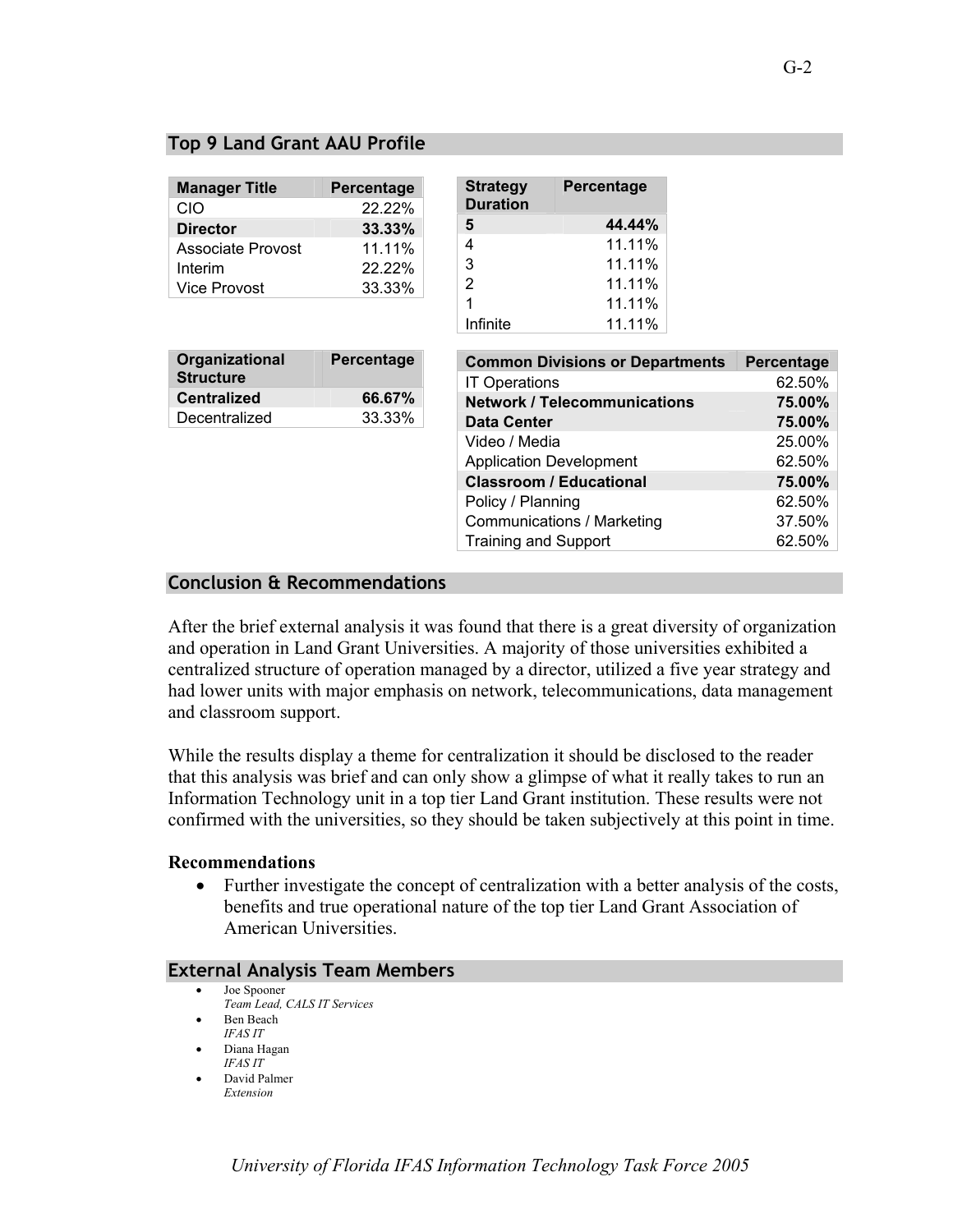## Top 9 Land Grant AAU Profile

| Manager Title | Percentage |
|---|---|
| CIO | 22.22% |
| **Director** | **33.33%** |
| Associate Provost | 11.11% |
| Interim | 22.22% |
| Vice Provost | 33.33% |

| Strategy Duration | Percentage |
|---|---|
| **5** | **44.44%** |
| 4 | 11.11% |
| 3 | 11.11% |
| 2 | 11.11% |
| 1 | 11.11% |
| Infinite | 11.11% |

| Organizational Structure | Percentage |
|---|---|
| **Centralized** | **66.67%** |
| Decentralized | 33.33% |

| Common Divisions or Departments | Percentage |
|---|---|
| IT Operations | 62.50% |
| **Network / Telecommunications** | **75.00%** |
| **Data Center** | **75.00%** |
| Video / Media | 25.00% |
| Application Development | 62.50% |
| **Classroom / Educational** | **75.00%** |
| Policy / Planning | 62.50% |
| Communications / Marketing | 37.50% |
| Training and Support | 62.50% |

## Conclusion & Recommendations

After the brief external analysis it was found that there is a great diversity of organization and operation in Land Grant Universities. A majority of those universities exhibited a centralized structure of operation managed by a director, utilized a five year strategy and had lower units with major emphasis on network, telecommunications, data management and classroom support.

While the results display a theme for centralization it should be disclosed to the reader that this analysis was brief and can only show a glimpse of what it really takes to run an Information Technology unit in a top tier Land Grant institution. These results were not confirmed with the universities, so they should be taken subjectively at this point in time.

**Recommendations**

- Further investigate the concept of centralization with a better analysis of the costs, benefits and true operational nature of the top tier Land Grant Association of American Universities.

## External Analysis Team Members

- Joe Spooner
  *Team Lead, CALS IT Services*
- Ben Beach
  *IFAS IT*
- Diana Hagan
  *IFAS IT*
- David Palmer
  *Extension*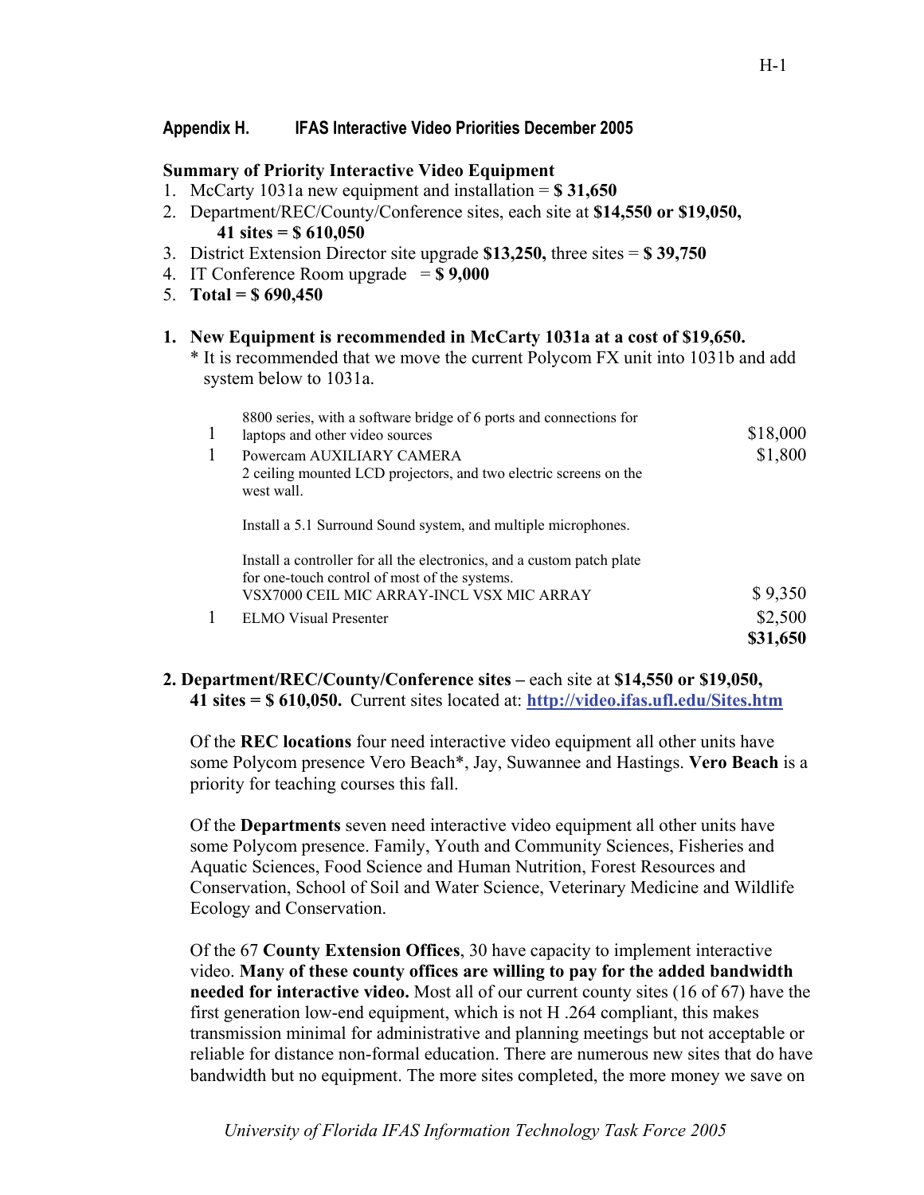## Appendix H. IFAS Interactive Video Priorities December 2005

**Summary of Priority Interactive Video Equipment**

1. McCarty 1031a new equipment and installation = **$ 31,650**
2. Department/REC/County/Conference sites, each site at **$14,550 or $19,050, 41 sites = $ 610,050**
3. District Extension Director site upgrade **$13,250,** three sites = **$ 39,750**
4. IT Conference Room upgrade = **$ 9,000**
5. **Total = $ 690,450**

**1. New Equipment is recommended in McCarty 1031a at a cost of $19,650.**

\* It is recommended that we move the current Polycom FX unit into 1031b and add system below to 1031a.

| | | |
|---|---|---|
| 1 | 8800 series, with a software bridge of 6 ports and connections for laptops and other video sources | $18,000 |
| 1 | Powercam AUXILIARY CAMERA | $1,800 |
| | 2 ceiling mounted LCD projectors, and two electric screens on the west wall. | |
| | Install a 5.1 Surround Sound system, and multiple microphones. | |
| | Install a controller for all the electronics, and a custom patch plate for one-touch control of most of the systems. | |
| | VSX7000 CEIL MIC ARRAY-INCL VSX MIC ARRAY | $ 9,350 |
| 1 | ELMO Visual Presenter | $2,500 |
| | | **$31,650** |

**2. Department/REC/County/Conference sites** – each site at **$14,550 or $19,050, 41 sites = $ 610,050.** Current sites located at: http://video.ifas.ufl.edu/Sites.htm

Of the **REC locations** four need interactive video equipment all other units have some Polycom presence Vero Beach*, Jay, Suwannee and Hastings. **Vero Beach** is a priority for teaching courses this fall.

Of the **Departments** seven need interactive video equipment all other units have some Polycom presence. Family, Youth and Community Sciences, Fisheries and Aquatic Sciences, Food Science and Human Nutrition, Forest Resources and Conservation, School of Soil and Water Science, Veterinary Medicine and Wildlife Ecology and Conservation.

Of the 67 **County Extension Offices**, 30 have capacity to implement interactive video. **Many of these county offices are willing to pay for the added bandwidth needed for interactive video.** Most all of our current county sites (16 of 67) have the first generation low-end equipment, which is not H .264 compliant, this makes transmission minimal for administrative and planning meetings but not acceptable or reliable for distance non-formal education. There are numerous new sites that do have bandwidth but no equipment. The more sites completed, the more money we save on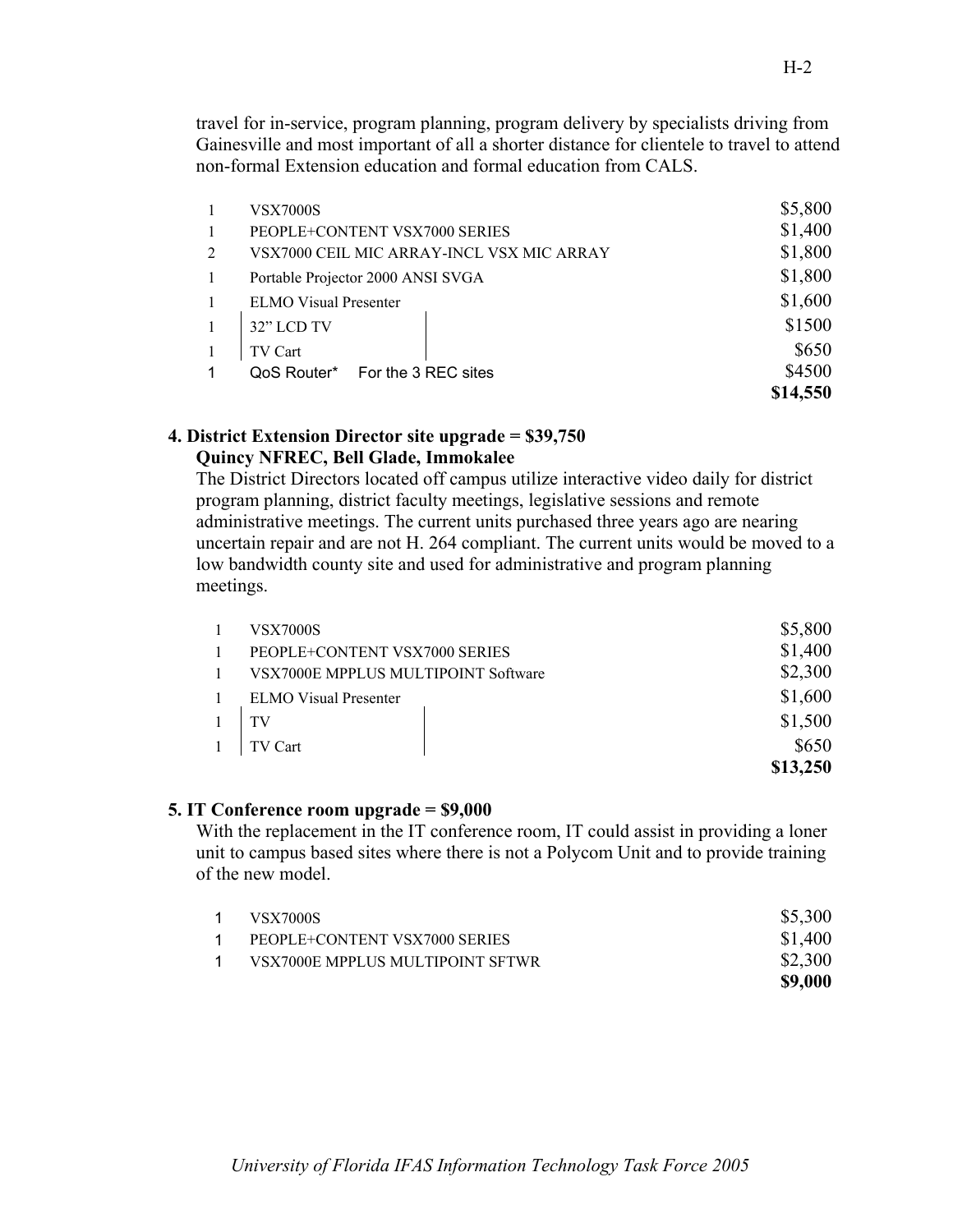travel for in-service, program planning, program delivery by specialists driving from Gainesville and most important of all a shorter distance for clientele to travel to attend non-formal Extension education and formal education from CALS.

| | | |
|---|---|---|
| 1 | VSX7000S | $5,800 |
| 1 | PEOPLE+CONTENT VSX7000 SERIES | $1,400 |
| 2 | VSX7000 CEIL MIC ARRAY-INCL VSX MIC ARRAY | $1,800 |
| 1 | Portable Projector 2000 ANSI SVGA | $1,800 |
| 1 | ELMO Visual Presenter | $1,600 |
| 1 | 32" LCD TV | $1500 |
| 1 | TV Cart | $650 |
| 1 | QoS Router* For the 3 REC sites | $4500 |
| | | **$14,550** |

**4. District Extension Director site upgrade = $39,750**
**Quincy NFREC, Bell Glade, Immokalee**

The District Directors located off campus utilize interactive video daily for district program planning, district faculty meetings, legislative sessions and remote administrative meetings. The current units purchased three years ago are nearing uncertain repair and are not H. 264 compliant. The current units would be moved to a low bandwidth county site and used for administrative and program planning meetings.

| | | |
|---|---|---|
| 1 | VSX7000S | $5,800 |
| 1 | PEOPLE+CONTENT VSX7000 SERIES | $1,400 |
| 1 | VSX7000E MPPLUS MULTIPOINT Software | $2,300 |
| 1 | ELMO Visual Presenter | $1,600 |
| 1 | TV | $1,500 |
| 1 | TV Cart | $650 |
| | | **$13,250** |

**5. IT Conference room upgrade = $9,000**

With the replacement in the IT conference room, IT could assist in providing a loner unit to campus based sites where there is not a Polycom Unit and to provide training of the new model.

| | | |
|---|---|---|
| 1 | VSX7000S | $5,300 |
| 1 | PEOPLE+CONTENT VSX7000 SERIES | $1,400 |
| 1 | VSX7000E MPPLUS MULTIPOINT SFTWR | $2,300 |
| | | **$9,000** |